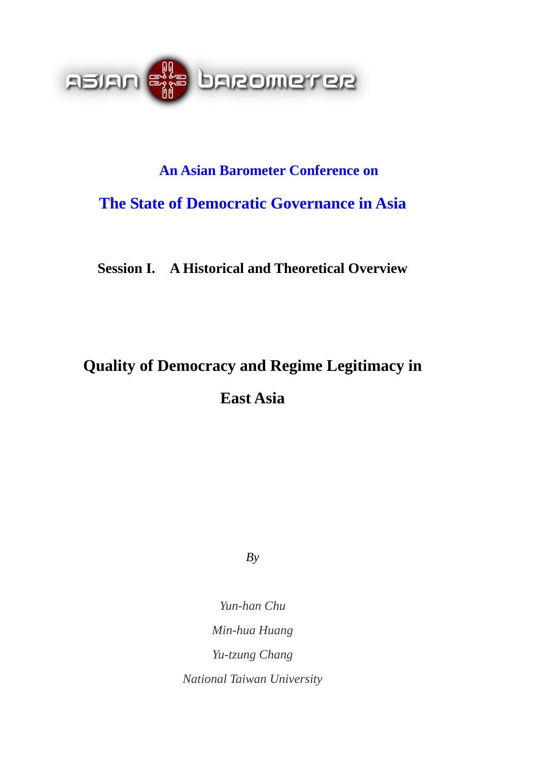ASIAN BAROMETER

**An Asian Barometer Conference on**

**The State of Democratic Governance in Asia**

**Session I. A Historical and Theoretical Overview**

# Quality of Democracy and Regime Legitimacy in East Asia

*By*

*Yun-han Chu*

*Min-hua Huang*

*Yu-tzung Chang*

*National Taiwan University*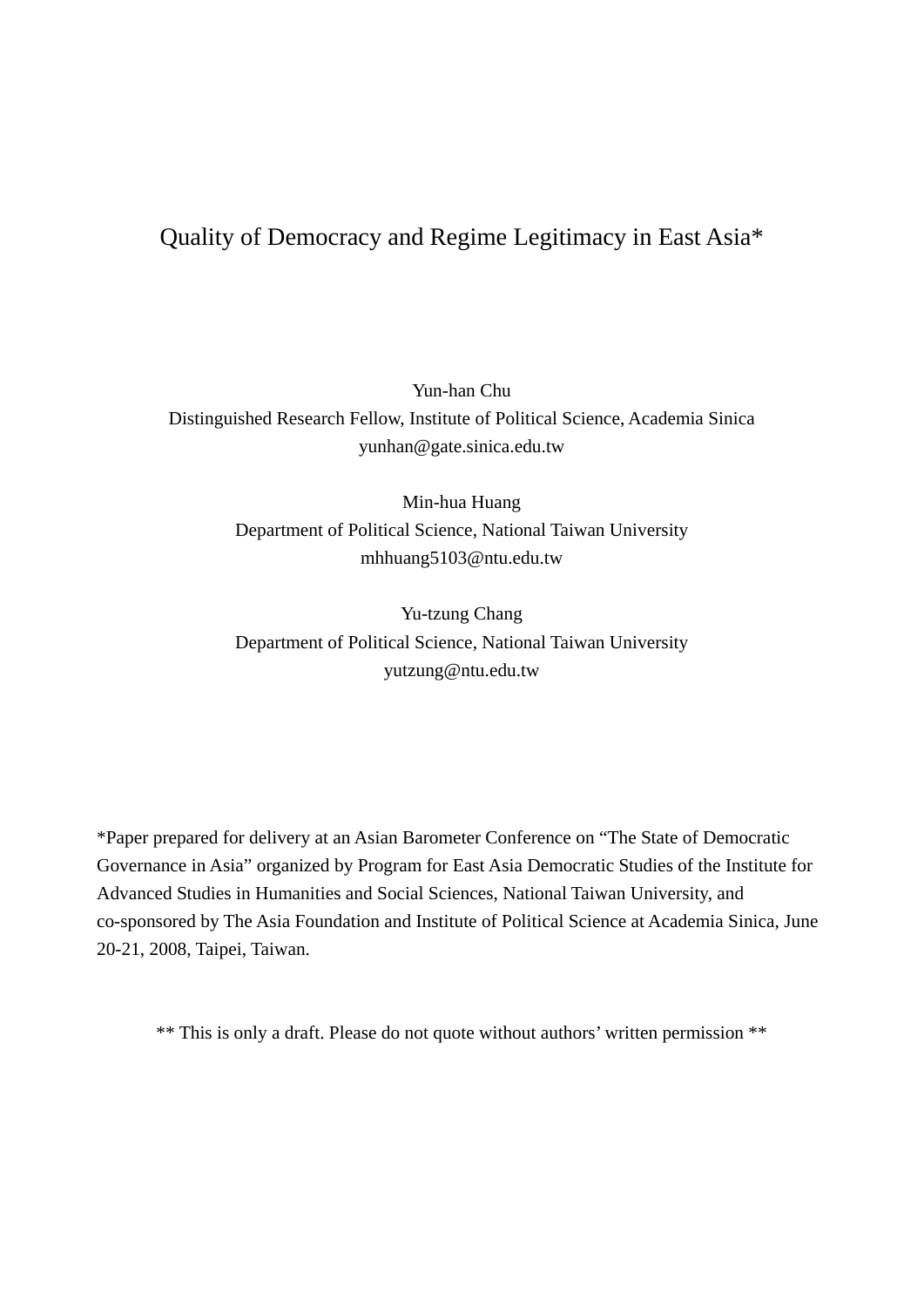# Quality of Democracy and Regime Legitimacy in East Asia*

Yun-han Chu
Distinguished Research Fellow, Institute of Political Science, Academia Sinica
yunhan@gate.sinica.edu.tw

Min-hua Huang
Department of Political Science, National Taiwan University
mhhuang5103@ntu.edu.tw

Yu-tzung Chang
Department of Political Science, National Taiwan University
yutzung@ntu.edu.tw

*Paper prepared for delivery at an Asian Barometer Conference on "The State of Democratic Governance in Asia" organized by Program for East Asia Democratic Studies of the Institute for Advanced Studies in Humanities and Social Sciences, National Taiwan University, and co-sponsored by The Asia Foundation and Institute of Political Science at Academia Sinica, June 20-21, 2008, Taipei, Taiwan.

** This is only a draft. Please do not quote without authors' written permission **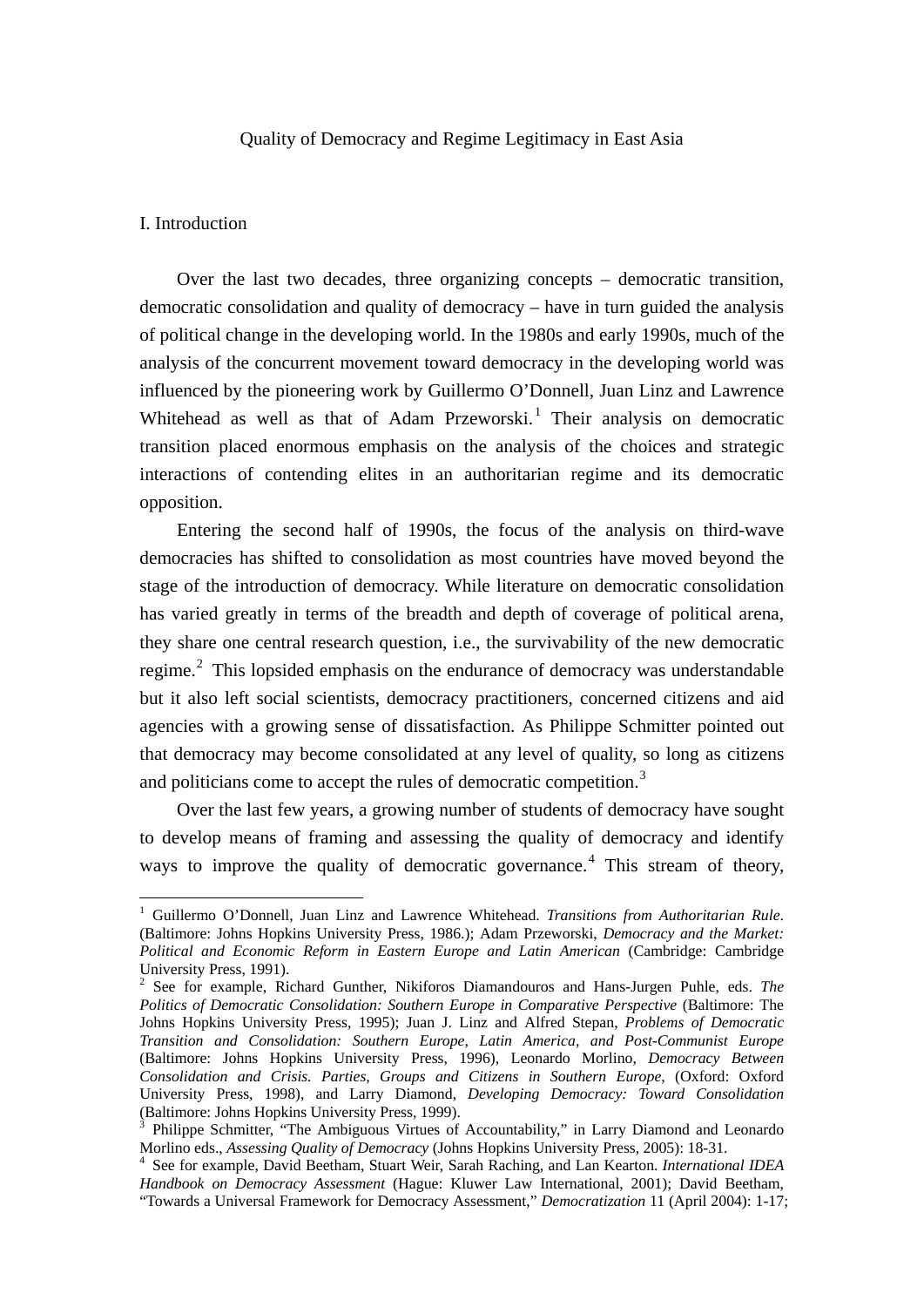Quality of Democracy and Regime Legitimacy in East Asia

## I. Introduction

Over the last two decades, three organizing concepts – democratic transition, democratic consolidation and quality of democracy – have in turn guided the analysis of political change in the developing world. In the 1980s and early 1990s, much of the analysis of the concurrent movement toward democracy in the developing world was influenced by the pioneering work by Guillermo O'Donnell, Juan Linz and Lawrence Whitehead as well as that of Adam Przeworski.[1] Their analysis on democratic transition placed enormous emphasis on the analysis of the choices and strategic interactions of contending elites in an authoritarian regime and its democratic opposition.

Entering the second half of 1990s, the focus of the analysis on third-wave democracies has shifted to consolidation as most countries have moved beyond the stage of the introduction of democracy. While literature on democratic consolidation has varied greatly in terms of the breadth and depth of coverage of political arena, they share one central research question, i.e., the survivability of the new democratic regime.[2] This lopsided emphasis on the endurance of democracy was understandable but it also left social scientists, democracy practitioners, concerned citizens and aid agencies with a growing sense of dissatisfaction. As Philippe Schmitter pointed out that democracy may become consolidated at any level of quality, so long as citizens and politicians come to accept the rules of democratic competition.[3]

Over the last few years, a growing number of students of democracy have sought to develop means of framing and assessing the quality of democracy and identify ways to improve the quality of democratic governance.[4] This stream of theory,

---

[1] Guillermo O'Donnell, Juan Linz and Lawrence Whitehead. *Transitions from Authoritarian Rule*. (Baltimore: Johns Hopkins University Press, 1986.); Adam Przeworski, *Democracy and the Market: Political and Economic Reform in Eastern Europe and Latin American* (Cambridge: Cambridge University Press, 1991).

[2] See for example, Richard Gunther, Nikiforos Diamandouros and Hans-Jurgen Puhle, eds. *The Politics of Democratic Consolidation: Southern Europe in Comparative Perspective* (Baltimore: The Johns Hopkins University Press, 1995); Juan J. Linz and Alfred Stepan, *Problems of Democratic Transition and Consolidation: Southern Europe, Latin America, and Post-Communist Europe* (Baltimore: Johns Hopkins University Press, 1996), Leonardo Morlino, *Democracy Between Consolidation and Crisis. Parties, Groups and Citizens in Southern Europe*, (Oxford: Oxford University Press, 1998), and Larry Diamond, *Developing Democracy: Toward Consolidation* (Baltimore: Johns Hopkins University Press, 1999).

[3] Philippe Schmitter, "The Ambiguous Virtues of Accountability," in Larry Diamond and Leonardo Morlino eds., *Assessing Quality of Democracy* (Johns Hopkins University Press, 2005): 18-31.

[4] See for example, David Beetham, Stuart Weir, Sarah Raching, and Lan Kearton. *International IDEA Handbook on Democracy Assessment* (Hague: Kluwer Law International, 2001); David Beetham, "Towards a Universal Framework for Democracy Assessment," *Democratization* 11 (April 2004): 1-17;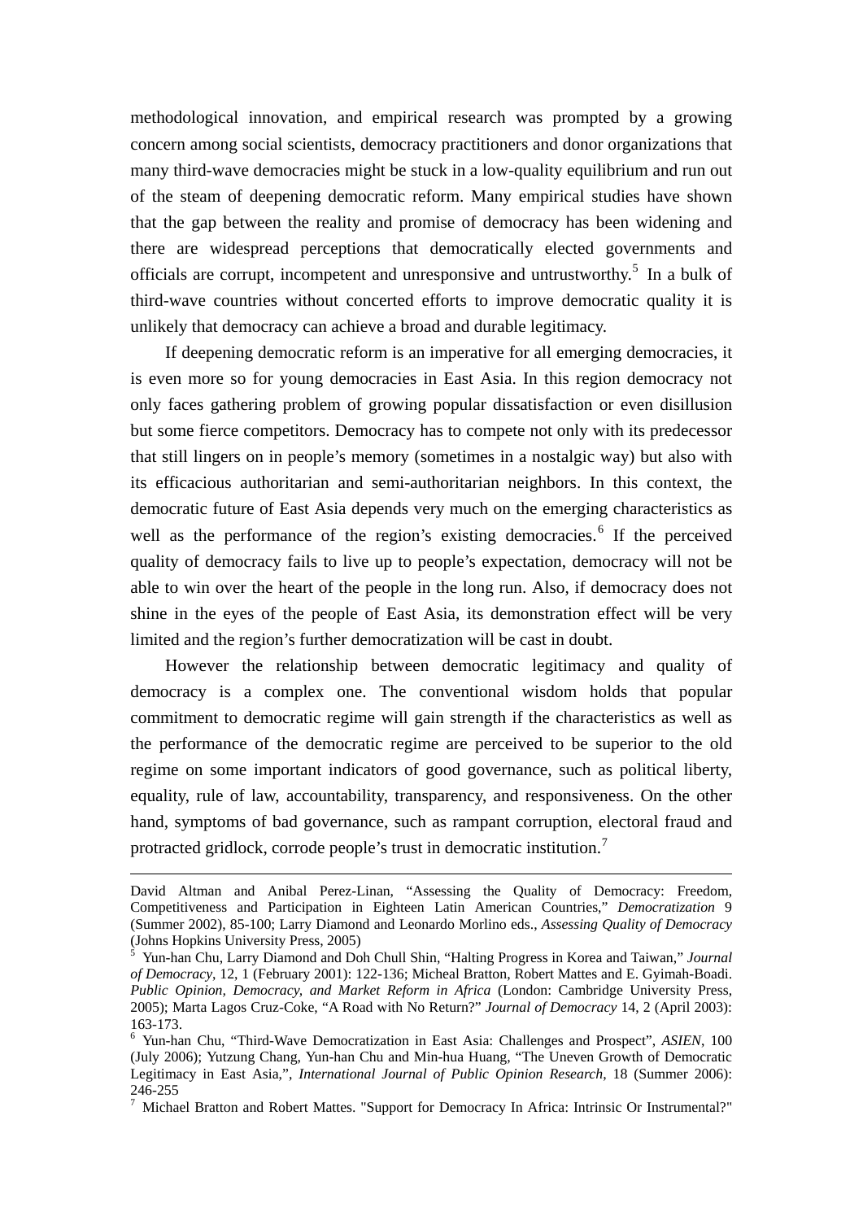methodological innovation, and empirical research was prompted by a growing concern among social scientists, democracy practitioners and donor organizations that many third-wave democracies might be stuck in a low-quality equilibrium and run out of the steam of deepening democratic reform. Many empirical studies have shown that the gap between the reality and promise of democracy has been widening and there are widespread perceptions that democratically elected governments and officials are corrupt, incompetent and unresponsive and untrustworthy.[5] In a bulk of third-wave countries without concerted efforts to improve democratic quality it is unlikely that democracy can achieve a broad and durable legitimacy.

If deepening democratic reform is an imperative for all emerging democracies, it is even more so for young democracies in East Asia. In this region democracy not only faces gathering problem of growing popular dissatisfaction or even disillusion but some fierce competitors. Democracy has to compete not only with its predecessor that still lingers on in people's memory (sometimes in a nostalgic way) but also with its efficacious authoritarian and semi-authoritarian neighbors. In this context, the democratic future of East Asia depends very much on the emerging characteristics as well as the performance of the region's existing democracies.[6] If the perceived quality of democracy fails to live up to people's expectation, democracy will not be able to win over the heart of the people in the long run. Also, if democracy does not shine in the eyes of the people of East Asia, its demonstration effect will be very limited and the region's further democratization will be cast in doubt.

However the relationship between democratic legitimacy and quality of democracy is a complex one. The conventional wisdom holds that popular commitment to democratic regime will gain strength if the characteristics as well as the performance of the democratic regime are perceived to be superior to the old regime on some important indicators of good governance, such as political liberty, equality, rule of law, accountability, transparency, and responsiveness. On the other hand, symptoms of bad governance, such as rampant corruption, electoral fraud and protracted gridlock, corrode people's trust in democratic institution.[7]

---

David Altman and Anibal Perez-Linan, "Assessing the Quality of Democracy: Freedom, Competitiveness and Participation in Eighteen Latin American Countries," *Democratization* 9 (Summer 2002), 85-100; Larry Diamond and Leonardo Morlino eds., *Assessing Quality of Democracy* (Johns Hopkins University Press, 2005)

[5] Yun-han Chu, Larry Diamond and Doh Chull Shin, "Halting Progress in Korea and Taiwan," *Journal of Democracy*, 12, 1 (February 2001): 122-136; Micheal Bratton, Robert Mattes and E. Gyimah-Boadi. *Public Opinion, Democracy, and Market Reform in Africa* (London: Cambridge University Press, 2005); Marta Lagos Cruz-Coke, "A Road with No Return?" *Journal of Democracy* 14, 2 (April 2003): 163-173.

[6] Yun-han Chu, "Third-Wave Democratization in East Asia: Challenges and Prospect", *ASIEN*, 100 (July 2006); Yutzung Chang, Yun-han Chu and Min-hua Huang, "The Uneven Growth of Democratic Legitimacy in East Asia,", *International Journal of Public Opinion Research*, 18 (Summer 2006): 246-255

[7] Michael Bratton and Robert Mattes. "Support for Democracy In Africa: Intrinsic Or Instrumental?"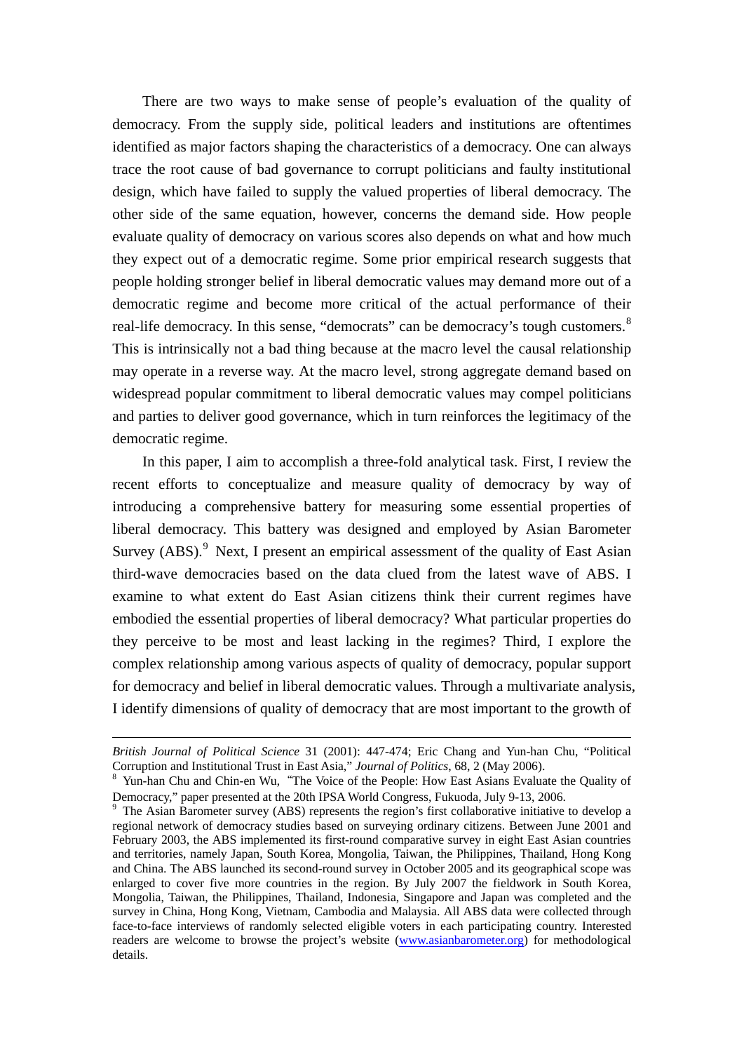There are two ways to make sense of people's evaluation of the quality of democracy. From the supply side, political leaders and institutions are oftentimes identified as major factors shaping the characteristics of a democracy. One can always trace the root cause of bad governance to corrupt politicians and faulty institutional design, which have failed to supply the valued properties of liberal democracy. The other side of the same equation, however, concerns the demand side. How people evaluate quality of democracy on various scores also depends on what and how much they expect out of a democratic regime. Some prior empirical research suggests that people holding stronger belief in liberal democratic values may demand more out of a democratic regime and become more critical of the actual performance of their real-life democracy. In this sense, "democrats" can be democracy's tough customers.[8] This is intrinsically not a bad thing because at the macro level the causal relationship may operate in a reverse way. At the macro level, strong aggregate demand based on widespread popular commitment to liberal democratic values may compel politicians and parties to deliver good governance, which in turn reinforces the legitimacy of the democratic regime.

In this paper, I aim to accomplish a three-fold analytical task. First, I review the recent efforts to conceptualize and measure quality of democracy by way of introducing a comprehensive battery for measuring some essential properties of liberal democracy. This battery was designed and employed by Asian Barometer Survey (ABS).[9] Next, I present an empirical assessment of the quality of East Asian third-wave democracies based on the data clued from the latest wave of ABS. I examine to what extent do East Asian citizens think their current regimes have embodied the essential properties of liberal democracy? What particular properties do they perceive to be most and least lacking in the regimes? Third, I explore the complex relationship among various aspects of quality of democracy, popular support for democracy and belief in liberal democratic values. Through a multivariate analysis, I identify dimensions of quality of democracy that are most important to the growth of

---

*British Journal of Political Science* 31 (2001): 447-474; Eric Chang and Yun-han Chu, "Political Corruption and Institutional Trust in East Asia," *Journal of Politics*, 68, 2 (May 2006).

[8] Yun-han Chu and Chin-en Wu, "The Voice of the People: How East Asians Evaluate the Quality of Democracy," paper presented at the 20th IPSA World Congress, Fukuoda, July 9-13, 2006.

[9] The Asian Barometer survey (ABS) represents the region's first collaborative initiative to develop a regional network of democracy studies based on surveying ordinary citizens. Between June 2001 and February 2003, the ABS implemented its first-round comparative survey in eight East Asian countries and territories, namely Japan, South Korea, Mongolia, Taiwan, the Philippines, Thailand, Hong Kong and China. The ABS launched its second-round survey in October 2005 and its geographical scope was enlarged to cover five more countries in the region. By July 2007 the fieldwork in South Korea, Mongolia, Taiwan, the Philippines, Thailand, Indonesia, Singapore and Japan was completed and the survey in China, Hong Kong, Vietnam, Cambodia and Malaysia. All ABS data were collected through face-to-face interviews of randomly selected eligible voters in each participating country. Interested readers are welcome to browse the project's website (www.asianbarometer.org) for methodological details.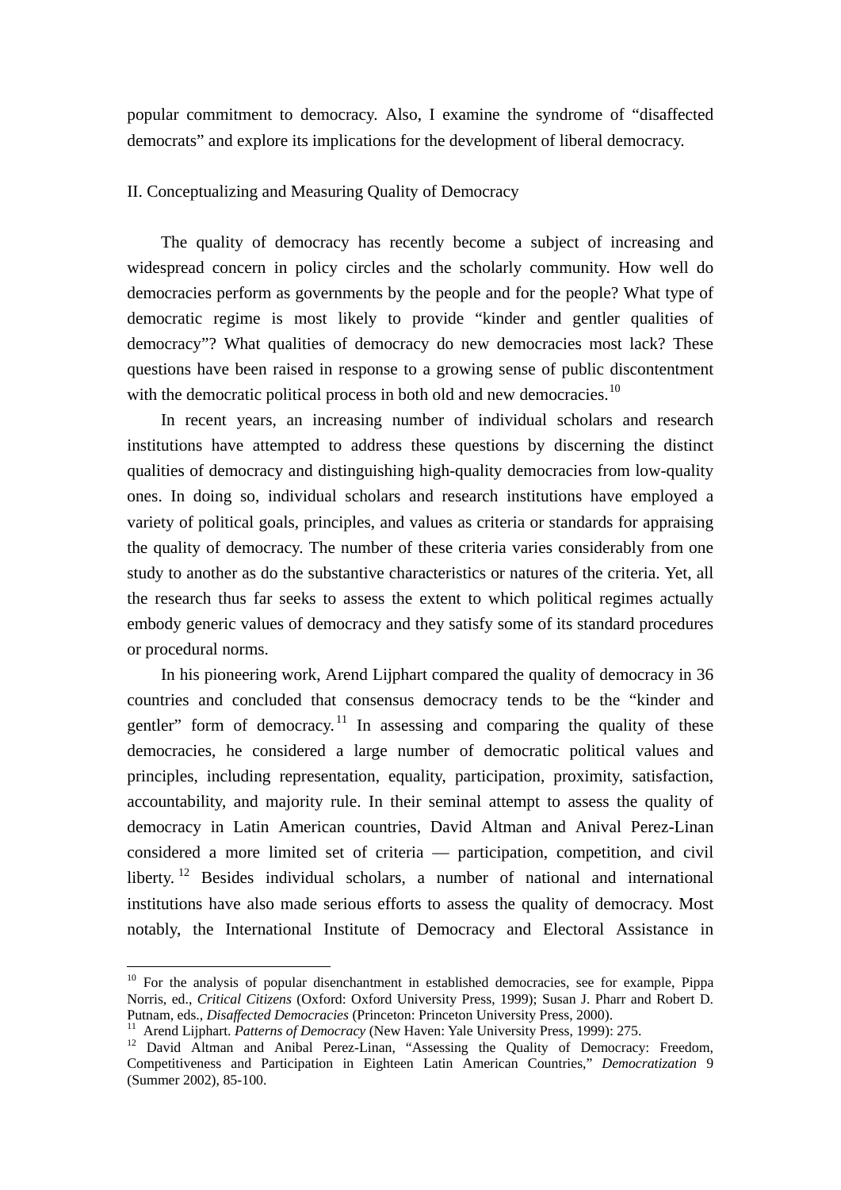popular commitment to democracy. Also, I examine the syndrome of "disaffected democrats" and explore its implications for the development of liberal democracy.

## II. Conceptualizing and Measuring Quality of Democracy

The quality of democracy has recently become a subject of increasing and widespread concern in policy circles and the scholarly community. How well do democracies perform as governments by the people and for the people? What type of democratic regime is most likely to provide "kinder and gentler qualities of democracy"? What qualities of democracy do new democracies most lack? These questions have been raised in response to a growing sense of public discontentment with the democratic political process in both old and new democracies.[10]

In recent years, an increasing number of individual scholars and research institutions have attempted to address these questions by discerning the distinct qualities of democracy and distinguishing high-quality democracies from low-quality ones. In doing so, individual scholars and research institutions have employed a variety of political goals, principles, and values as criteria or standards for appraising the quality of democracy. The number of these criteria varies considerably from one study to another as do the substantive characteristics or natures of the criteria. Yet, all the research thus far seeks to assess the extent to which political regimes actually embody generic values of democracy and they satisfy some of its standard procedures or procedural norms.

In his pioneering work, Arend Lijphart compared the quality of democracy in 36 countries and concluded that consensus democracy tends to be the "kinder and gentler" form of democracy.[11] In assessing and comparing the quality of these democracies, he considered a large number of democratic political values and principles, including representation, equality, participation, proximity, satisfaction, accountability, and majority rule. In their seminal attempt to assess the quality of democracy in Latin American countries, David Altman and Anival Perez-Linan considered a more limited set of criteria — participation, competition, and civil liberty.[12] Besides individual scholars, a number of national and international institutions have also made serious efforts to assess the quality of democracy. Most notably, the International Institute of Democracy and Electoral Assistance in

---

[10] For the analysis of popular disenchantment in established democracies, see for example, Pippa Norris, ed., *Critical Citizens* (Oxford: Oxford University Press, 1999); Susan J. Pharr and Robert D. Putnam, eds., *Disaffected Democracies* (Princeton: Princeton University Press, 2000).

[11] Arend Lijphart. *Patterns of Democracy* (New Haven: Yale University Press, 1999): 275.

[12] David Altman and Anibal Perez-Linan, "Assessing the Quality of Democracy: Freedom, Competitiveness and Participation in Eighteen Latin American Countries," *Democratization* 9 (Summer 2002), 85-100.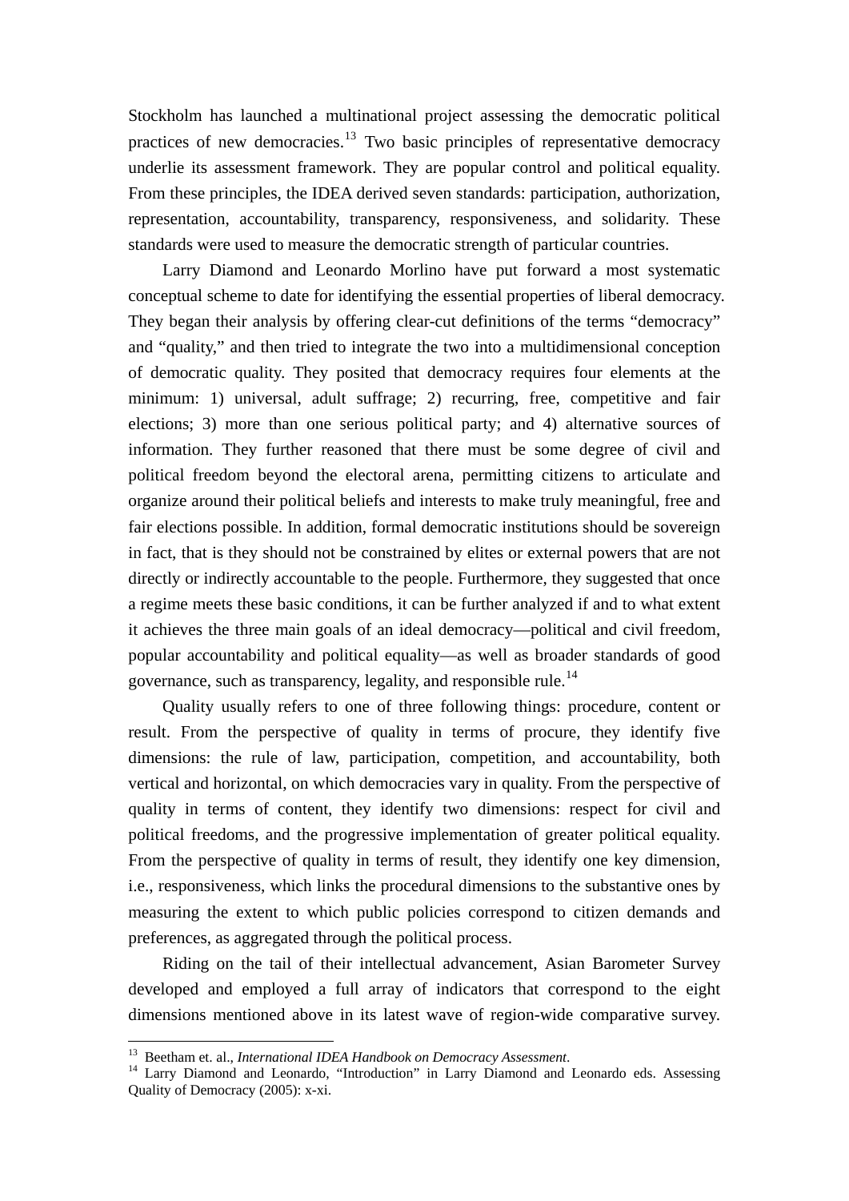Stockholm has launched a multinational project assessing the democratic political practices of new democracies.[13] Two basic principles of representative democracy underlie its assessment framework. They are popular control and political equality. From these principles, the IDEA derived seven standards: participation, authorization, representation, accountability, transparency, responsiveness, and solidarity. These standards were used to measure the democratic strength of particular countries.

Larry Diamond and Leonardo Morlino have put forward a most systematic conceptual scheme to date for identifying the essential properties of liberal democracy. They began their analysis by offering clear-cut definitions of the terms "democracy" and "quality," and then tried to integrate the two into a multidimensional conception of democratic quality. They posited that democracy requires four elements at the minimum: 1) universal, adult suffrage; 2) recurring, free, competitive and fair elections; 3) more than one serious political party; and 4) alternative sources of information. They further reasoned that there must be some degree of civil and political freedom beyond the electoral arena, permitting citizens to articulate and organize around their political beliefs and interests to make truly meaningful, free and fair elections possible. In addition, formal democratic institutions should be sovereign in fact, that is they should not be constrained by elites or external powers that are not directly or indirectly accountable to the people. Furthermore, they suggested that once a regime meets these basic conditions, it can be further analyzed if and to what extent it achieves the three main goals of an ideal democracy—political and civil freedom, popular accountability and political equality—as well as broader standards of good governance, such as transparency, legality, and responsible rule.[14]

Quality usually refers to one of three following things: procedure, content or result. From the perspective of quality in terms of procure, they identify five dimensions: the rule of law, participation, competition, and accountability, both vertical and horizontal, on which democracies vary in quality. From the perspective of quality in terms of content, they identify two dimensions: respect for civil and political freedoms, and the progressive implementation of greater political equality. From the perspective of quality in terms of result, they identify one key dimension, i.e., responsiveness, which links the procedural dimensions to the substantive ones by measuring the extent to which public policies correspond to citizen demands and preferences, as aggregated through the political process.

Riding on the tail of their intellectual advancement, Asian Barometer Survey developed and employed a full array of indicators that correspond to the eight dimensions mentioned above in its latest wave of region-wide comparative survey.

---

[13] Beetham et. al., *International IDEA Handbook on Democracy Assessment*.

[14] Larry Diamond and Leonardo, "Introduction" in Larry Diamond and Leonardo eds. Assessing Quality of Democracy (2005): x-xi.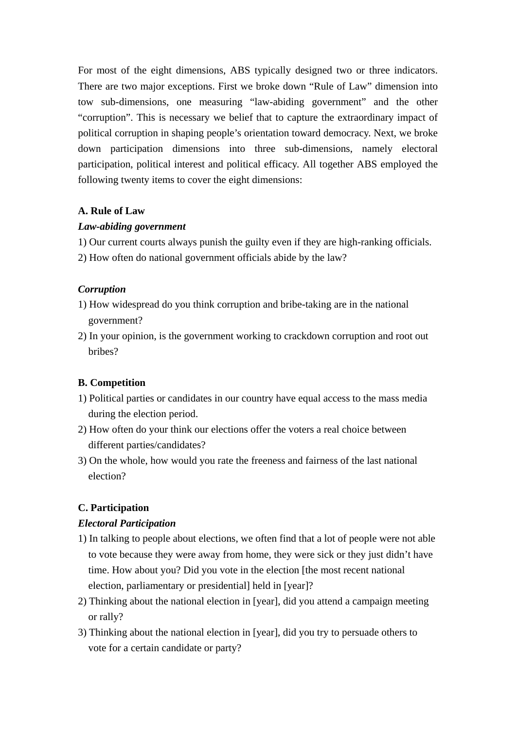For most of the eight dimensions, ABS typically designed two or three indicators. There are two major exceptions. First we broke down "Rule of Law" dimension into tow sub-dimensions, one measuring "law-abiding government" and the other "corruption". This is necessary we belief that to capture the extraordinary impact of political corruption in shaping people's orientation toward democracy. Next, we broke down participation dimensions into three sub-dimensions, namely electoral participation, political interest and political efficacy. All together ABS employed the following twenty items to cover the eight dimensions:

**A. Rule of Law**

***Law-abiding government***

1) Our current courts always punish the guilty even if they are high-ranking officials.
2) How often do national government officials abide by the law?

***Corruption***

1) How widespread do you think corruption and bribe-taking are in the national government?
2) In your opinion, is the government working to crackdown corruption and root out bribes?

**B. Competition**

1) Political parties or candidates in our country have equal access to the mass media during the election period.
2) How often do your think our elections offer the voters a real choice between different parties/candidates?
3) On the whole, how would you rate the freeness and fairness of the last national election?

**C. Participation**

***Electoral Participation***

1) In talking to people about elections, we often find that a lot of people were not able to vote because they were away from home, they were sick or they just didn't have time. How about you? Did you vote in the election [the most recent national election, parliamentary or presidential] held in [year]?
2) Thinking about the national election in [year], did you attend a campaign meeting or rally?
3) Thinking about the national election in [year], did you try to persuade others to vote for a certain candidate or party?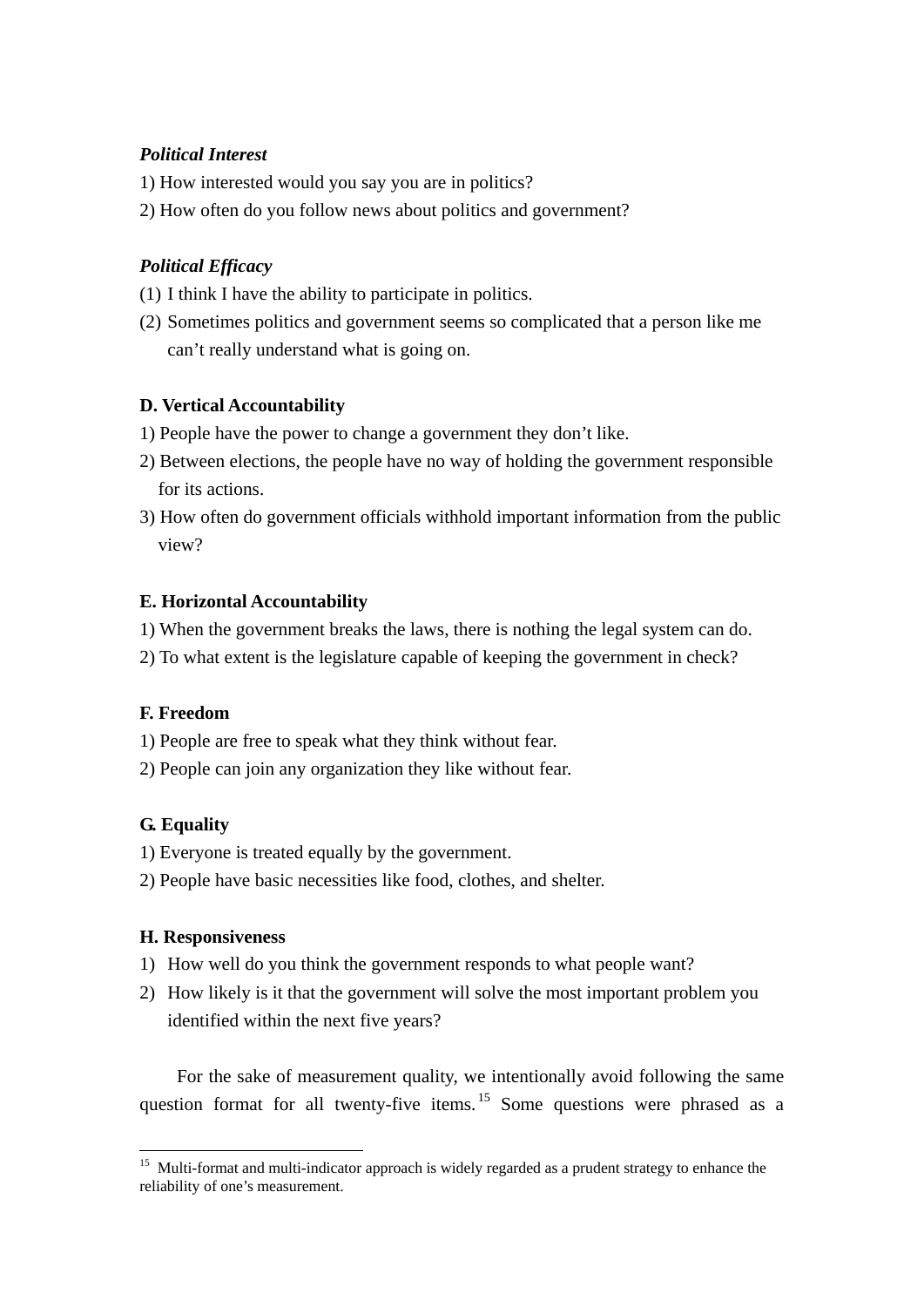***Political Interest***

1) How interested would you say you are in politics?
2) How often do you follow news about politics and government?

***Political Efficacy***

(1) I think I have the ability to participate in politics.
(2) Sometimes politics and government seems so complicated that a person like me can't really understand what is going on.

**D. Vertical Accountability**

1) People have the power to change a government they don't like.
2) Between elections, the people have no way of holding the government responsible for its actions.
3) How often do government officials withhold important information from the public view?

**E. Horizontal Accountability**

1) When the government breaks the laws, there is nothing the legal system can do.
2) To what extent is the legislature capable of keeping the government in check?

**F. Freedom**

1) People are free to speak what they think without fear.
2) People can join any organization they like without fear.

**G. Equality**

1) Everyone is treated equally by the government.
2) People have basic necessities like food, clothes, and shelter.

**H. Responsiveness**

1) How well do you think the government responds to what people want?
2) How likely is it that the government will solve the most important problem you identified within the next five years?

For the sake of measurement quality, we intentionally avoid following the same question format for all twenty-five items.[15] Some questions were phrased as a

[15] Multi-format and multi-indicator approach is widely regarded as a prudent strategy to enhance the reliability of one's measurement.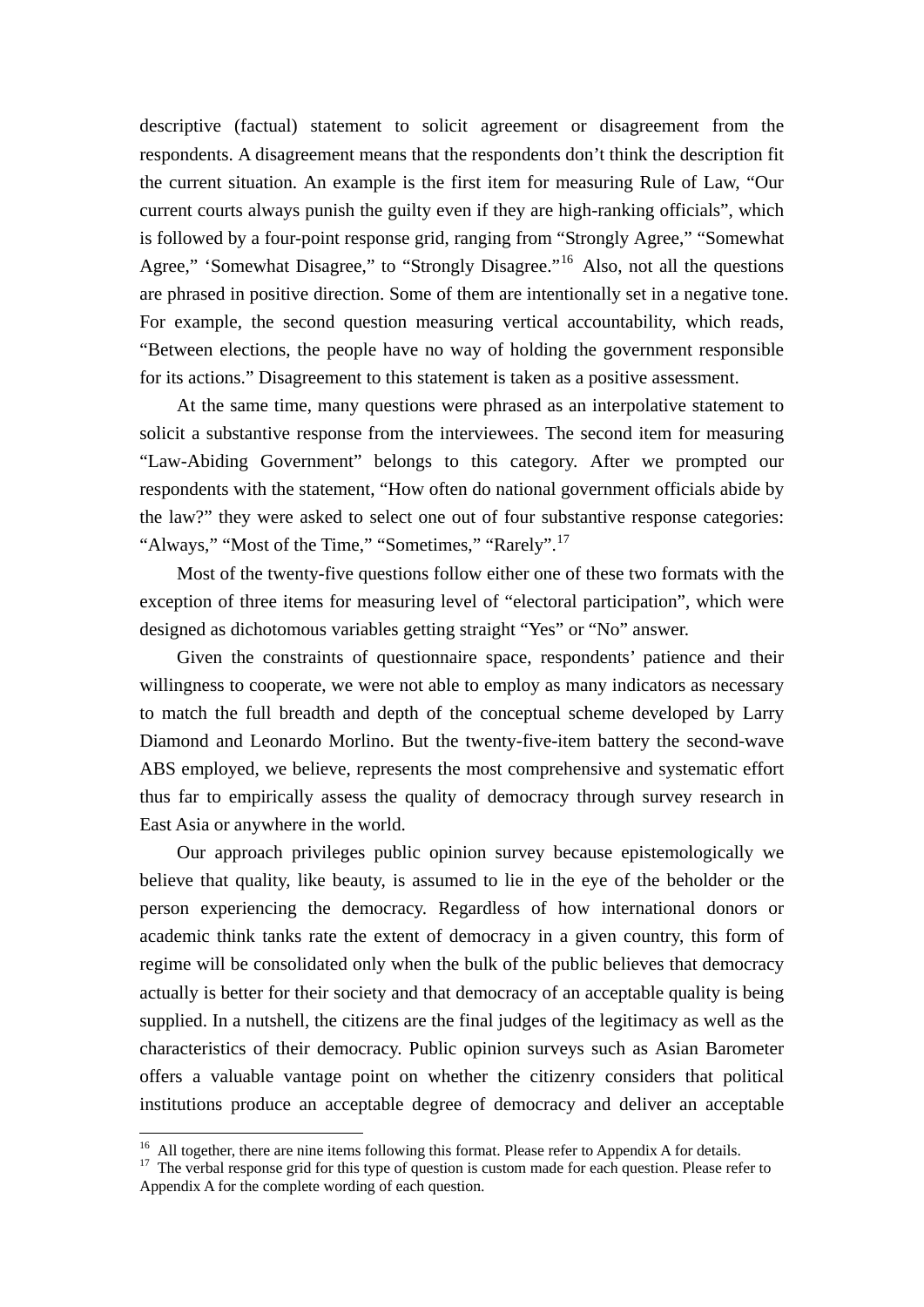descriptive (factual) statement to solicit agreement or disagreement from the respondents. A disagreement means that the respondents don't think the description fit the current situation. An example is the first item for measuring Rule of Law, "Our current courts always punish the guilty even if they are high-ranking officials", which is followed by a four-point response grid, ranging from "Strongly Agree," "Somewhat Agree," 'Somewhat Disagree," to "Strongly Disagree."[16] Also, not all the questions are phrased in positive direction. Some of them are intentionally set in a negative tone. For example, the second question measuring vertical accountability, which reads, "Between elections, the people have no way of holding the government responsible for its actions." Disagreement to this statement is taken as a positive assessment.

At the same time, many questions were phrased as an interpolative statement to solicit a substantive response from the interviewees. The second item for measuring "Law-Abiding Government" belongs to this category. After we prompted our respondents with the statement, "How often do national government officials abide by the law?" they were asked to select one out of four substantive response categories: "Always," "Most of the Time," "Sometimes," "Rarely".[17]

Most of the twenty-five questions follow either one of these two formats with the exception of three items for measuring level of "electoral participation", which were designed as dichotomous variables getting straight "Yes" or "No" answer.

Given the constraints of questionnaire space, respondents' patience and their willingness to cooperate, we were not able to employ as many indicators as necessary to match the full breadth and depth of the conceptual scheme developed by Larry Diamond and Leonardo Morlino. But the twenty-five-item battery the second-wave ABS employed, we believe, represents the most comprehensive and systematic effort thus far to empirically assess the quality of democracy through survey research in East Asia or anywhere in the world.

Our approach privileges public opinion survey because epistemologically we believe that quality, like beauty, is assumed to lie in the eye of the beholder or the person experiencing the democracy. Regardless of how international donors or academic think tanks rate the extent of democracy in a given country, this form of regime will be consolidated only when the bulk of the public believes that democracy actually is better for their society and that democracy of an acceptable quality is being supplied. In a nutshell, the citizens are the final judges of the legitimacy as well as the characteristics of their democracy. Public opinion surveys such as Asian Barometer offers a valuable vantage point on whether the citizenry considers that political institutions produce an acceptable degree of democracy and deliver an acceptable

---

[16] All together, there are nine items following this format. Please refer to Appendix A for details.

[17] The verbal response grid for this type of question is custom made for each question. Please refer to Appendix A for the complete wording of each question.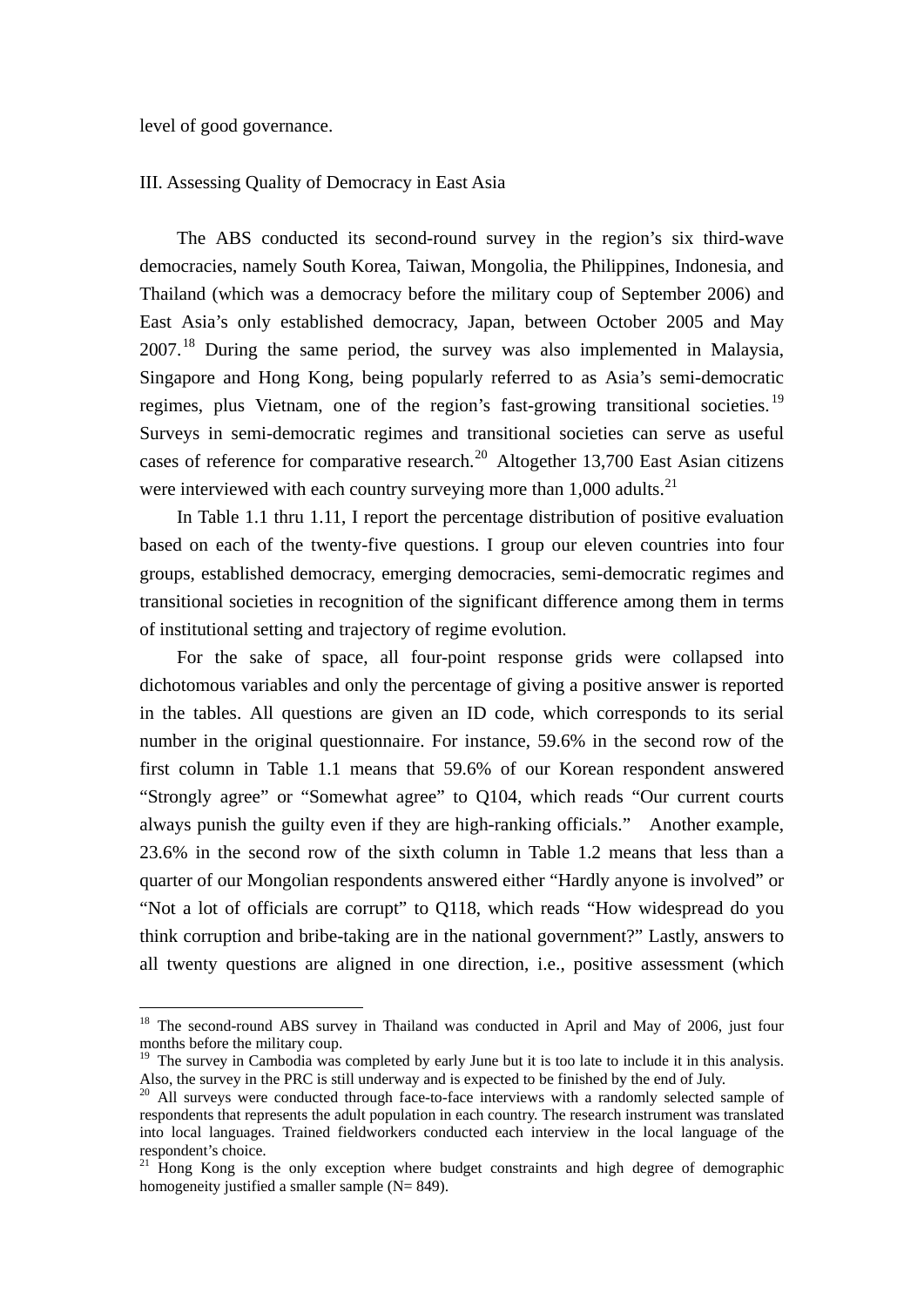level of good governance.

## III. Assessing Quality of Democracy in East Asia

The ABS conducted its second-round survey in the region's six third-wave democracies, namely South Korea, Taiwan, Mongolia, the Philippines, Indonesia, and Thailand (which was a democracy before the military coup of September 2006) and East Asia's only established democracy, Japan, between October 2005 and May 2007.[18] During the same period, the survey was also implemented in Malaysia, Singapore and Hong Kong, being popularly referred to as Asia's semi-democratic regimes, plus Vietnam, one of the region's fast-growing transitional societies.[19] Surveys in semi-democratic regimes and transitional societies can serve as useful cases of reference for comparative research.[20] Altogether 13,700 East Asian citizens were interviewed with each country surveying more than 1,000 adults.[21]

In Table 1.1 thru 1.11, I report the percentage distribution of positive evaluation based on each of the twenty-five questions. I group our eleven countries into four groups, established democracy, emerging democracies, semi-democratic regimes and transitional societies in recognition of the significant difference among them in terms of institutional setting and trajectory of regime evolution.

For the sake of space, all four-point response grids were collapsed into dichotomous variables and only the percentage of giving a positive answer is reported in the tables. All questions are given an ID code, which corresponds to its serial number in the original questionnaire. For instance, 59.6% in the second row of the first column in Table 1.1 means that 59.6% of our Korean respondent answered "Strongly agree" or "Somewhat agree" to Q104, which reads "Our current courts always punish the guilty even if they are high-ranking officials." Another example, 23.6% in the second row of the sixth column in Table 1.2 means that less than a quarter of our Mongolian respondents answered either "Hardly anyone is involved" or "Not a lot of officials are corrupt" to Q118, which reads "How widespread do you think corruption and bribe-taking are in the national government?" Lastly, answers to all twenty questions are aligned in one direction, i.e., positive assessment (which

---

[18] The second-round ABS survey in Thailand was conducted in April and May of 2006, just four months before the military coup.

[19] The survey in Cambodia was completed by early June but it is too late to include it in this analysis. Also, the survey in the PRC is still underway and is expected to be finished by the end of July.

[20] All surveys were conducted through face-to-face interviews with a randomly selected sample of respondents that represents the adult population in each country. The research instrument was translated into local languages. Trained fieldworkers conducted each interview in the local language of the respondent's choice.

[21] Hong Kong is the only exception where budget constraints and high degree of demographic homogeneity justified a smaller sample (N= 849).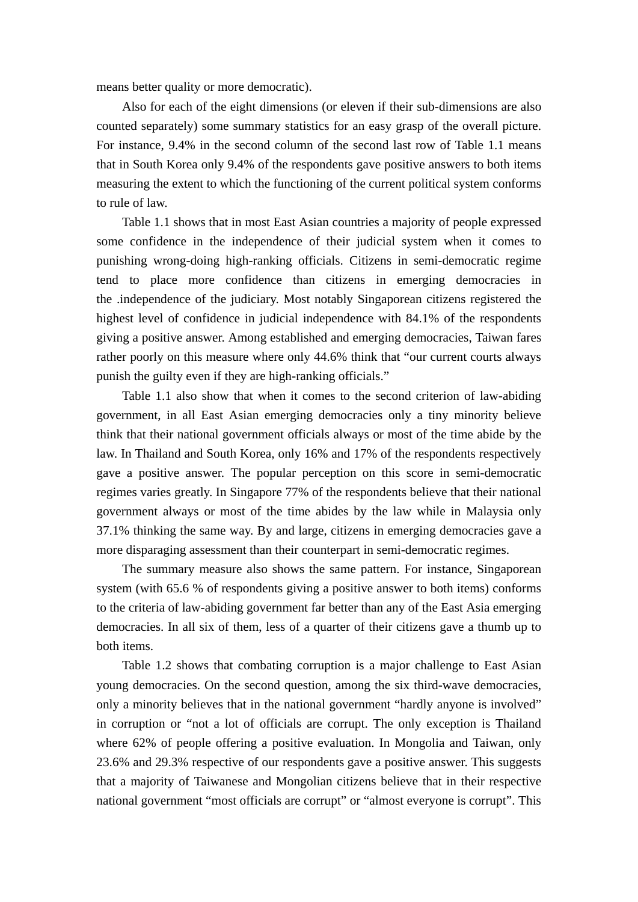means better quality or more democratic).

Also for each of the eight dimensions (or eleven if their sub-dimensions are also counted separately) some summary statistics for an easy grasp of the overall picture. For instance, 9.4% in the second column of the second last row of Table 1.1 means that in South Korea only 9.4% of the respondents gave positive answers to both items measuring the extent to which the functioning of the current political system conforms to rule of law.

Table 1.1 shows that in most East Asian countries a majority of people expressed some confidence in the independence of their judicial system when it comes to punishing wrong-doing high-ranking officials. Citizens in semi-democratic regime tend to place more confidence than citizens in emerging democracies in the .independence of the judiciary. Most notably Singaporean citizens registered the highest level of confidence in judicial independence with 84.1% of the respondents giving a positive answer. Among established and emerging democracies, Taiwan fares rather poorly on this measure where only 44.6% think that "our current courts always punish the guilty even if they are high-ranking officials."

Table 1.1 also show that when it comes to the second criterion of law-abiding government, in all East Asian emerging democracies only a tiny minority believe think that their national government officials always or most of the time abide by the law. In Thailand and South Korea, only 16% and 17% of the respondents respectively gave a positive answer. The popular perception on this score in semi-democratic regimes varies greatly. In Singapore 77% of the respondents believe that their national government always or most of the time abides by the law while in Malaysia only 37.1% thinking the same way. By and large, citizens in emerging democracies gave a more disparaging assessment than their counterpart in semi-democratic regimes.

The summary measure also shows the same pattern. For instance, Singaporean system (with 65.6 % of respondents giving a positive answer to both items) conforms to the criteria of law-abiding government far better than any of the East Asia emerging democracies. In all six of them, less of a quarter of their citizens gave a thumb up to both items.

Table 1.2 shows that combating corruption is a major challenge to East Asian young democracies. On the second question, among the six third-wave democracies, only a minority believes that in the national government "hardly anyone is involved" in corruption or "not a lot of officials are corrupt. The only exception is Thailand where 62% of people offering a positive evaluation. In Mongolia and Taiwan, only 23.6% and 29.3% respective of our respondents gave a positive answer. This suggests that a majority of Taiwanese and Mongolian citizens believe that in their respective national government "most officials are corrupt" or "almost everyone is corrupt". This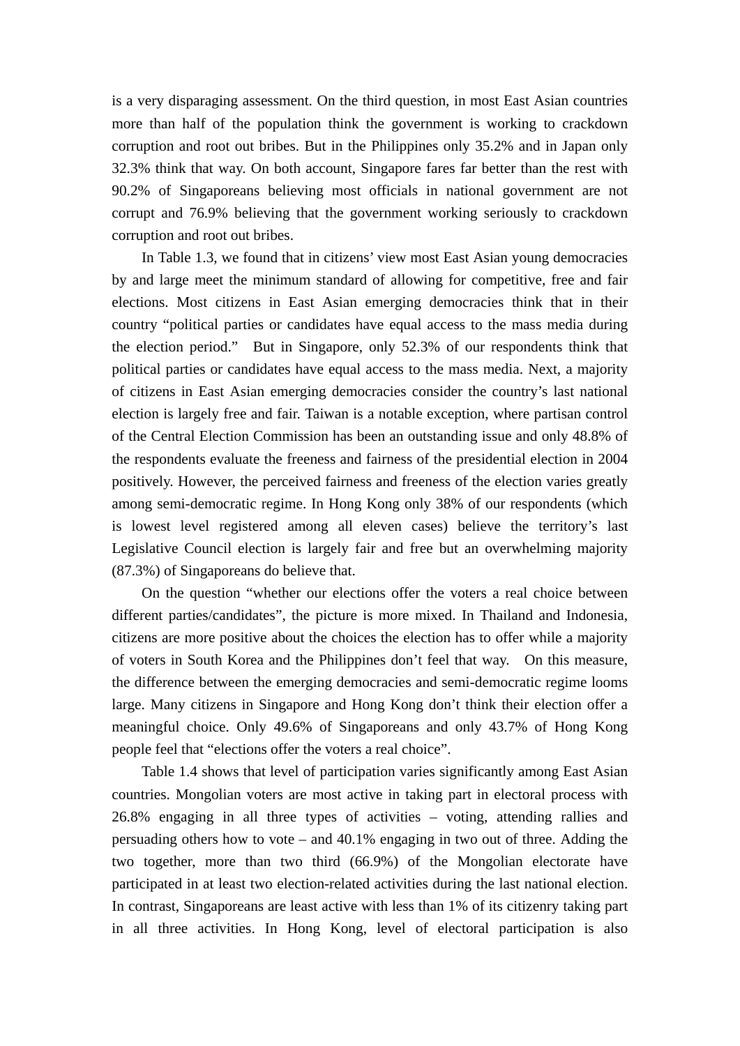is a very disparaging assessment. On the third question, in most East Asian countries more than half of the population think the government is working to crackdown corruption and root out bribes. But in the Philippines only 35.2% and in Japan only 32.3% think that way. On both account, Singapore fares far better than the rest with 90.2% of Singaporeans believing most officials in national government are not corrupt and 76.9% believing that the government working seriously to crackdown corruption and root out bribes.

In Table 1.3, we found that in citizens' view most East Asian young democracies by and large meet the minimum standard of allowing for competitive, free and fair elections. Most citizens in East Asian emerging democracies think that in their country "political parties or candidates have equal access to the mass media during the election period." But in Singapore, only 52.3% of our respondents think that political parties or candidates have equal access to the mass media. Next, a majority of citizens in East Asian emerging democracies consider the country's last national election is largely free and fair. Taiwan is a notable exception, where partisan control of the Central Election Commission has been an outstanding issue and only 48.8% of the respondents evaluate the freeness and fairness of the presidential election in 2004 positively. However, the perceived fairness and freeness of the election varies greatly among semi-democratic regime. In Hong Kong only 38% of our respondents (which is lowest level registered among all eleven cases) believe the territory's last Legislative Council election is largely fair and free but an overwhelming majority (87.3%) of Singaporeans do believe that.

On the question "whether our elections offer the voters a real choice between different parties/candidates", the picture is more mixed. In Thailand and Indonesia, citizens are more positive about the choices the election has to offer while a majority of voters in South Korea and the Philippines don't feel that way. On this measure, the difference between the emerging democracies and semi-democratic regime looms large. Many citizens in Singapore and Hong Kong don't think their election offer a meaningful choice. Only 49.6% of Singaporeans and only 43.7% of Hong Kong people feel that "elections offer the voters a real choice".

Table 1.4 shows that level of participation varies significantly among East Asian countries. Mongolian voters are most active in taking part in electoral process with 26.8% engaging in all three types of activities – voting, attending rallies and persuading others how to vote – and 40.1% engaging in two out of three. Adding the two together, more than two third (66.9%) of the Mongolian electorate have participated in at least two election-related activities during the last national election. In contrast, Singaporeans are least active with less than 1% of its citizenry taking part in all three activities. In Hong Kong, level of electoral participation is also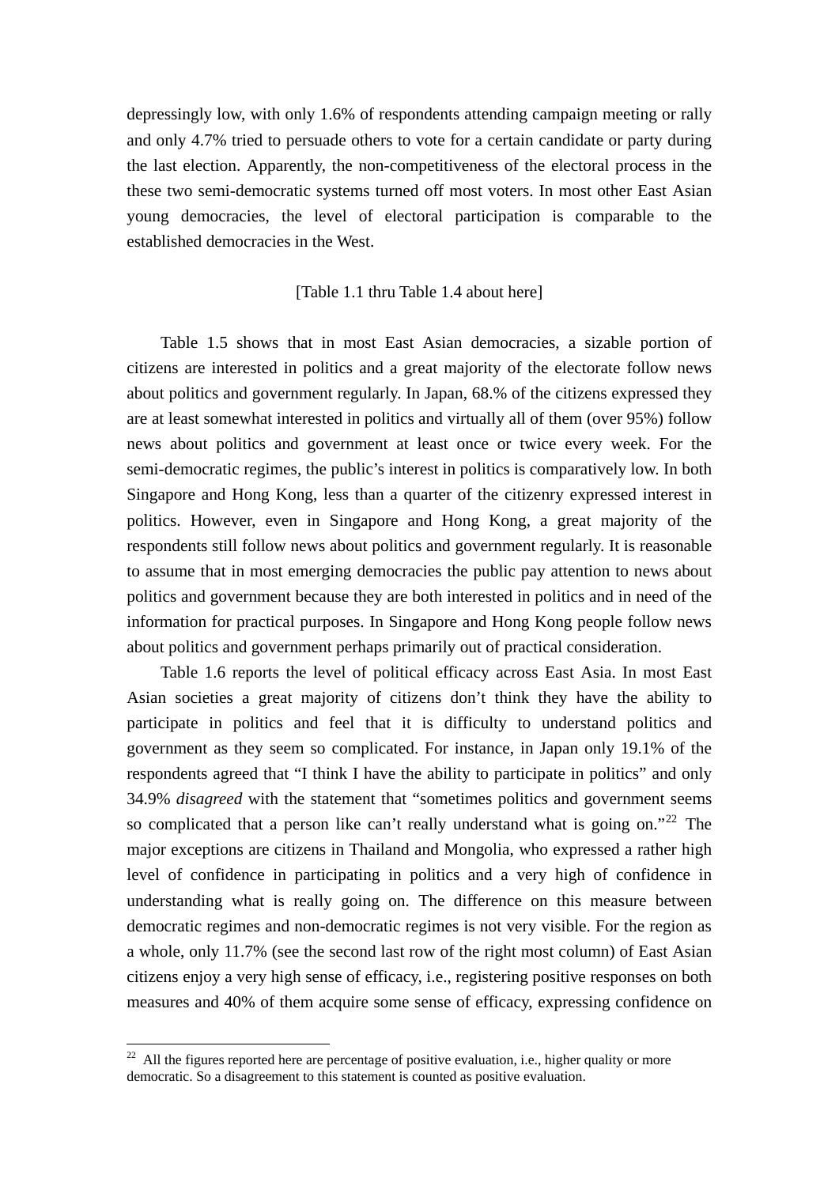depressingly low, with only 1.6% of respondents attending campaign meeting or rally and only 4.7% tried to persuade others to vote for a certain candidate or party during the last election. Apparently, the non-competitiveness of the electoral process in the these two semi-democratic systems turned off most voters. In most other East Asian young democracies, the level of electoral participation is comparable to the established democracies in the West.

[Table 1.1 thru Table 1.4 about here]

Table 1.5 shows that in most East Asian democracies, a sizable portion of citizens are interested in politics and a great majority of the electorate follow news about politics and government regularly. In Japan, 68.% of the citizens expressed they are at least somewhat interested in politics and virtually all of them (over 95%) follow news about politics and government at least once or twice every week. For the semi-democratic regimes, the public's interest in politics is comparatively low. In both Singapore and Hong Kong, less than a quarter of the citizenry expressed interest in politics. However, even in Singapore and Hong Kong, a great majority of the respondents still follow news about politics and government regularly. It is reasonable to assume that in most emerging democracies the public pay attention to news about politics and government because they are both interested in politics and in need of the information for practical purposes. In Singapore and Hong Kong people follow news about politics and government perhaps primarily out of practical consideration.

Table 1.6 reports the level of political efficacy across East Asia. In most East Asian societies a great majority of citizens don't think they have the ability to participate in politics and feel that it is difficulty to understand politics and government as they seem so complicated. For instance, in Japan only 19.1% of the respondents agreed that "I think I have the ability to participate in politics" and only 34.9% *disagreed* with the statement that "sometimes politics and government seems so complicated that a person like can't really understand what is going on."[22] The major exceptions are citizens in Thailand and Mongolia, who expressed a rather high level of confidence in participating in politics and a very high of confidence in understanding what is really going on. The difference on this measure between democratic regimes and non-democratic regimes is not very visible. For the region as a whole, only 11.7% (see the second last row of the right most column) of East Asian citizens enjoy a very high sense of efficacy, i.e., registering positive responses on both measures and 40% of them acquire some sense of efficacy, expressing confidence on

---

[22] All the figures reported here are percentage of positive evaluation, i.e., higher quality or more democratic. So a disagreement to this statement is counted as positive evaluation.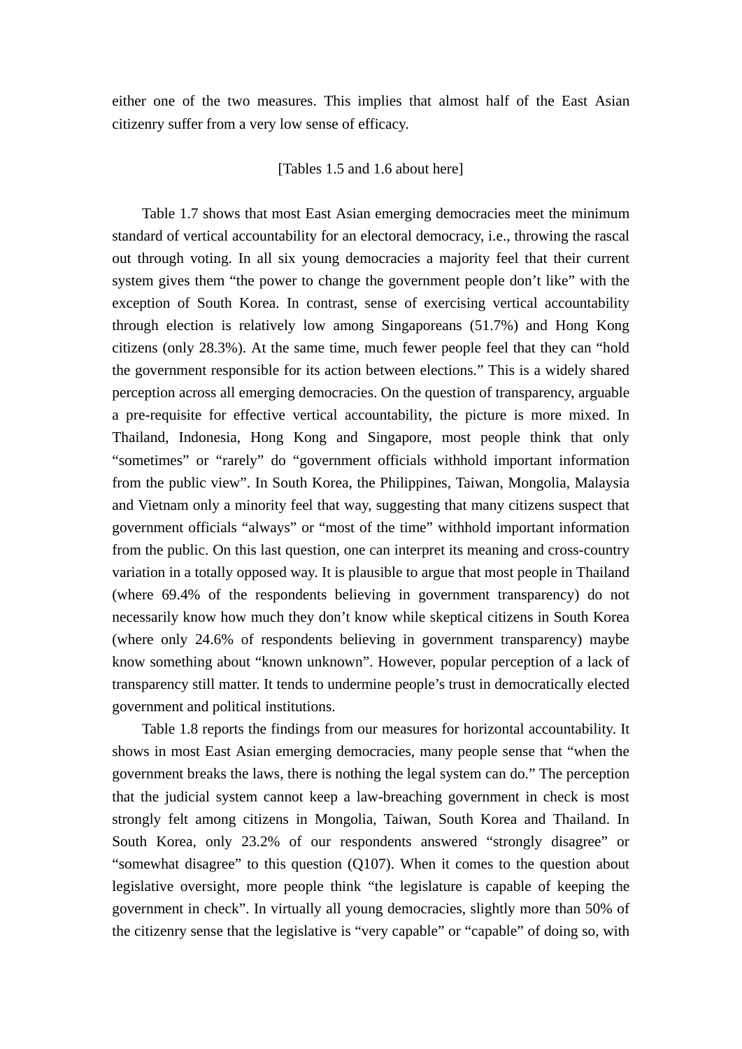either one of the two measures. This implies that almost half of the East Asian citizenry suffer from a very low sense of efficacy.

[Tables 1.5 and 1.6 about here]

Table 1.7 shows that most East Asian emerging democracies meet the minimum standard of vertical accountability for an electoral democracy, i.e., throwing the rascal out through voting. In all six young democracies a majority feel that their current system gives them "the power to change the government people don't like" with the exception of South Korea. In contrast, sense of exercising vertical accountability through election is relatively low among Singaporeans (51.7%) and Hong Kong citizens (only 28.3%). At the same time, much fewer people feel that they can "hold the government responsible for its action between elections." This is a widely shared perception across all emerging democracies. On the question of transparency, arguable a pre-requisite for effective vertical accountability, the picture is more mixed. In Thailand, Indonesia, Hong Kong and Singapore, most people think that only "sometimes" or "rarely" do "government officials withhold important information from the public view". In South Korea, the Philippines, Taiwan, Mongolia, Malaysia and Vietnam only a minority feel that way, suggesting that many citizens suspect that government officials "always" or "most of the time" withhold important information from the public. On this last question, one can interpret its meaning and cross-country variation in a totally opposed way. It is plausible to argue that most people in Thailand (where 69.4% of the respondents believing in government transparency) do not necessarily know how much they don't know while skeptical citizens in South Korea (where only 24.6% of respondents believing in government transparency) maybe know something about "known unknown". However, popular perception of a lack of transparency still matter. It tends to undermine people's trust in democratically elected government and political institutions.

Table 1.8 reports the findings from our measures for horizontal accountability. It shows in most East Asian emerging democracies, many people sense that "when the government breaks the laws, there is nothing the legal system can do." The perception that the judicial system cannot keep a law-breaching government in check is most strongly felt among citizens in Mongolia, Taiwan, South Korea and Thailand. In South Korea, only 23.2% of our respondents answered "strongly disagree" or "somewhat disagree" to this question (Q107). When it comes to the question about legislative oversight, more people think "the legislature is capable of keeping the government in check". In virtually all young democracies, slightly more than 50% of the citizenry sense that the legislative is "very capable" or "capable" of doing so, with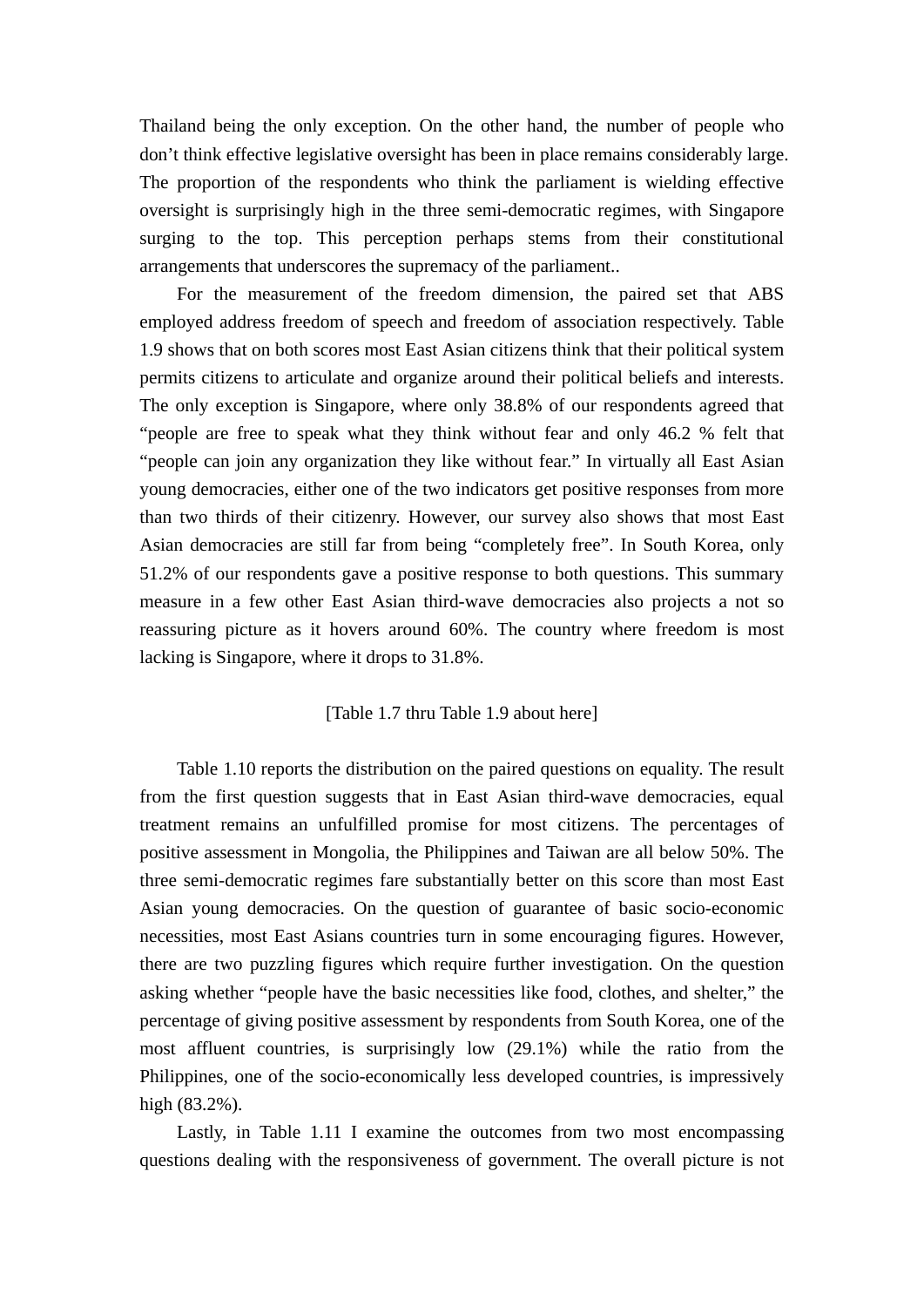Thailand being the only exception. On the other hand, the number of people who don't think effective legislative oversight has been in place remains considerably large. The proportion of the respondents who think the parliament is wielding effective oversight is surprisingly high in the three semi-democratic regimes, with Singapore surging to the top. This perception perhaps stems from their constitutional arrangements that underscores the supremacy of the parliament..

For the measurement of the freedom dimension, the paired set that ABS employed address freedom of speech and freedom of association respectively. Table 1.9 shows that on both scores most East Asian citizens think that their political system permits citizens to articulate and organize around their political beliefs and interests. The only exception is Singapore, where only 38.8% of our respondents agreed that "people are free to speak what they think without fear and only 46.2 % felt that "people can join any organization they like without fear." In virtually all East Asian young democracies, either one of the two indicators get positive responses from more than two thirds of their citizenry. However, our survey also shows that most East Asian democracies are still far from being "completely free". In South Korea, only 51.2% of our respondents gave a positive response to both questions. This summary measure in a few other East Asian third-wave democracies also projects a not so reassuring picture as it hovers around 60%. The country where freedom is most lacking is Singapore, where it drops to 31.8%.

[Table 1.7 thru Table 1.9 about here]

Table 1.10 reports the distribution on the paired questions on equality. The result from the first question suggests that in East Asian third-wave democracies, equal treatment remains an unfulfilled promise for most citizens. The percentages of positive assessment in Mongolia, the Philippines and Taiwan are all below 50%. The three semi-democratic regimes fare substantially better on this score than most East Asian young democracies. On the question of guarantee of basic socio-economic necessities, most East Asians countries turn in some encouraging figures. However, there are two puzzling figures which require further investigation. On the question asking whether "people have the basic necessities like food, clothes, and shelter," the percentage of giving positive assessment by respondents from South Korea, one of the most affluent countries, is surprisingly low (29.1%) while the ratio from the Philippines, one of the socio-economically less developed countries, is impressively high (83.2%).

Lastly, in Table 1.11 I examine the outcomes from two most encompassing questions dealing with the responsiveness of government. The overall picture is not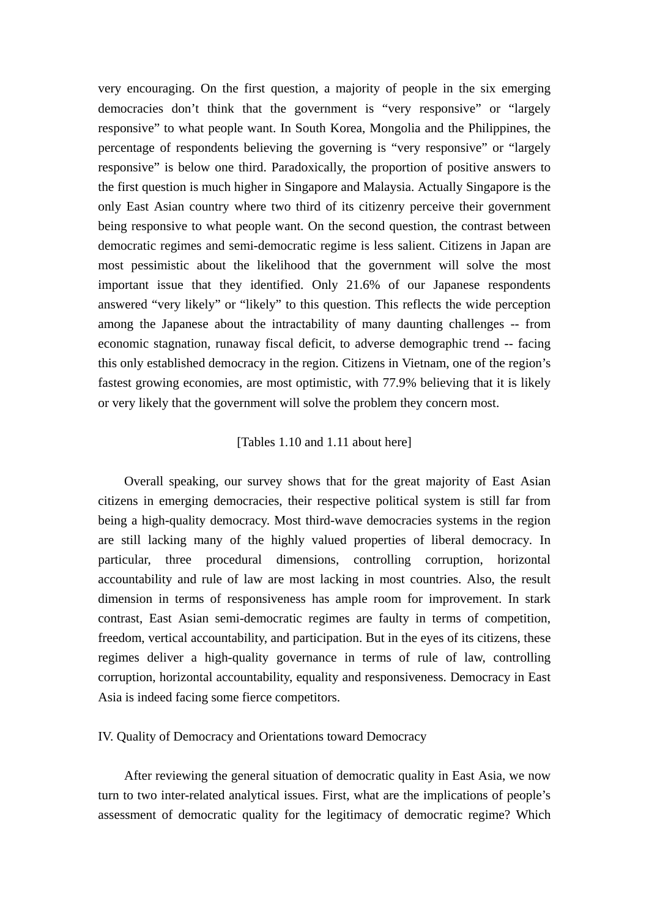very encouraging. On the first question, a majority of people in the six emerging democracies don't think that the government is "very responsive" or "largely responsive" to what people want. In South Korea, Mongolia and the Philippines, the percentage of respondents believing the governing is "very responsive" or "largely responsive" is below one third. Paradoxically, the proportion of positive answers to the first question is much higher in Singapore and Malaysia. Actually Singapore is the only East Asian country where two third of its citizenry perceive their government being responsive to what people want. On the second question, the contrast between democratic regimes and semi-democratic regime is less salient. Citizens in Japan are most pessimistic about the likelihood that the government will solve the most important issue that they identified. Only 21.6% of our Japanese respondents answered "very likely" or "likely" to this question. This reflects the wide perception among the Japanese about the intractability of many daunting challenges -- from economic stagnation, runaway fiscal deficit, to adverse demographic trend -- facing this only established democracy in the region. Citizens in Vietnam, one of the region's fastest growing economies, are most optimistic, with 77.9% believing that it is likely or very likely that the government will solve the problem they concern most.

[Tables 1.10 and 1.11 about here]

Overall speaking, our survey shows that for the great majority of East Asian citizens in emerging democracies, their respective political system is still far from being a high-quality democracy. Most third-wave democracies systems in the region are still lacking many of the highly valued properties of liberal democracy. In particular, three procedural dimensions, controlling corruption, horizontal accountability and rule of law are most lacking in most countries. Also, the result dimension in terms of responsiveness has ample room for improvement. In stark contrast, East Asian semi-democratic regimes are faulty in terms of competition, freedom, vertical accountability, and participation. But in the eyes of its citizens, these regimes deliver a high-quality governance in terms of rule of law, controlling corruption, horizontal accountability, equality and responsiveness. Democracy in East Asia is indeed facing some fierce competitors.

## IV. Quality of Democracy and Orientations toward Democracy

After reviewing the general situation of democratic quality in East Asia, we now turn to two inter-related analytical issues. First, what are the implications of people's assessment of democratic quality for the legitimacy of democratic regime? Which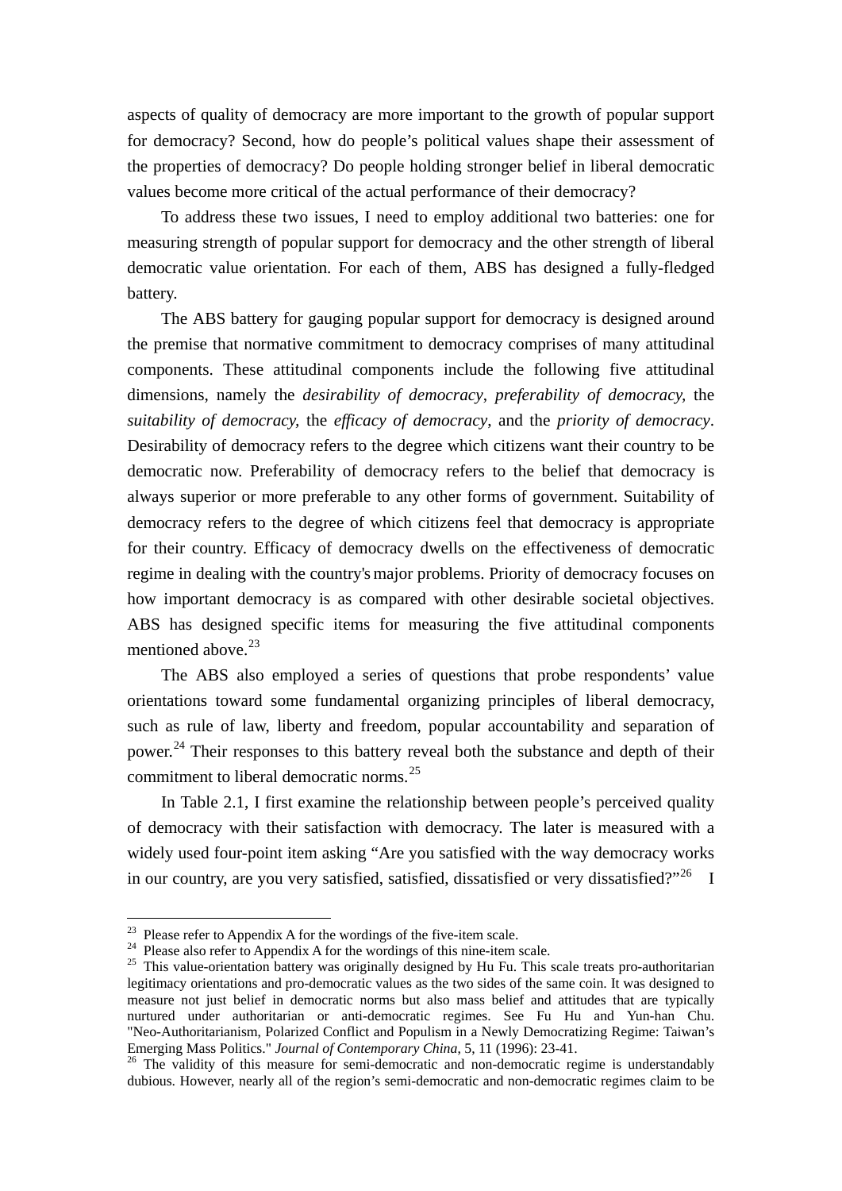aspects of quality of democracy are more important to the growth of popular support for democracy? Second, how do people's political values shape their assessment of the properties of democracy? Do people holding stronger belief in liberal democratic values become more critical of the actual performance of their democracy?

To address these two issues, I need to employ additional two batteries: one for measuring strength of popular support for democracy and the other strength of liberal democratic value orientation. For each of them, ABS has designed a fully-fledged battery.

The ABS battery for gauging popular support for democracy is designed around the premise that normative commitment to democracy comprises of many attitudinal components. These attitudinal components include the following five attitudinal dimensions, namely the *desirability of democracy*, *preferability of democracy,* the *suitability of democracy,* the *efficacy of democracy*, and the *priority of democracy*. Desirability of democracy refers to the degree which citizens want their country to be democratic now. Preferability of democracy refers to the belief that democracy is always superior or more preferable to any other forms of government. Suitability of democracy refers to the degree of which citizens feel that democracy is appropriate for their country. Efficacy of democracy dwells on the effectiveness of democratic regime in dealing with the country's major problems. Priority of democracy focuses on how important democracy is as compared with other desirable societal objectives. ABS has designed specific items for measuring the five attitudinal components mentioned above.[23]

The ABS also employed a series of questions that probe respondents' value orientations toward some fundamental organizing principles of liberal democracy, such as rule of law, liberty and freedom, popular accountability and separation of power.[24] Their responses to this battery reveal both the substance and depth of their commitment to liberal democratic norms.[25]

In Table 2.1, I first examine the relationship between people's perceived quality of democracy with their satisfaction with democracy. The later is measured with a widely used four-point item asking "Are you satisfied with the way democracy works in our country, are you very satisfied, satisfied, dissatisfied or very dissatisfied?"[26] I

---

[23] Please refer to Appendix A for the wordings of the five-item scale.

[24] Please also refer to Appendix A for the wordings of this nine-item scale.

[25] This value-orientation battery was originally designed by Hu Fu. This scale treats pro-authoritarian legitimacy orientations and pro-democratic values as the two sides of the same coin. It was designed to measure not just belief in democratic norms but also mass belief and attitudes that are typically nurtured under authoritarian or anti-democratic regimes. See Fu Hu and Yun-han Chu. "Neo-Authoritarianism, Polarized Conflict and Populism in a Newly Democratizing Regime: Taiwan's Emerging Mass Politics." *Journal of Contemporary China*, 5, 11 (1996): 23-41.

[26] The validity of this measure for semi-democratic and non-democratic regime is understandably dubious. However, nearly all of the region's semi-democratic and non-democratic regimes claim to be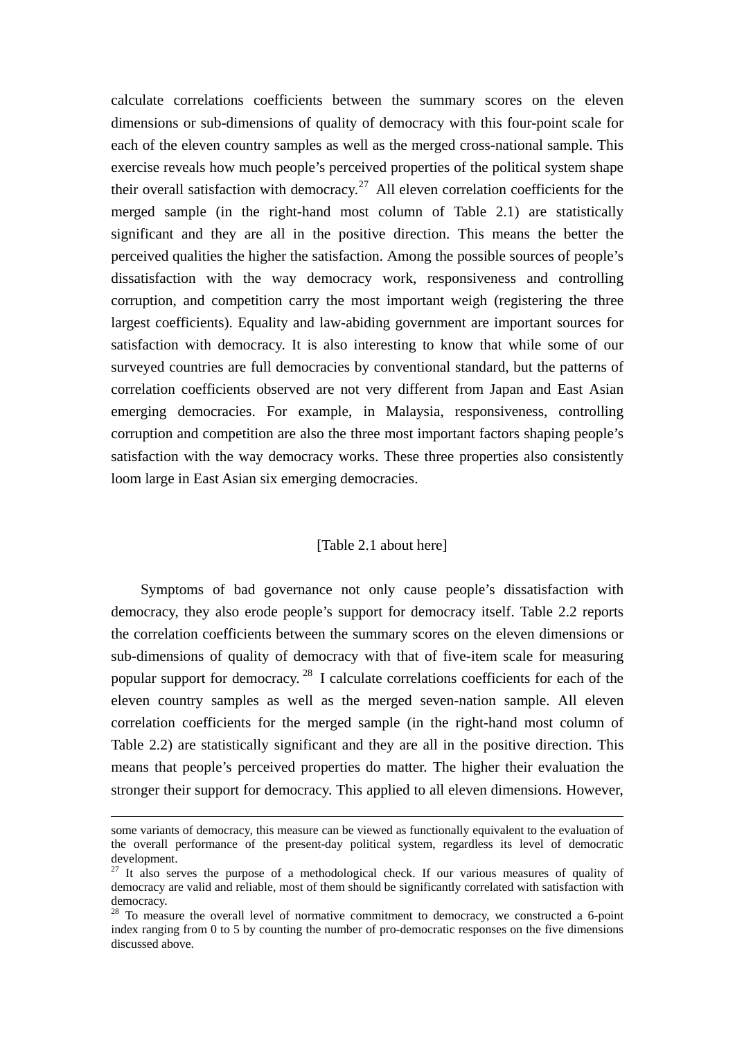calculate correlations coefficients between the summary scores on the eleven dimensions or sub-dimensions of quality of democracy with this four-point scale for each of the eleven country samples as well as the merged cross-national sample. This exercise reveals how much people's perceived properties of the political system shape their overall satisfaction with democracy.[27] All eleven correlation coefficients for the merged sample (in the right-hand most column of Table 2.1) are statistically significant and they are all in the positive direction. This means the better the perceived qualities the higher the satisfaction. Among the possible sources of people's dissatisfaction with the way democracy work, responsiveness and controlling corruption, and competition carry the most important weigh (registering the three largest coefficients). Equality and law-abiding government are important sources for satisfaction with democracy. It is also interesting to know that while some of our surveyed countries are full democracies by conventional standard, but the patterns of correlation coefficients observed are not very different from Japan and East Asian emerging democracies. For example, in Malaysia, responsiveness, controlling corruption and competition are also the three most important factors shaping people's satisfaction with the way democracy works. These three properties also consistently loom large in East Asian six emerging democracies.

[Table 2.1 about here]

Symptoms of bad governance not only cause people's dissatisfaction with democracy, they also erode people's support for democracy itself. Table 2.2 reports the correlation coefficients between the summary scores on the eleven dimensions or sub-dimensions of quality of democracy with that of five-item scale for measuring popular support for democracy.[28] I calculate correlations coefficients for each of the eleven country samples as well as the merged seven-nation sample. All eleven correlation coefficients for the merged sample (in the right-hand most column of Table 2.2) are statistically significant and they are all in the positive direction. This means that people's perceived properties do matter. The higher their evaluation the stronger their support for democracy. This applied to all eleven dimensions. However,

---

some variants of democracy, this measure can be viewed as functionally equivalent to the evaluation of the overall performance of the present-day political system, regardless its level of democratic development.

[27] It also serves the purpose of a methodological check. If our various measures of quality of democracy are valid and reliable, most of them should be significantly correlated with satisfaction with democracy.

[28] To measure the overall level of normative commitment to democracy, we constructed a 6-point index ranging from 0 to 5 by counting the number of pro-democratic responses on the five dimensions discussed above.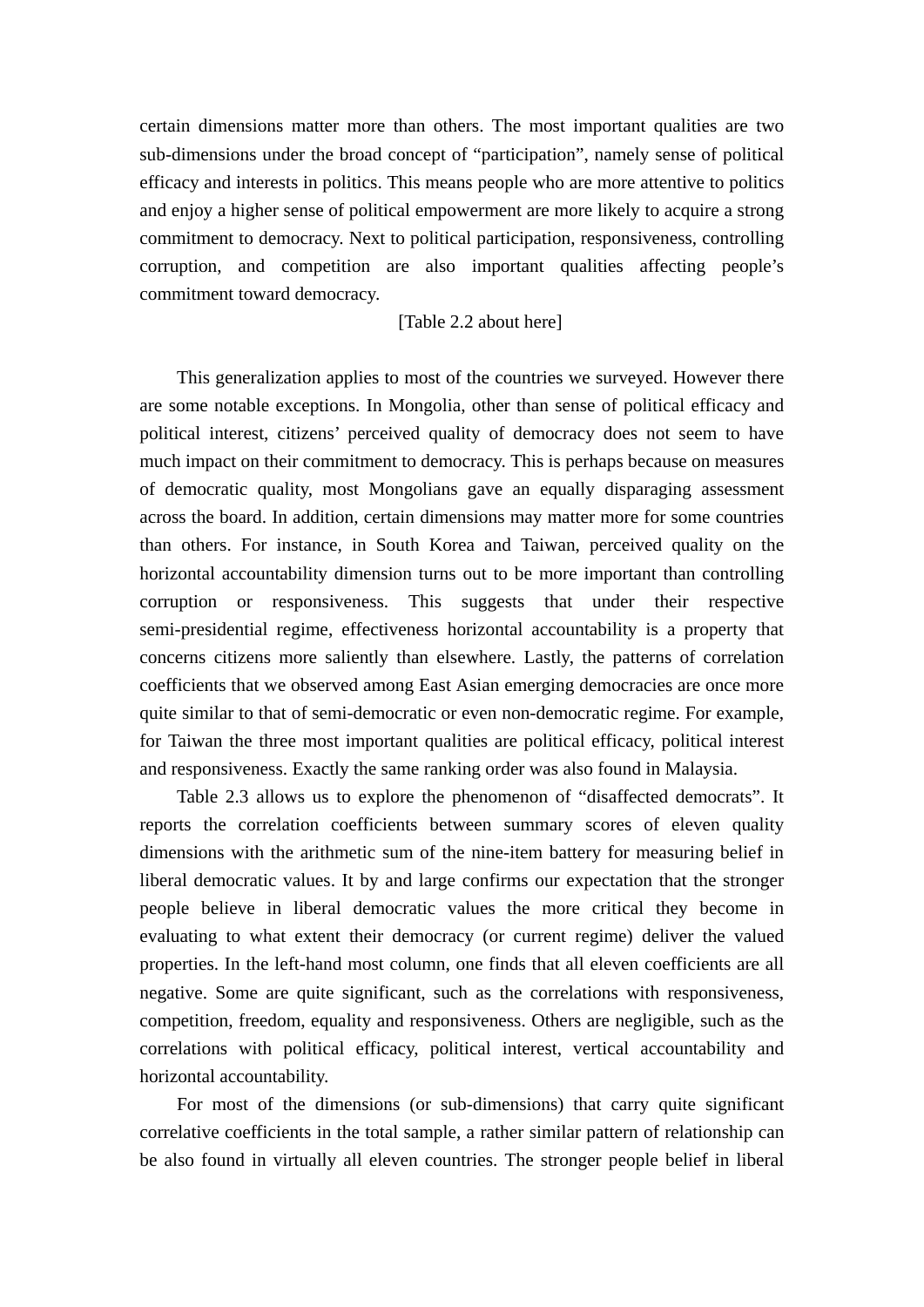certain dimensions matter more than others. The most important qualities are two sub-dimensions under the broad concept of "participation", namely sense of political efficacy and interests in politics. This means people who are more attentive to politics and enjoy a higher sense of political empowerment are more likely to acquire a strong commitment to democracy. Next to political participation, responsiveness, controlling corruption, and competition are also important qualities affecting people's commitment toward democracy.

[Table 2.2 about here]

This generalization applies to most of the countries we surveyed. However there are some notable exceptions. In Mongolia, other than sense of political efficacy and political interest, citizens' perceived quality of democracy does not seem to have much impact on their commitment to democracy. This is perhaps because on measures of democratic quality, most Mongolians gave an equally disparaging assessment across the board. In addition, certain dimensions may matter more for some countries than others. For instance, in South Korea and Taiwan, perceived quality on the horizontal accountability dimension turns out to be more important than controlling corruption or responsiveness. This suggests that under their respective semi-presidential regime, effectiveness horizontal accountability is a property that concerns citizens more saliently than elsewhere. Lastly, the patterns of correlation coefficients that we observed among East Asian emerging democracies are once more quite similar to that of semi-democratic or even non-democratic regime. For example, for Taiwan the three most important qualities are political efficacy, political interest and responsiveness. Exactly the same ranking order was also found in Malaysia.

Table 2.3 allows us to explore the phenomenon of "disaffected democrats". It reports the correlation coefficients between summary scores of eleven quality dimensions with the arithmetic sum of the nine-item battery for measuring belief in liberal democratic values. It by and large confirms our expectation that the stronger people believe in liberal democratic values the more critical they become in evaluating to what extent their democracy (or current regime) deliver the valued properties. In the left-hand most column, one finds that all eleven coefficients are all negative. Some are quite significant, such as the correlations with responsiveness, competition, freedom, equality and responsiveness. Others are negligible, such as the correlations with political efficacy, political interest, vertical accountability and horizontal accountability.

For most of the dimensions (or sub-dimensions) that carry quite significant correlative coefficients in the total sample, a rather similar pattern of relationship can be also found in virtually all eleven countries. The stronger people belief in liberal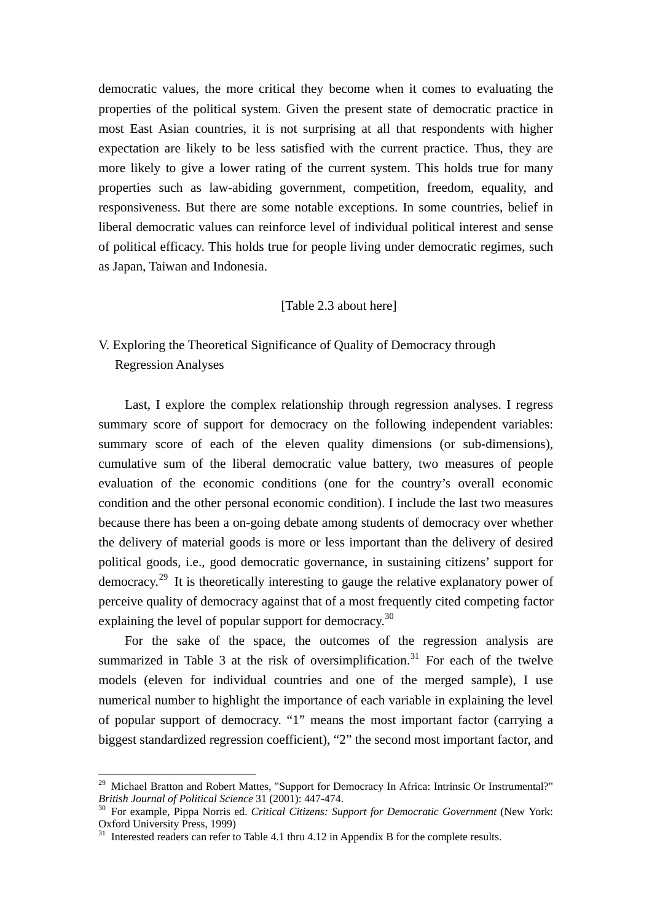democratic values, the more critical they become when it comes to evaluating the properties of the political system. Given the present state of democratic practice in most East Asian countries, it is not surprising at all that respondents with higher expectation are likely to be less satisfied with the current practice. Thus, they are more likely to give a lower rating of the current system. This holds true for many properties such as law-abiding government, competition, freedom, equality, and responsiveness. But there are some notable exceptions. In some countries, belief in liberal democratic values can reinforce level of individual political interest and sense of political efficacy. This holds true for people living under democratic regimes, such as Japan, Taiwan and Indonesia.

[Table 2.3 about here]

## V. Exploring the Theoretical Significance of Quality of Democracy through Regression Analyses

Last, I explore the complex relationship through regression analyses. I regress summary score of support for democracy on the following independent variables: summary score of each of the eleven quality dimensions (or sub-dimensions), cumulative sum of the liberal democratic value battery, two measures of people evaluation of the economic conditions (one for the country's overall economic condition and the other personal economic condition). I include the last two measures because there has been a on-going debate among students of democracy over whether the delivery of material goods is more or less important than the delivery of desired political goods, i.e., good democratic governance, in sustaining citizens' support for democracy.[29] It is theoretically interesting to gauge the relative explanatory power of perceive quality of democracy against that of a most frequently cited competing factor explaining the level of popular support for democracy.[30]

For the sake of the space, the outcomes of the regression analysis are summarized in Table 3 at the risk of oversimplification.[31] For each of the twelve models (eleven for individual countries and one of the merged sample), I use numerical number to highlight the importance of each variable in explaining the level of popular support of democracy. "1" means the most important factor (carrying a biggest standardized regression coefficient), "2" the second most important factor, and

---

[29] Michael Bratton and Robert Mattes, "Support for Democracy In Africa: Intrinsic Or Instrumental?" *British Journal of Political Science* 31 (2001): 447-474.

[30] For example, Pippa Norris ed. *Critical Citizens: Support for Democratic Government* (New York: Oxford University Press, 1999)

[31] Interested readers can refer to Table 4.1 thru 4.12 in Appendix B for the complete results.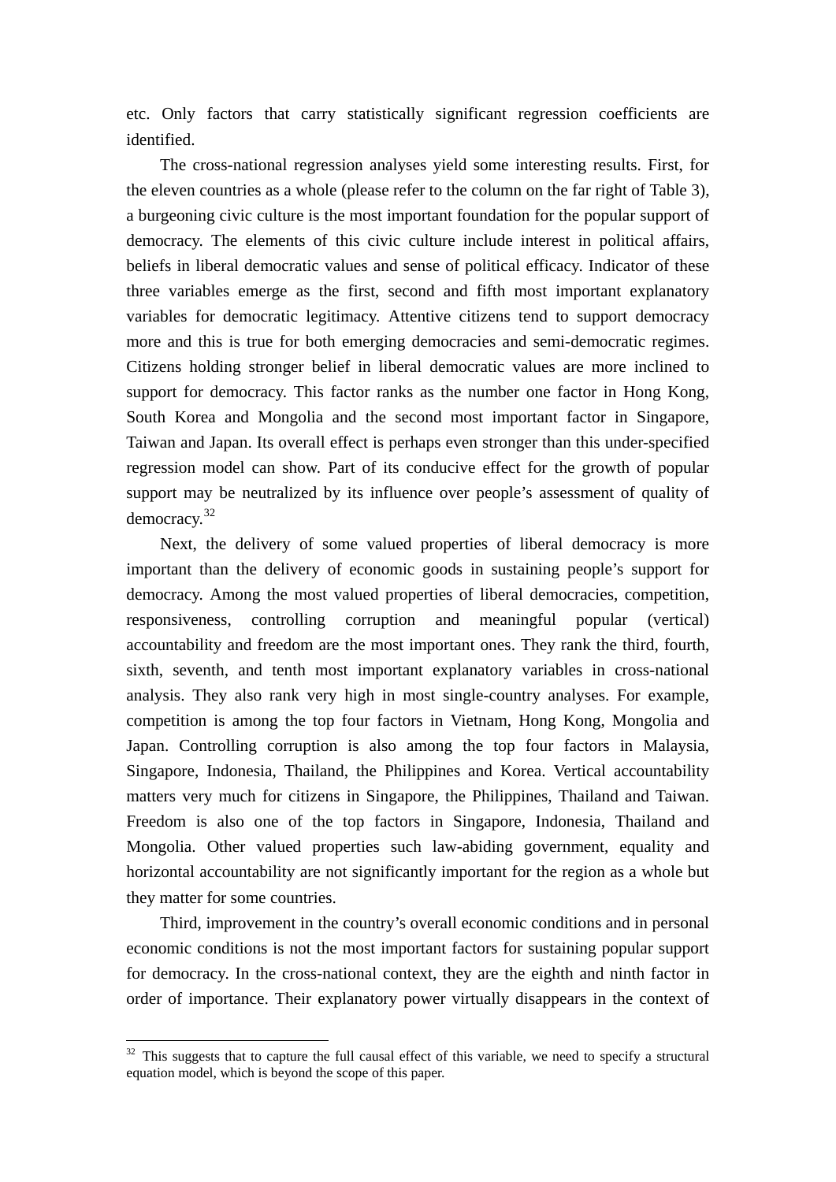etc. Only factors that carry statistically significant regression coefficients are identified.

The cross-national regression analyses yield some interesting results. First, for the eleven countries as a whole (please refer to the column on the far right of Table 3), a burgeoning civic culture is the most important foundation for the popular support of democracy. The elements of this civic culture include interest in political affairs, beliefs in liberal democratic values and sense of political efficacy. Indicator of these three variables emerge as the first, second and fifth most important explanatory variables for democratic legitimacy. Attentive citizens tend to support democracy more and this is true for both emerging democracies and semi-democratic regimes. Citizens holding stronger belief in liberal democratic values are more inclined to support for democracy. This factor ranks as the number one factor in Hong Kong, South Korea and Mongolia and the second most important factor in Singapore, Taiwan and Japan. Its overall effect is perhaps even stronger than this under-specified regression model can show. Part of its conducive effect for the growth of popular support may be neutralized by its influence over people's assessment of quality of democracy.[32]

Next, the delivery of some valued properties of liberal democracy is more important than the delivery of economic goods in sustaining people's support for democracy. Among the most valued properties of liberal democracies, competition, responsiveness, controlling corruption and meaningful popular (vertical) accountability and freedom are the most important ones. They rank the third, fourth, sixth, seventh, and tenth most important explanatory variables in cross-national analysis. They also rank very high in most single-country analyses. For example, competition is among the top four factors in Vietnam, Hong Kong, Mongolia and Japan. Controlling corruption is also among the top four factors in Malaysia, Singapore, Indonesia, Thailand, the Philippines and Korea. Vertical accountability matters very much for citizens in Singapore, the Philippines, Thailand and Taiwan. Freedom is also one of the top factors in Singapore, Indonesia, Thailand and Mongolia. Other valued properties such law-abiding government, equality and horizontal accountability are not significantly important for the region as a whole but they matter for some countries.

Third, improvement in the country's overall economic conditions and in personal economic conditions is not the most important factors for sustaining popular support for democracy. In the cross-national context, they are the eighth and ninth factor in order of importance. Their explanatory power virtually disappears in the context of

[32] This suggests that to capture the full causal effect of this variable, we need to specify a structural equation model, which is beyond the scope of this paper.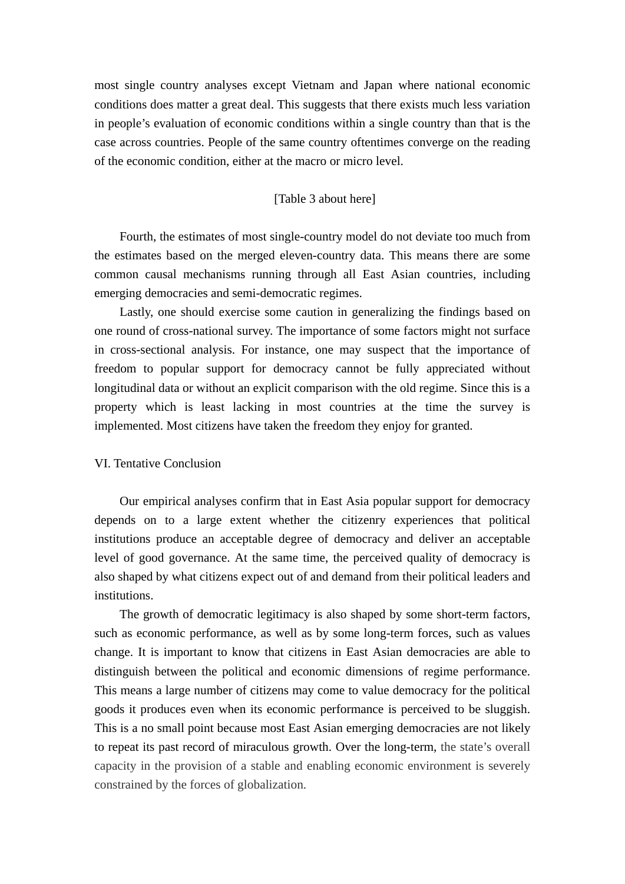most single country analyses except Vietnam and Japan where national economic conditions does matter a great deal. This suggests that there exists much less variation in people's evaluation of economic conditions within a single country than that is the case across countries. People of the same country oftentimes converge on the reading of the economic condition, either at the macro or micro level.

[Table 3 about here]

Fourth, the estimates of most single-country model do not deviate too much from the estimates based on the merged eleven-country data. This means there are some common causal mechanisms running through all East Asian countries, including emerging democracies and semi-democratic regimes.

Lastly, one should exercise some caution in generalizing the findings based on one round of cross-national survey. The importance of some factors might not surface in cross-sectional analysis. For instance, one may suspect that the importance of freedom to popular support for democracy cannot be fully appreciated without longitudinal data or without an explicit comparison with the old regime. Since this is a property which is least lacking in most countries at the time the survey is implemented. Most citizens have taken the freedom they enjoy for granted.

## VI. Tentative Conclusion

Our empirical analyses confirm that in East Asia popular support for democracy depends on to a large extent whether the citizenry experiences that political institutions produce an acceptable degree of democracy and deliver an acceptable level of good governance. At the same time, the perceived quality of democracy is also shaped by what citizens expect out of and demand from their political leaders and institutions.

The growth of democratic legitimacy is also shaped by some short-term factors, such as economic performance, as well as by some long-term forces, such as values change. It is important to know that citizens in East Asian democracies are able to distinguish between the political and economic dimensions of regime performance. This means a large number of citizens may come to value democracy for the political goods it produces even when its economic performance is perceived to be sluggish. This is a no small point because most East Asian emerging democracies are not likely to repeat its past record of miraculous growth. Over the long-term, the state's overall capacity in the provision of a stable and enabling economic environment is severely constrained by the forces of globalization.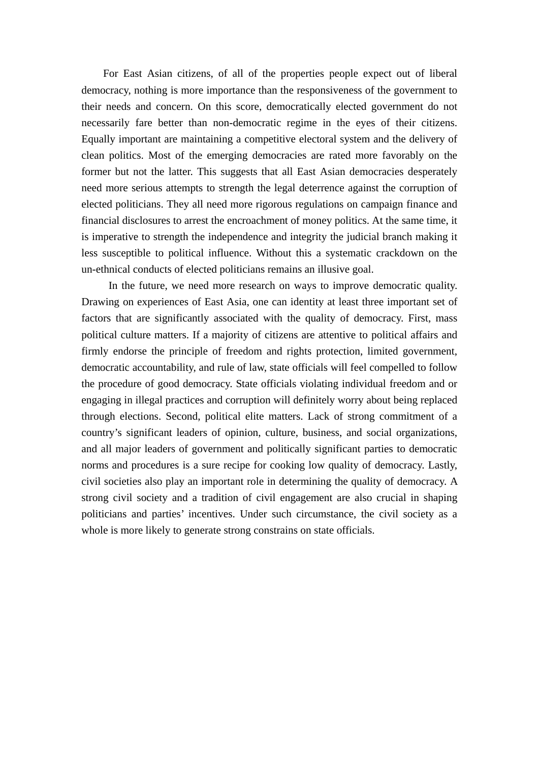For East Asian citizens, of all of the properties people expect out of liberal democracy, nothing is more importance than the responsiveness of the government to their needs and concern. On this score, democratically elected government do not necessarily fare better than non-democratic regime in the eyes of their citizens. Equally important are maintaining a competitive electoral system and the delivery of clean politics. Most of the emerging democracies are rated more favorably on the former but not the latter. This suggests that all East Asian democracies desperately need more serious attempts to strength the legal deterrence against the corruption of elected politicians. They all need more rigorous regulations on campaign finance and financial disclosures to arrest the encroachment of money politics. At the same time, it is imperative to strength the independence and integrity the judicial branch making it less susceptible to political influence. Without this a systematic crackdown on the un-ethnical conducts of elected politicians remains an illusive goal.

In the future, we need more research on ways to improve democratic quality. Drawing on experiences of East Asia, one can identity at least three important set of factors that are significantly associated with the quality of democracy. First, mass political culture matters. If a majority of citizens are attentive to political affairs and firmly endorse the principle of freedom and rights protection, limited government, democratic accountability, and rule of law, state officials will feel compelled to follow the procedure of good democracy. State officials violating individual freedom and or engaging in illegal practices and corruption will definitely worry about being replaced through elections. Second, political elite matters. Lack of strong commitment of a country's significant leaders of opinion, culture, business, and social organizations, and all major leaders of government and politically significant parties to democratic norms and procedures is a sure recipe for cooking low quality of democracy. Lastly, civil societies also play an important role in determining the quality of democracy. A strong civil society and a tradition of civil engagement are also crucial in shaping politicians and parties' incentives. Under such circumstance, the civil society as a whole is more likely to generate strong constrains on state officials.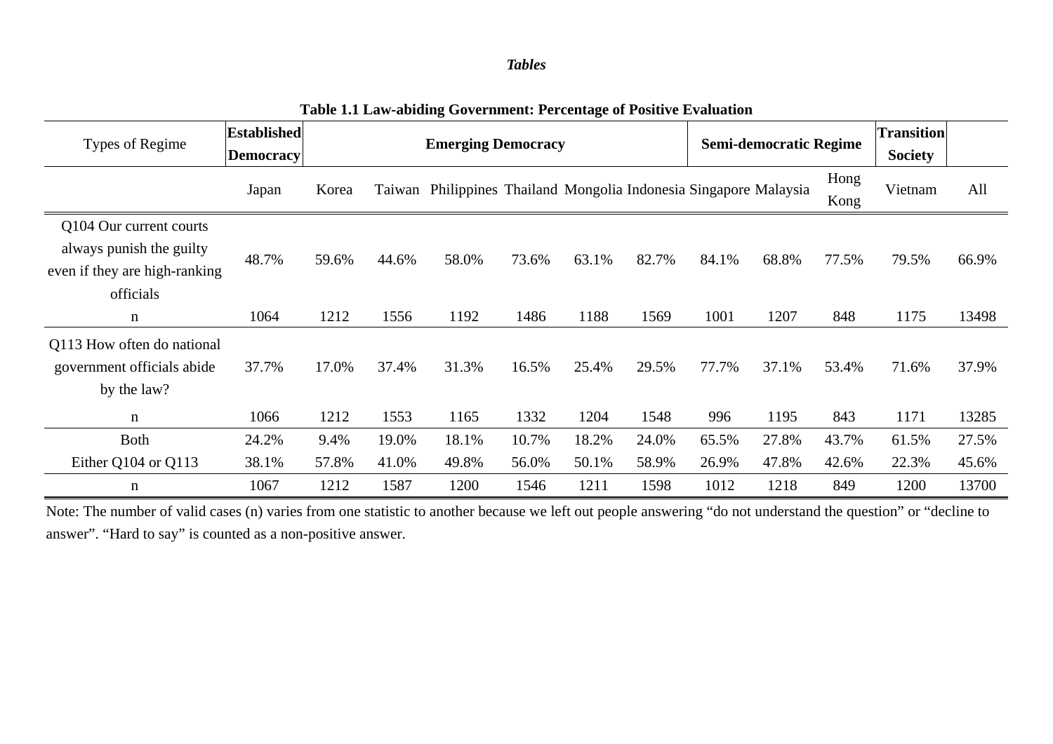***Tables***

**Table 1.1 Law-abiding Government: Percentage of Positive Evaluation**

| Types of Regime | **Established Democracy** | **Emerging Democracy** | | | | | | **Semi-democratic Regime** | | | **Transition Society** | |
|---|---|---|---|---|---|---|---|---|---|---|---|---|
| | Japan | Korea | Taiwan | Philippines | Thailand | Mongolia | Indonesia | Singapore | Malaysia | Hong Kong | Vietnam | All |
| Q104 Our current courts always punish the guilty even if they are high-ranking officials | 48.7% | 59.6% | 44.6% | 58.0% | 73.6% | 63.1% | 82.7% | 84.1% | 68.8% | 77.5% | 79.5% | 66.9% |
| n | 1064 | 1212 | 1556 | 1192 | 1486 | 1188 | 1569 | 1001 | 1207 | 848 | 1175 | 13498 |
| Q113 How often do national government officials abide by the law? | 37.7% | 17.0% | 37.4% | 31.3% | 16.5% | 25.4% | 29.5% | 77.7% | 37.1% | 53.4% | 71.6% | 37.9% |
| n | 1066 | 1212 | 1553 | 1165 | 1332 | 1204 | 1548 | 996 | 1195 | 843 | 1171 | 13285 |
| Both | 24.2% | 9.4% | 19.0% | 18.1% | 10.7% | 18.2% | 24.0% | 65.5% | 27.8% | 43.7% | 61.5% | 27.5% |
| Either Q104 or Q113 | 38.1% | 57.8% | 41.0% | 49.8% | 56.0% | 50.1% | 58.9% | 26.9% | 47.8% | 42.6% | 22.3% | 45.6% |
| n | 1067 | 1212 | 1587 | 1200 | 1546 | 1211 | 1598 | 1012 | 1218 | 849 | 1200 | 13700 |

Note: The number of valid cases (n) varies from one statistic to another because we left out people answering "do not understand the question" or "decline to answer". "Hard to say" is counted as a non-positive answer.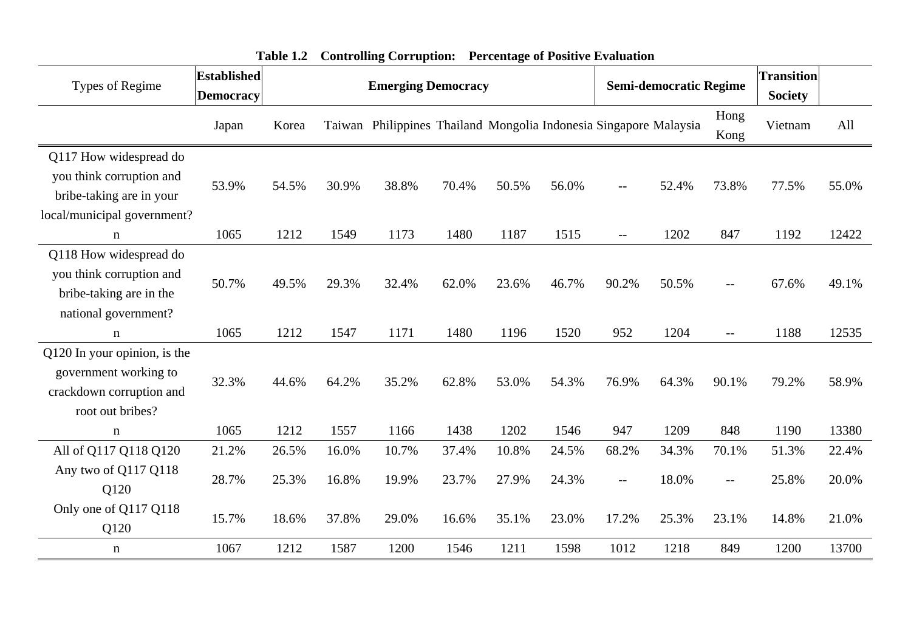**Table 1.2 Controlling Corruption: Percentage of Positive Evaluation**

| Types of Regime | Established Democracy | Emerging Democracy | | | | | | Semi-democratic Regime | | | Transition Society | |
|---|---|---|---|---|---|---|---|---|---|---|---|---|
| | Japan | Korea | Taiwan | Philippines | Thailand | Mongolia | Indonesia | Singapore | Malaysia | Hong Kong | Vietnam | All |
| Q117 How widespread do you think corruption and bribe-taking are in your local/municipal government? | 53.9% | 54.5% | 30.9% | 38.8% | 70.4% | 50.5% | 56.0% | -- | 52.4% | 73.8% | 77.5% | 55.0% |
| n | 1065 | 1212 | 1549 | 1173 | 1480 | 1187 | 1515 | -- | 1202 | 847 | 1192 | 12422 |
| Q118 How widespread do you think corruption and bribe-taking are in the national government? | 50.7% | 49.5% | 29.3% | 32.4% | 62.0% | 23.6% | 46.7% | 90.2% | 50.5% | -- | 67.6% | 49.1% |
| n | 1065 | 1212 | 1547 | 1171 | 1480 | 1196 | 1520 | 952 | 1204 | -- | 1188 | 12535 |
| Q120 In your opinion, is the government working to crackdown corruption and root out bribes? | 32.3% | 44.6% | 64.2% | 35.2% | 62.8% | 53.0% | 54.3% | 76.9% | 64.3% | 90.1% | 79.2% | 58.9% |
| n | 1065 | 1212 | 1557 | 1166 | 1438 | 1202 | 1546 | 947 | 1209 | 848 | 1190 | 13380 |
| All of Q117 Q118 Q120 | 21.2% | 26.5% | 16.0% | 10.7% | 37.4% | 10.8% | 24.5% | 68.2% | 34.3% | 70.1% | 51.3% | 22.4% |
| Any two of Q117 Q118 Q120 | 28.7% | 25.3% | 16.8% | 19.9% | 23.7% | 27.9% | 24.3% | -- | 18.0% | -- | 25.8% | 20.0% |
| Only one of Q117 Q118 Q120 | 15.7% | 18.6% | 37.8% | 29.0% | 16.6% | 35.1% | 23.0% | 17.2% | 25.3% | 23.1% | 14.8% | 21.0% |
| n | 1067 | 1212 | 1587 | 1200 | 1546 | 1211 | 1598 | 1012 | 1218 | 849 | 1200 | 13700 |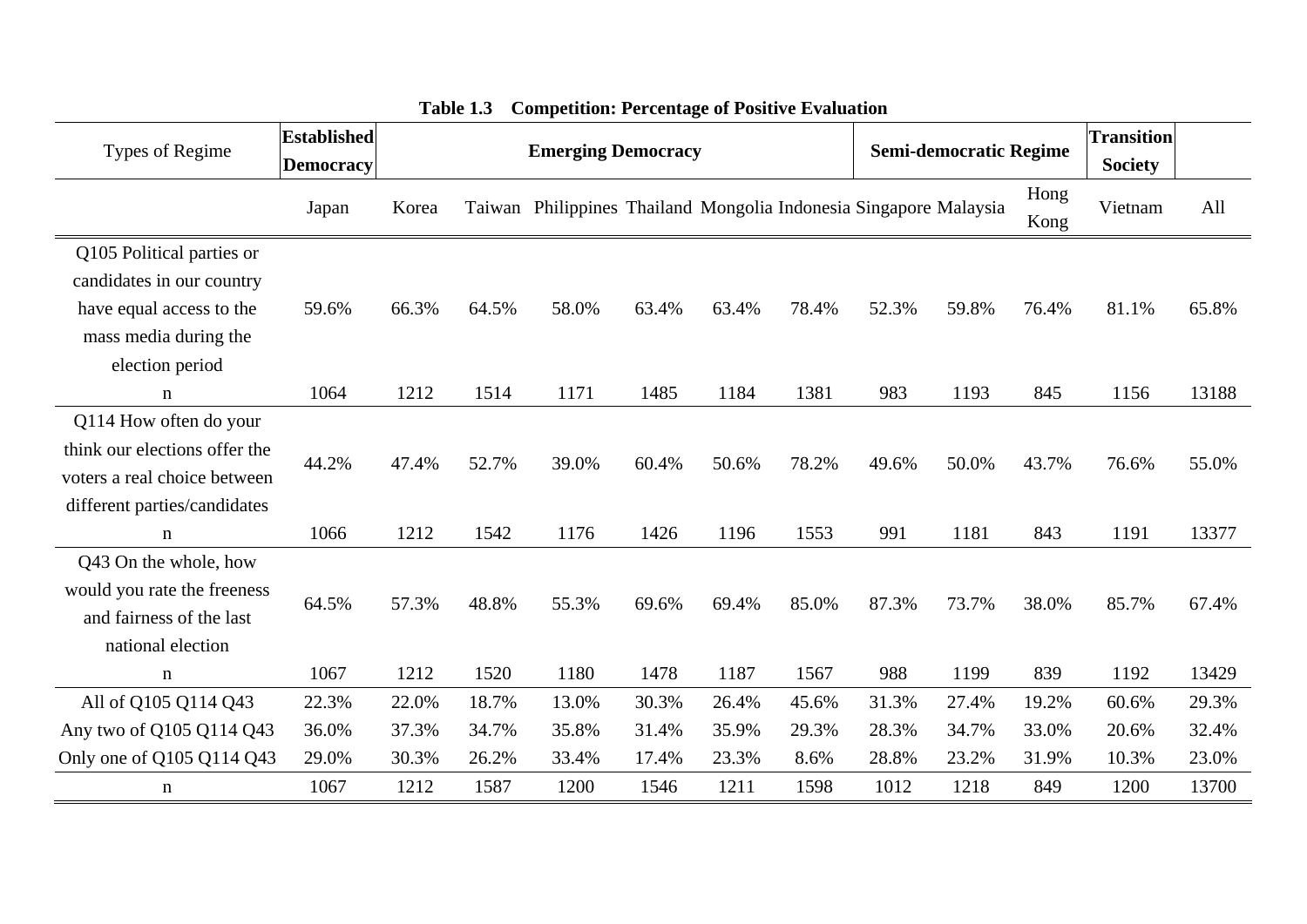**Table 1.3 Competition: Percentage of Positive Evaluation**

| Types of Regime | Established Democracy | Emerging Democracy | | | | | | Semi-democratic Regime | | | Transition Society | |
|---|---|---|---|---|---|---|---|---|---|---|---|---|
| | Japan | Korea | Taiwan | Philippines | Thailand | Mongolia | Indonesia | Singapore | Malaysia | Hong Kong | Vietnam | All |
| Q105 Political parties or candidates in our country have equal access to the mass media during the election period | 59.6% | 66.3% | 64.5% | 58.0% | 63.4% | 63.4% | 78.4% | 52.3% | 59.8% | 76.4% | 81.1% | 65.8% |
| n | 1064 | 1212 | 1514 | 1171 | 1485 | 1184 | 1381 | 983 | 1193 | 845 | 1156 | 13188 |
| Q114 How often do your think our elections offer the voters a real choice between different parties/candidates | 44.2% | 47.4% | 52.7% | 39.0% | 60.4% | 50.6% | 78.2% | 49.6% | 50.0% | 43.7% | 76.6% | 55.0% |
| n | 1066 | 1212 | 1542 | 1176 | 1426 | 1196 | 1553 | 991 | 1181 | 843 | 1191 | 13377 |
| Q43 On the whole, how would you rate the freeness and fairness of the last national election | 64.5% | 57.3% | 48.8% | 55.3% | 69.6% | 69.4% | 85.0% | 87.3% | 73.7% | 38.0% | 85.7% | 67.4% |
| n | 1067 | 1212 | 1520 | 1180 | 1478 | 1187 | 1567 | 988 | 1199 | 839 | 1192 | 13429 |
| All of Q105 Q114 Q43 | 22.3% | 22.0% | 18.7% | 13.0% | 30.3% | 26.4% | 45.6% | 31.3% | 27.4% | 19.2% | 60.6% | 29.3% |
| Any two of Q105 Q114 Q43 | 36.0% | 37.3% | 34.7% | 35.8% | 31.4% | 35.9% | 29.3% | 28.3% | 34.7% | 33.0% | 20.6% | 32.4% |
| Only one of Q105 Q114 Q43 | 29.0% | 30.3% | 26.2% | 33.4% | 17.4% | 23.3% | 8.6% | 28.8% | 23.2% | 31.9% | 10.3% | 23.0% |
| n | 1067 | 1212 | 1587 | 1200 | 1546 | 1211 | 1598 | 1012 | 1218 | 849 | 1200 | 13700 |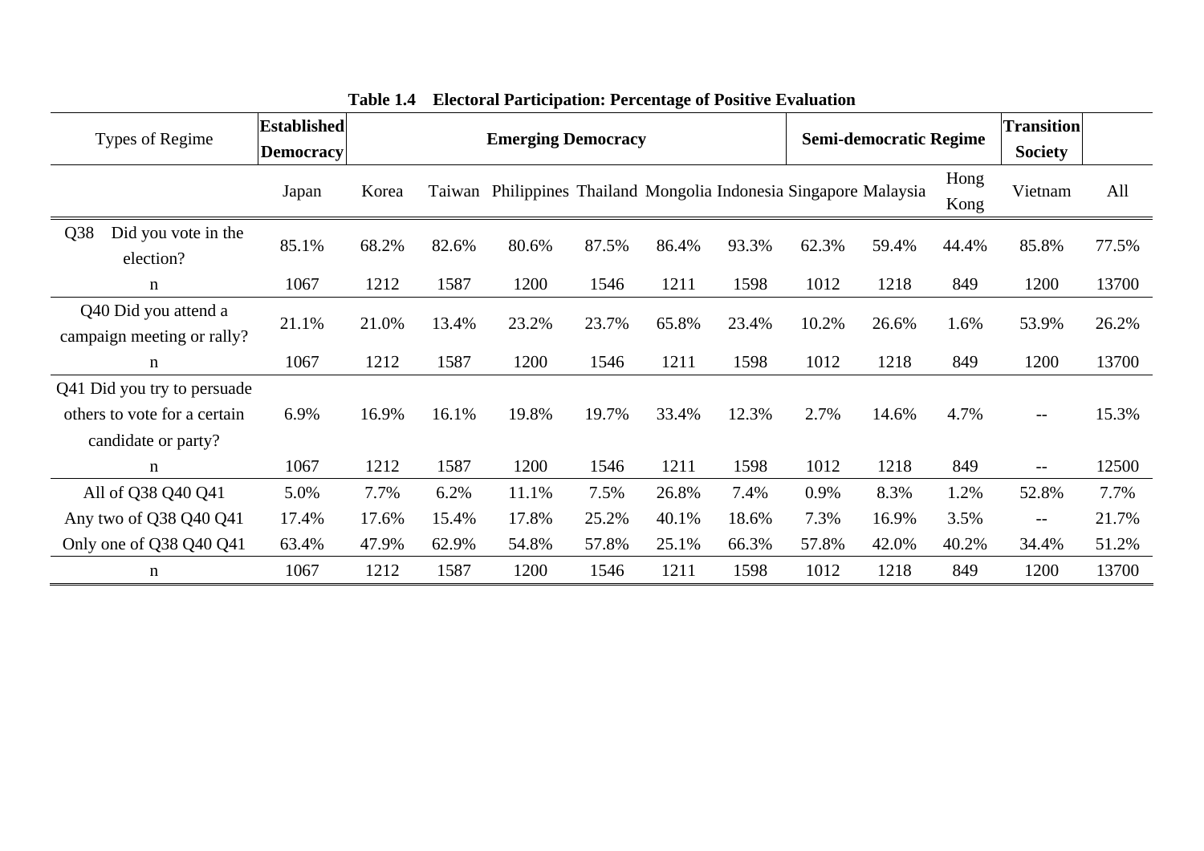**Table 1.4 Electoral Participation: Percentage of Positive Evaluation**

| Types of Regime | Established Democracy | Emerging Democracy | | | | | Semi-democratic Regime | | | Transition Society | |
|---|---|---|---|---|---|---|---|---|---|---|---|
| | Japan | Korea | Taiwan | Philippines | Thailand | Mongolia | Indonesia | Singapore | Malaysia | Hong Kong | Vietnam | All |
| Q38 Did you vote in the election? | 85.1% | 68.2% | 82.6% | 80.6% | 87.5% | 86.4% | 93.3% | 62.3% | 59.4% | 44.4% | 85.8% | 77.5% |
| n | 1067 | 1212 | 1587 | 1200 | 1546 | 1211 | 1598 | 1012 | 1218 | 849 | 1200 | 13700 |
| Q40 Did you attend a campaign meeting or rally? | 21.1% | 21.0% | 13.4% | 23.2% | 23.7% | 65.8% | 23.4% | 10.2% | 26.6% | 1.6% | 53.9% | 26.2% |
| n | 1067 | 1212 | 1587 | 1200 | 1546 | 1211 | 1598 | 1012 | 1218 | 849 | 1200 | 13700 |
| Q41 Did you try to persuade others to vote for a certain candidate or party? | 6.9% | 16.9% | 16.1% | 19.8% | 19.7% | 33.4% | 12.3% | 2.7% | 14.6% | 4.7% | -- | 15.3% |
| n | 1067 | 1212 | 1587 | 1200 | 1546 | 1211 | 1598 | 1012 | 1218 | 849 | -- | 12500 |
| All of Q38 Q40 Q41 | 5.0% | 7.7% | 6.2% | 11.1% | 7.5% | 26.8% | 7.4% | 0.9% | 8.3% | 1.2% | 52.8% | 7.7% |
| Any two of Q38 Q40 Q41 | 17.4% | 17.6% | 15.4% | 17.8% | 25.2% | 40.1% | 18.6% | 7.3% | 16.9% | 3.5% | -- | 21.7% |
| Only one of Q38 Q40 Q41 | 63.4% | 47.9% | 62.9% | 54.8% | 57.8% | 25.1% | 66.3% | 57.8% | 42.0% | 40.2% | 34.4% | 51.2% |
| n | 1067 | 1212 | 1587 | 1200 | 1546 | 1211 | 1598 | 1012 | 1218 | 849 | 1200 | 13700 |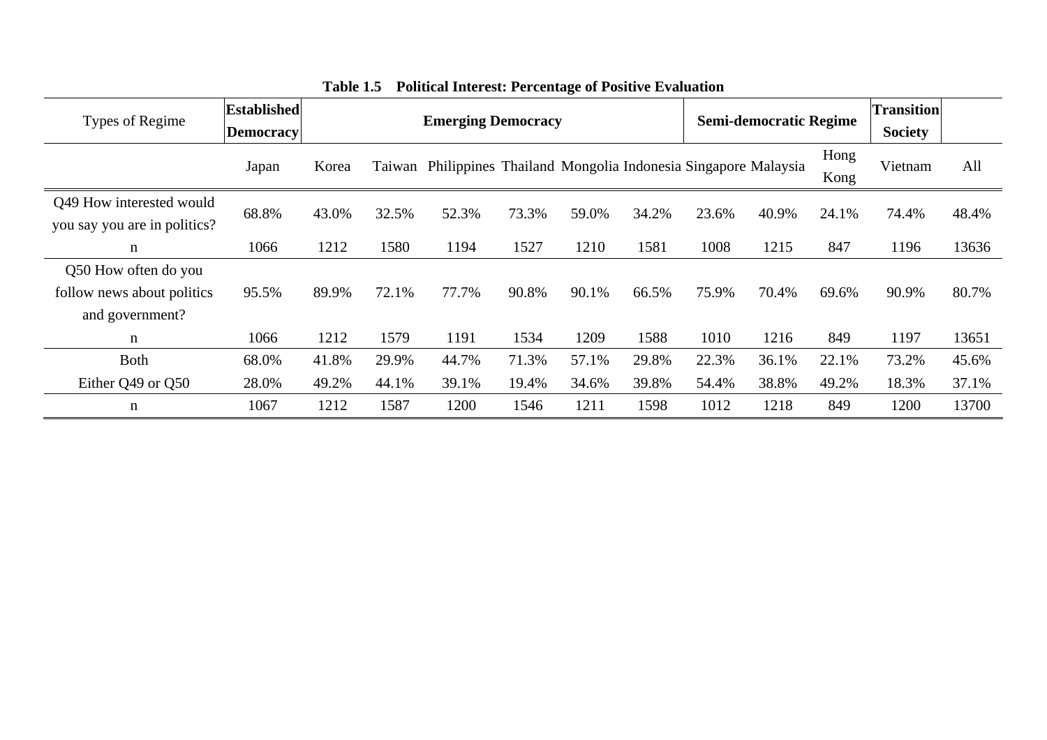**Table 1.5 Political Interest: Percentage of Positive Evaluation**

| Types of Regime | Established Democracy | Emerging Democracy | | | | | | Semi-democratic Regime | | | Transition Society | |
|---|---|---|---|---|---|---|---|---|---|---|---|---|
| | Japan | Korea | Taiwan | Philippines | Thailand | Mongolia | Indonesia | Singapore | Malaysia | Hong Kong | Vietnam | All |
| Q49 How interested would you say you are in politics? | 68.8% | 43.0% | 32.5% | 52.3% | 73.3% | 59.0% | 34.2% | 23.6% | 40.9% | 24.1% | 74.4% | 48.4% |
| n | 1066 | 1212 | 1580 | 1194 | 1527 | 1210 | 1581 | 1008 | 1215 | 847 | 1196 | 13636 |
| Q50 How often do you follow news about politics and government? | 95.5% | 89.9% | 72.1% | 77.7% | 90.8% | 90.1% | 66.5% | 75.9% | 70.4% | 69.6% | 90.9% | 80.7% |
| n | 1066 | 1212 | 1579 | 1191 | 1534 | 1209 | 1588 | 1010 | 1216 | 849 | 1197 | 13651 |
| Both | 68.0% | 41.8% | 29.9% | 44.7% | 71.3% | 57.1% | 29.8% | 22.3% | 36.1% | 22.1% | 73.2% | 45.6% |
| Either Q49 or Q50 | 28.0% | 49.2% | 44.1% | 39.1% | 19.4% | 34.6% | 39.8% | 54.4% | 38.8% | 49.2% | 18.3% | 37.1% |
| n | 1067 | 1212 | 1587 | 1200 | 1546 | 1211 | 1598 | 1012 | 1218 | 849 | 1200 | 13700 |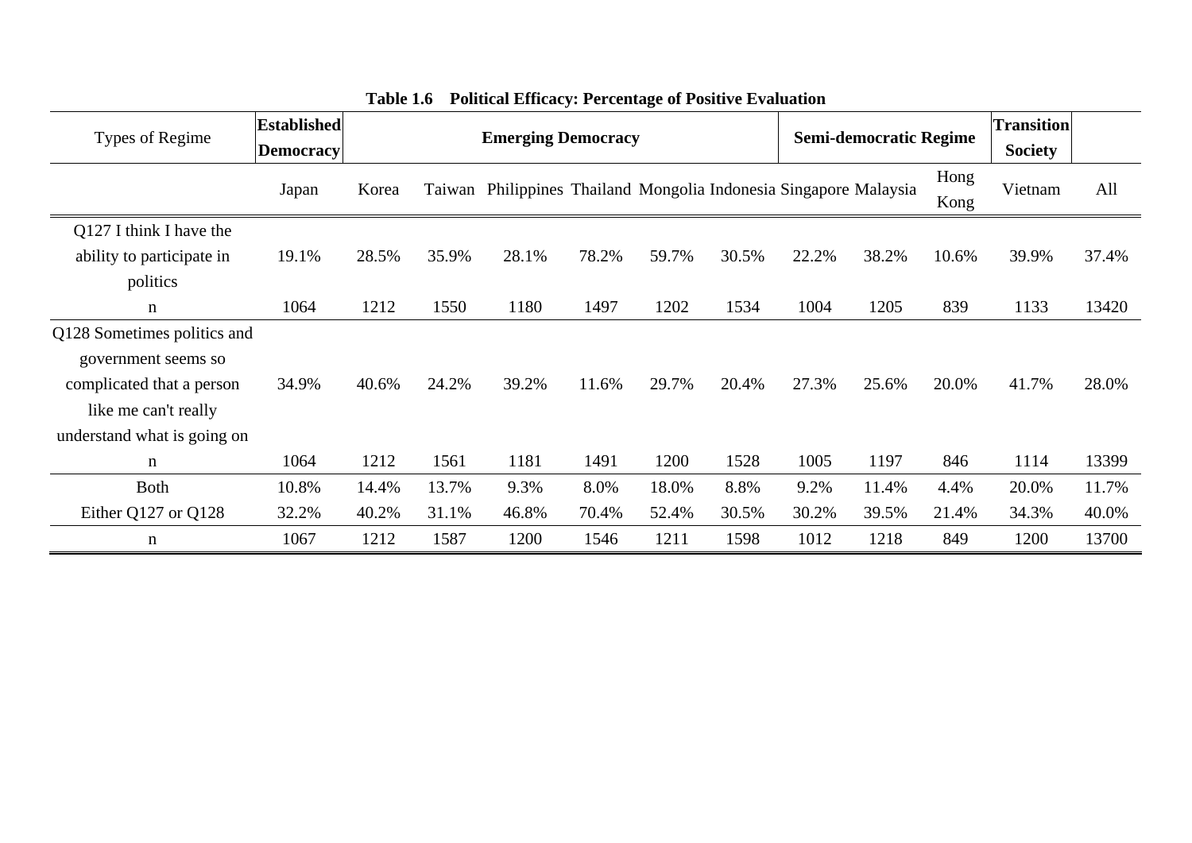**Table 1.6 Political Efficacy: Percentage of Positive Evaluation**

| Types of Regime | Established Democracy | Emerging Democracy | | | | | | Semi-democratic Regime | | | Transition Society | |
|---|---|---|---|---|---|---|---|---|---|---|---|---|
| | Japan | Korea | Taiwan | Philippines | Thailand | Mongolia | Indonesia | Singapore | Malaysia | Hong Kong | Vietnam | All |
| Q127 I think I have the ability to participate in politics | 19.1% | 28.5% | 35.9% | 28.1% | 78.2% | 59.7% | 30.5% | 22.2% | 38.2% | 10.6% | 39.9% | 37.4% |
| n | 1064 | 1212 | 1550 | 1180 | 1497 | 1202 | 1534 | 1004 | 1205 | 839 | 1133 | 13420 |
| Q128 Sometimes politics and government seems so complicated that a person like me can't really understand what is going on | 34.9% | 40.6% | 24.2% | 39.2% | 11.6% | 29.7% | 20.4% | 27.3% | 25.6% | 20.0% | 41.7% | 28.0% |
| n | 1064 | 1212 | 1561 | 1181 | 1491 | 1200 | 1528 | 1005 | 1197 | 846 | 1114 | 13399 |
| Both | 10.8% | 14.4% | 13.7% | 9.3% | 8.0% | 18.0% | 8.8% | 9.2% | 11.4% | 4.4% | 20.0% | 11.7% |
| Either Q127 or Q128 | 32.2% | 40.2% | 31.1% | 46.8% | 70.4% | 52.4% | 30.5% | 30.2% | 39.5% | 21.4% | 34.3% | 40.0% |
| n | 1067 | 1212 | 1587 | 1200 | 1546 | 1211 | 1598 | 1012 | 1218 | 849 | 1200 | 13700 |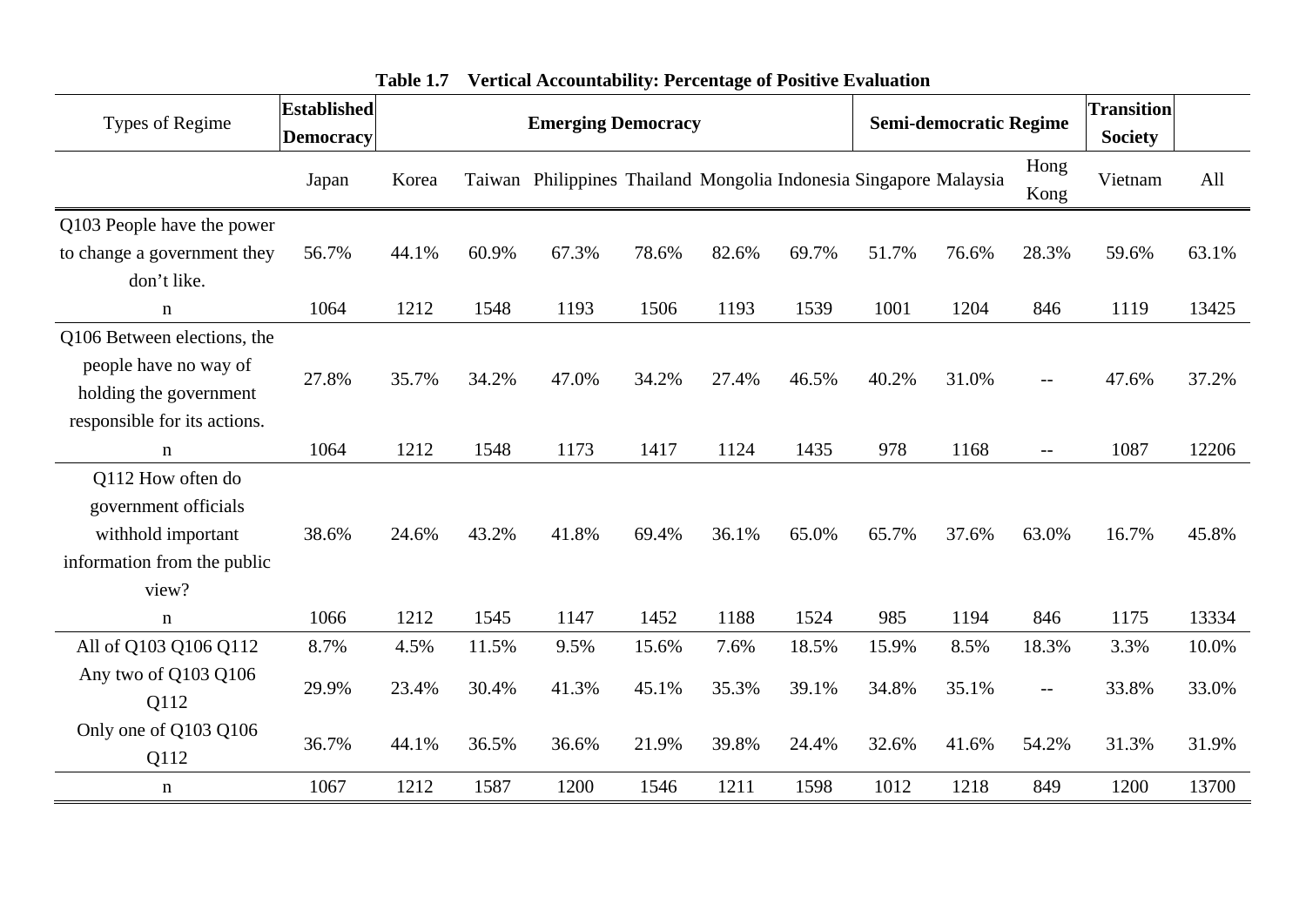**Table 1.7 Vertical Accountability: Percentage of Positive Evaluation**

| Types of Regime | Established Democracy | Emerging Democracy | | | | | | Semi-democratic Regime | | | Transition Society | |
|---|---|---|---|---|---|---|---|---|---|---|---|---|
| | Japan | Korea | Taiwan | Philippines | Thailand | Mongolia | Indonesia | Singapore | Malaysia | Hong Kong | Vietnam | All |
| Q103 People have the power to change a government they don't like. | 56.7% | 44.1% | 60.9% | 67.3% | 78.6% | 82.6% | 69.7% | 51.7% | 76.6% | 28.3% | 59.6% | 63.1% |
| n | 1064 | 1212 | 1548 | 1193 | 1506 | 1193 | 1539 | 1001 | 1204 | 846 | 1119 | 13425 |
| Q106 Between elections, the people have no way of holding the government responsible for its actions. | 27.8% | 35.7% | 34.2% | 47.0% | 34.2% | 27.4% | 46.5% | 40.2% | 31.0% | -- | 47.6% | 37.2% |
| n | 1064 | 1212 | 1548 | 1173 | 1417 | 1124 | 1435 | 978 | 1168 | -- | 1087 | 12206 |
| Q112 How often do government officials withhold important information from the public view? | 38.6% | 24.6% | 43.2% | 41.8% | 69.4% | 36.1% | 65.0% | 65.7% | 37.6% | 63.0% | 16.7% | 45.8% |
| n | 1066 | 1212 | 1545 | 1147 | 1452 | 1188 | 1524 | 985 | 1194 | 846 | 1175 | 13334 |
| All of Q103 Q106 Q112 | 8.7% | 4.5% | 11.5% | 9.5% | 15.6% | 7.6% | 18.5% | 15.9% | 8.5% | 18.3% | 3.3% | 10.0% |
| Any two of Q103 Q106 Q112 | 29.9% | 23.4% | 30.4% | 41.3% | 45.1% | 35.3% | 39.1% | 34.8% | 35.1% | -- | 33.8% | 33.0% |
| Only one of Q103 Q106 Q112 | 36.7% | 44.1% | 36.5% | 36.6% | 21.9% | 39.8% | 24.4% | 32.6% | 41.6% | 54.2% | 31.3% | 31.9% |
| n | 1067 | 1212 | 1587 | 1200 | 1546 | 1211 | 1598 | 1012 | 1218 | 849 | 1200 | 13700 |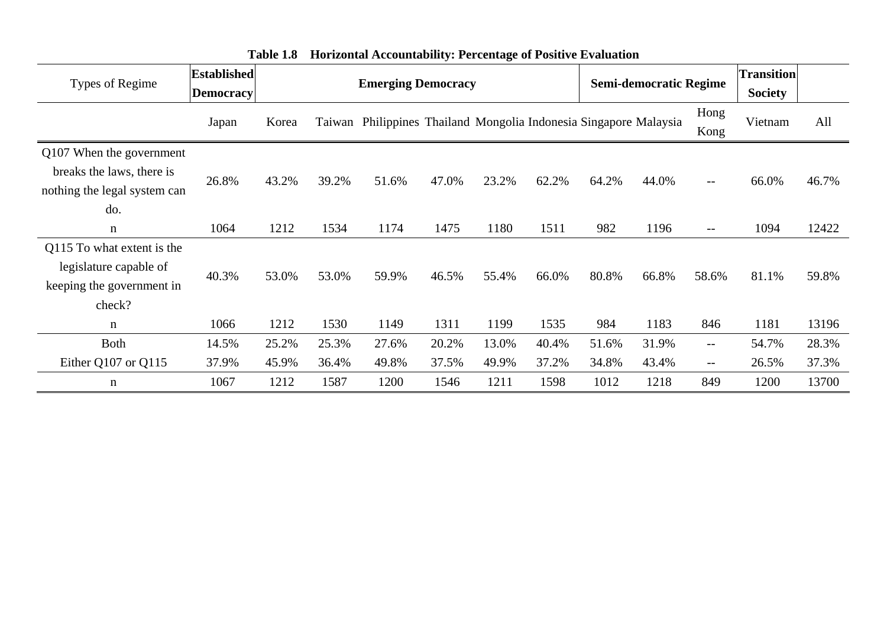**Table 1.8 Horizontal Accountability: Percentage of Positive Evaluation**

| Types of Regime | Established Democracy | Emerging Democracy | | | | | | Semi-democratic Regime | | | Transition Society | |
|---|---|---|---|---|---|---|---|---|---|---|---|---|
| | Japan | Korea | Taiwan | Philippines | Thailand | Mongolia | Indonesia | Singapore | Malaysia | Hong Kong | Vietnam | All |
| Q107 When the government breaks the laws, there is nothing the legal system can do. | 26.8% | 43.2% | 39.2% | 51.6% | 47.0% | 23.2% | 62.2% | 64.2% | 44.0% | -- | 66.0% | 46.7% |
| n | 1064 | 1212 | 1534 | 1174 | 1475 | 1180 | 1511 | 982 | 1196 | -- | 1094 | 12422 |
| Q115 To what extent is the legislature capable of keeping the government in check? | 40.3% | 53.0% | 53.0% | 59.9% | 46.5% | 55.4% | 66.0% | 80.8% | 66.8% | 58.6% | 81.1% | 59.8% |
| n | 1066 | 1212 | 1530 | 1149 | 1311 | 1199 | 1535 | 984 | 1183 | 846 | 1181 | 13196 |
| Both | 14.5% | 25.2% | 25.3% | 27.6% | 20.2% | 13.0% | 40.4% | 51.6% | 31.9% | -- | 54.7% | 28.3% |
| Either Q107 or Q115 | 37.9% | 45.9% | 36.4% | 49.8% | 37.5% | 49.9% | 37.2% | 34.8% | 43.4% | -- | 26.5% | 37.3% |
| n | 1067 | 1212 | 1587 | 1200 | 1546 | 1211 | 1598 | 1012 | 1218 | 849 | 1200 | 13700 |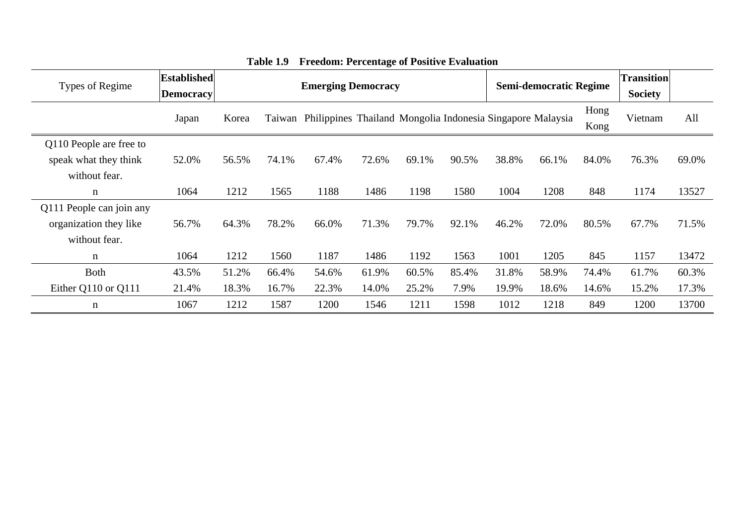**Table 1.9 Freedom: Percentage of Positive Evaluation**

| Types of Regime | Established Democracy | Emerging Democracy | | | | | | Semi-democratic Regime | | | Transition Society | |
|---|---|---|---|---|---|---|---|---|---|---|---|---|
| | Japan | Korea | Taiwan | Philippines | Thailand | Mongolia | Indonesia | Singapore | Malaysia | Hong Kong | Vietnam | All |
| Q110 People are free to speak what they think without fear. | 52.0% | 56.5% | 74.1% | 67.4% | 72.6% | 69.1% | 90.5% | 38.8% | 66.1% | 84.0% | 76.3% | 69.0% |
| n | 1064 | 1212 | 1565 | 1188 | 1486 | 1198 | 1580 | 1004 | 1208 | 848 | 1174 | 13527 |
| Q111 People can join any organization they like without fear. | 56.7% | 64.3% | 78.2% | 66.0% | 71.3% | 79.7% | 92.1% | 46.2% | 72.0% | 80.5% | 67.7% | 71.5% |
| n | 1064 | 1212 | 1560 | 1187 | 1486 | 1192 | 1563 | 1001 | 1205 | 845 | 1157 | 13472 |
| Both | 43.5% | 51.2% | 66.4% | 54.6% | 61.9% | 60.5% | 85.4% | 31.8% | 58.9% | 74.4% | 61.7% | 60.3% |
| Either Q110 or Q111 | 21.4% | 18.3% | 16.7% | 22.3% | 14.0% | 25.2% | 7.9% | 19.9% | 18.6% | 14.6% | 15.2% | 17.3% |
| n | 1067 | 1212 | 1587 | 1200 | 1546 | 1211 | 1598 | 1012 | 1218 | 849 | 1200 | 13700 |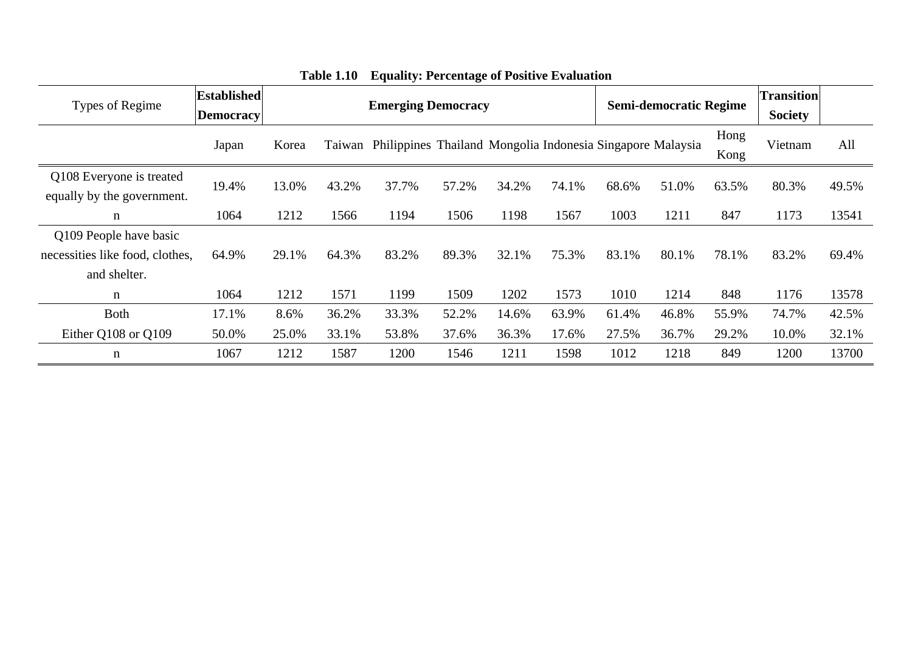**Table 1.10 Equality: Percentage of Positive Evaluation**

| Types of Regime | Established Democracy | Emerging Democracy | | | | | | Semi-democratic Regime | | | Transition Society | |
|---|---|---|---|---|---|---|---|---|---|---|---|---|
| | Japan | Korea | Taiwan | Philippines | Thailand | Mongolia | Indonesia | Singapore | Malaysia | Hong Kong | Vietnam | All |
| Q108 Everyone is treated equally by the government. | 19.4% | 13.0% | 43.2% | 37.7% | 57.2% | 34.2% | 74.1% | 68.6% | 51.0% | 63.5% | 80.3% | 49.5% |
| n | 1064 | 1212 | 1566 | 1194 | 1506 | 1198 | 1567 | 1003 | 1211 | 847 | 1173 | 13541 |
| Q109 People have basic necessities like food, clothes, and shelter. | 64.9% | 29.1% | 64.3% | 83.2% | 89.3% | 32.1% | 75.3% | 83.1% | 80.1% | 78.1% | 83.2% | 69.4% |
| n | 1064 | 1212 | 1571 | 1199 | 1509 | 1202 | 1573 | 1010 | 1214 | 848 | 1176 | 13578 |
| Both | 17.1% | 8.6% | 36.2% | 33.3% | 52.2% | 14.6% | 63.9% | 61.4% | 46.8% | 55.9% | 74.7% | 42.5% |
| Either Q108 or Q109 | 50.0% | 25.0% | 33.1% | 53.8% | 37.6% | 36.3% | 17.6% | 27.5% | 36.7% | 29.2% | 10.0% | 32.1% |
| n | 1067 | 1212 | 1587 | 1200 | 1546 | 1211 | 1598 | 1012 | 1218 | 849 | 1200 | 13700 |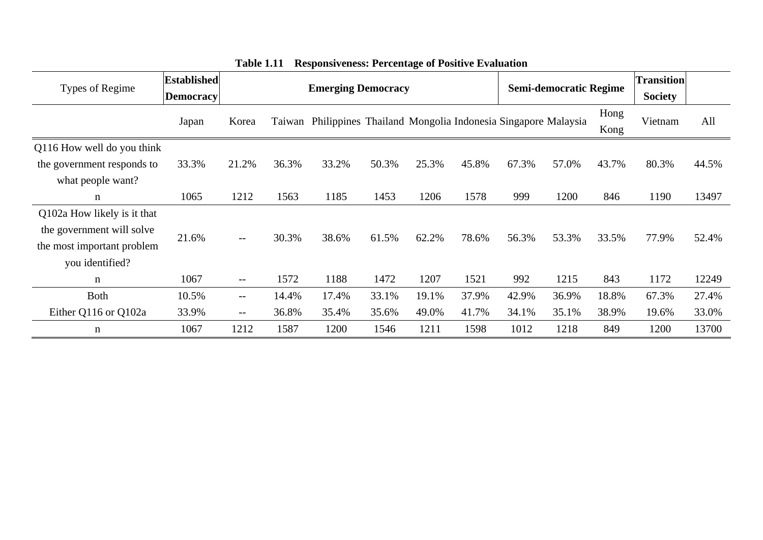**Table 1.11 Responsiveness: Percentage of Positive Evaluation**

| Types of Regime | Established Democracy | Emerging Democracy | | | | | | Semi-democratic Regime | | | Transition Society | |
|---|---|---|---|---|---|---|---|---|---|---|---|---|
| | Japan | Korea | Taiwan | Philippines | Thailand | Mongolia | Indonesia | Singapore | Malaysia | Hong Kong | Vietnam | All |
| Q116 How well do you think the government responds to what people want? | 33.3% | 21.2% | 36.3% | 33.2% | 50.3% | 25.3% | 45.8% | 67.3% | 57.0% | 43.7% | 80.3% | 44.5% |
| n | 1065 | 1212 | 1563 | 1185 | 1453 | 1206 | 1578 | 999 | 1200 | 846 | 1190 | 13497 |
| Q102a How likely is it that the government will solve the most important problem you identified? | 21.6% | -- | 30.3% | 38.6% | 61.5% | 62.2% | 78.6% | 56.3% | 53.3% | 33.5% | 77.9% | 52.4% |
| n | 1067 | -- | 1572 | 1188 | 1472 | 1207 | 1521 | 992 | 1215 | 843 | 1172 | 12249 |
| Both | 10.5% | -- | 14.4% | 17.4% | 33.1% | 19.1% | 37.9% | 42.9% | 36.9% | 18.8% | 67.3% | 27.4% |
| Either Q116 or Q102a | 33.9% | -- | 36.8% | 35.4% | 35.6% | 49.0% | 41.7% | 34.1% | 35.1% | 38.9% | 19.6% | 33.0% |
| n | 1067 | 1212 | 1587 | 1200 | 1546 | 1211 | 1598 | 1012 | 1218 | 849 | 1200 | 13700 |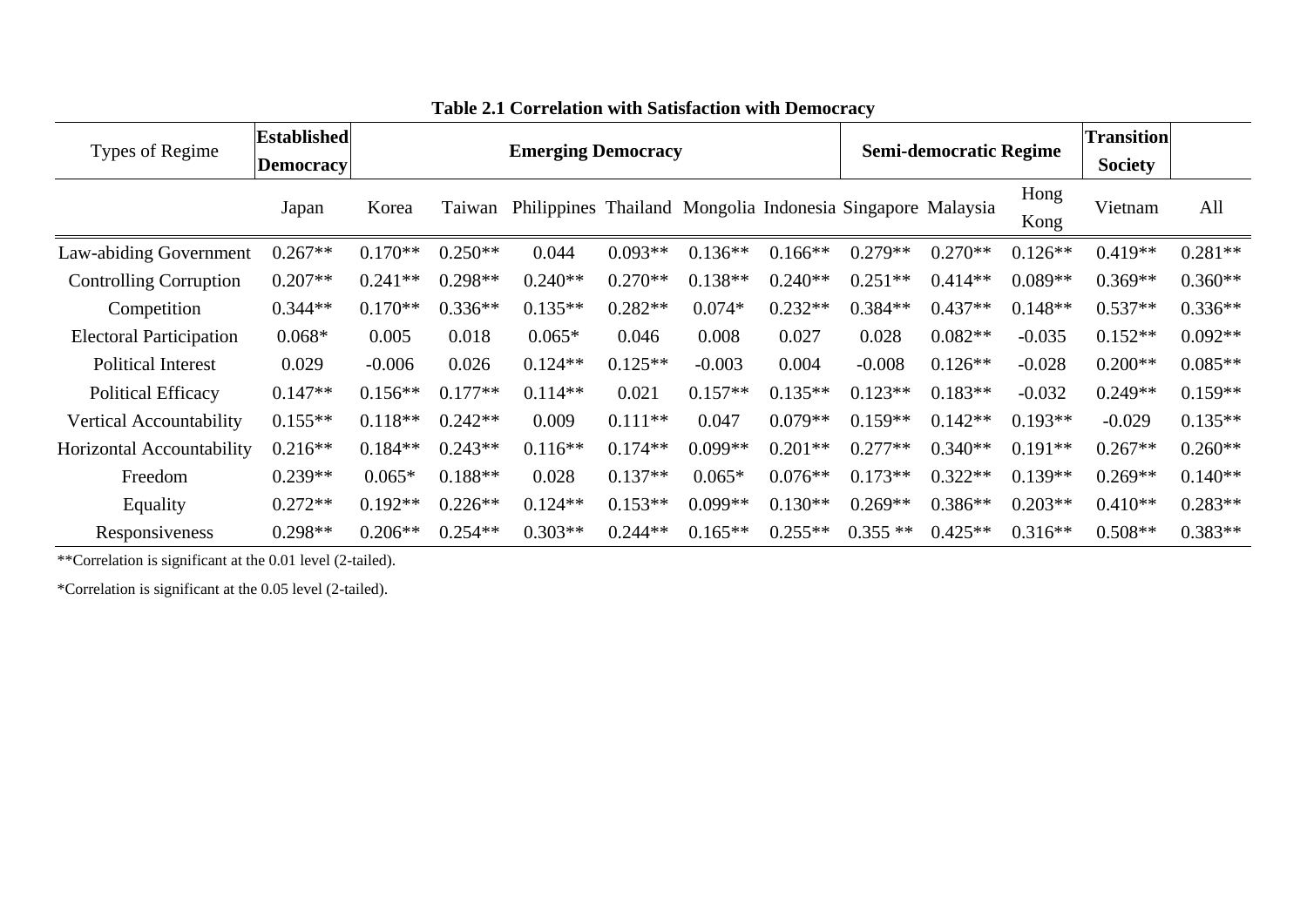**Table 2.1 Correlation with Satisfaction with Democracy**

| Types of Regime | Established Democracy | Emerging Democracy | | | | | | Semi-democratic Regime | | | Transition Society | |
|---|---|---|---|---|---|---|---|---|---|---|---|---|
| | Japan | Korea | Taiwan | Philippines | Thailand | Mongolia | Indonesia | Singapore | Malaysia | Hong Kong | Vietnam | All |
| Law-abiding Government | 0.267** | 0.170** | 0.250** | 0.044 | 0.093** | 0.136** | 0.166** | 0.279** | 0.270** | 0.126** | 0.419** | 0.281** |
| Controlling Corruption | 0.207** | 0.241** | 0.298** | 0.240** | 0.270** | 0.138** | 0.240** | 0.251** | 0.414** | 0.089** | 0.369** | 0.360** |
| Competition | 0.344** | 0.170** | 0.336** | 0.135** | 0.282** | 0.074* | 0.232** | 0.384** | 0.437** | 0.148** | 0.537** | 0.336** |
| Electoral Participation | 0.068* | 0.005 | 0.018 | 0.065* | 0.046 | 0.008 | 0.027 | 0.028 | 0.082** | -0.035 | 0.152** | 0.092** |
| Political Interest | 0.029 | -0.006 | 0.026 | 0.124** | 0.125** | -0.003 | 0.004 | -0.008 | 0.126** | -0.028 | 0.200** | 0.085** |
| Political Efficacy | 0.147** | 0.156** | 0.177** | 0.114** | 0.021 | 0.157** | 0.135** | 0.123** | 0.183** | -0.032 | 0.249** | 0.159** |
| Vertical Accountability | 0.155** | 0.118** | 0.242** | 0.009 | 0.111** | 0.047 | 0.079** | 0.159** | 0.142** | 0.193** | -0.029 | 0.135** |
| Horizontal Accountability | 0.216** | 0.184** | 0.243** | 0.116** | 0.174** | 0.099** | 0.201** | 0.277** | 0.340** | 0.191** | 0.267** | 0.260** |
| Freedom | 0.239** | 0.065* | 0.188** | 0.028 | 0.137** | 0.065* | 0.076** | 0.173** | 0.322** | 0.139** | 0.269** | 0.140** |
| Equality | 0.272** | 0.192** | 0.226** | 0.124** | 0.153** | 0.099** | 0.130** | 0.269** | 0.386** | 0.203** | 0.410** | 0.283** |
| Responsiveness | 0.298** | 0.206** | 0.254** | 0.303** | 0.244** | 0.165** | 0.255** | 0.355 ** | 0.425** | 0.316** | 0.508** | 0.383** |

**Correlation is significant at the 0.01 level (2-tailed).

*Correlation is significant at the 0.05 level (2-tailed).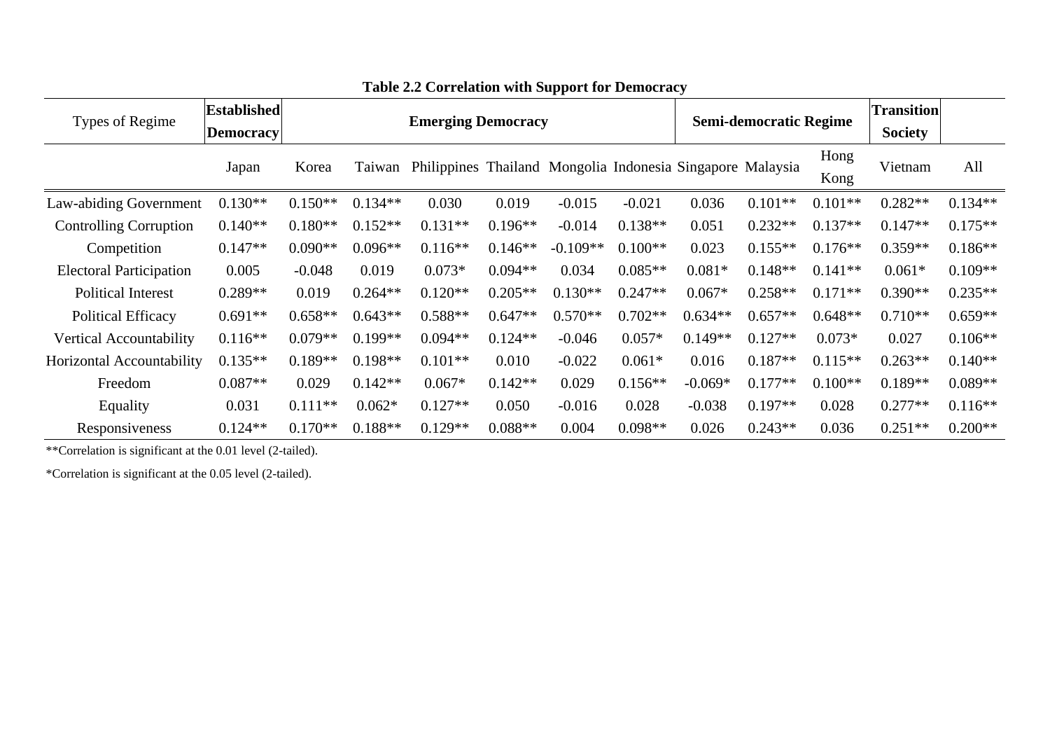**Table 2.2 Correlation with Support for Democracy**

| Types of Regime | Established Democracy | Emerging Democracy | | | | | | Semi-democratic Regime | | | Transition Society | |
|---|---|---|---|---|---|---|---|---|---|---|---|---|
| | Japan | Korea | Taiwan | Philippines | Thailand | Mongolia | Indonesia | Singapore | Malaysia | Hong Kong | Vietnam | All |
| Law-abiding Government | 0.130** | 0.150** | 0.134** | 0.030 | 0.019 | -0.015 | -0.021 | 0.036 | 0.101** | 0.101** | 0.282** | 0.134** |
| Controlling Corruption | 0.140** | 0.180** | 0.152** | 0.131** | 0.196** | -0.014 | 0.138** | 0.051 | 0.232** | 0.137** | 0.147** | 0.175** |
| Competition | 0.147** | 0.090** | 0.096** | 0.116** | 0.146** | -0.109** | 0.100** | 0.023 | 0.155** | 0.176** | 0.359** | 0.186** |
| Electoral Participation | 0.005 | -0.048 | 0.019 | 0.073* | 0.094** | 0.034 | 0.085** | 0.081* | 0.148** | 0.141** | 0.061* | 0.109** |
| Political Interest | 0.289** | 0.019 | 0.264** | 0.120** | 0.205** | 0.130** | 0.247** | 0.067* | 0.258** | 0.171** | 0.390** | 0.235** |
| Political Efficacy | 0.691** | 0.658** | 0.643** | 0.588** | 0.647** | 0.570** | 0.702** | 0.634** | 0.657** | 0.648** | 0.710** | 0.659** |
| Vertical Accountability | 0.116** | 0.079** | 0.199** | 0.094** | 0.124** | -0.046 | 0.057* | 0.149** | 0.127** | 0.073* | 0.027 | 0.106** |
| Horizontal Accountability | 0.135** | 0.189** | 0.198** | 0.101** | 0.010 | -0.022 | 0.061* | 0.016 | 0.187** | 0.115** | 0.263** | 0.140** |
| Freedom | 0.087** | 0.029 | 0.142** | 0.067* | 0.142** | 0.029 | 0.156** | -0.069* | 0.177** | 0.100** | 0.189** | 0.089** |
| Equality | 0.031 | 0.111** | 0.062* | 0.127** | 0.050 | -0.016 | 0.028 | -0.038 | 0.197** | 0.028 | 0.277** | 0.116** |
| Responsiveness | 0.124** | 0.170** | 0.188** | 0.129** | 0.088** | 0.004 | 0.098** | 0.026 | 0.243** | 0.036 | 0.251** | 0.200** |

**Correlation is significant at the 0.01 level (2-tailed).

*Correlation is significant at the 0.05 level (2-tailed).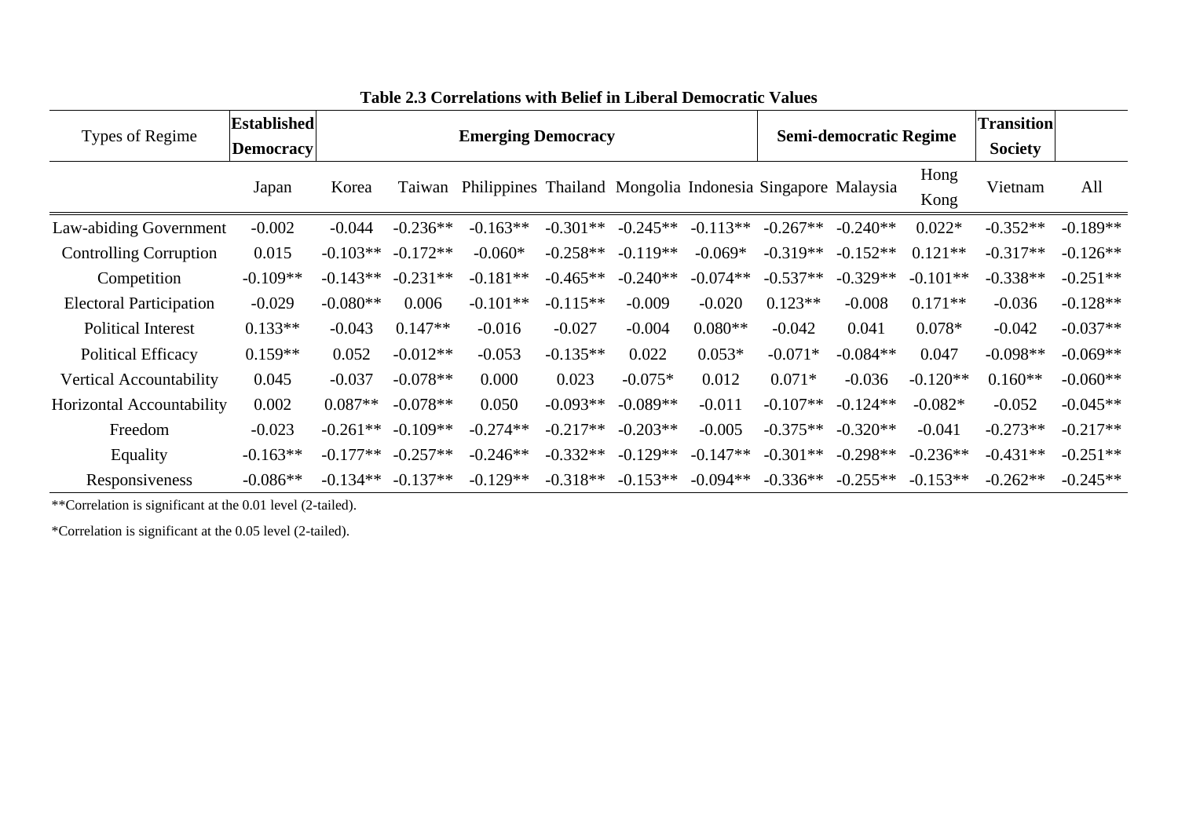**Table 2.3 Correlations with Belief in Liberal Democratic Values**

| Types of Regime | Established Democracy | Emerging Democracy | | | | | | Semi-democratic Regime | | | Transition Society | |
|---|---|---|---|---|---|---|---|---|---|---|---|---|
| | Japan | Korea | Taiwan | Philippines | Thailand | Mongolia | Indonesia | Singapore | Malaysia | Hong Kong | Vietnam | All |
| Law-abiding Government | -0.002 | -0.044 | -0.236** | -0.163** | -0.301** | -0.245** | -0.113** | -0.267** | -0.240** | 0.022* | -0.352** | -0.189** |
| Controlling Corruption | 0.015 | -0.103** | -0.172** | -0.060* | -0.258** | -0.119** | -0.069* | -0.319** | -0.152** | 0.121** | -0.317** | -0.126** |
| Competition | -0.109** | -0.143** | -0.231** | -0.181** | -0.465** | -0.240** | -0.074** | -0.537** | -0.329** | -0.101** | -0.338** | -0.251** |
| Electoral Participation | -0.029 | -0.080** | 0.006 | -0.101** | -0.115** | -0.009 | -0.020 | 0.123** | -0.008 | 0.171** | -0.036 | -0.128** |
| Political Interest | 0.133** | -0.043 | 0.147** | -0.016 | -0.027 | -0.004 | 0.080** | -0.042 | 0.041 | 0.078* | -0.042 | -0.037** |
| Political Efficacy | 0.159** | 0.052 | -0.012** | -0.053 | -0.135** | 0.022 | 0.053* | -0.071* | -0.084** | 0.047 | -0.098** | -0.069** |
| Vertical Accountability | 0.045 | -0.037 | -0.078** | 0.000 | 0.023 | -0.075* | 0.012 | 0.071* | -0.036 | -0.120** | 0.160** | -0.060** |
| Horizontal Accountability | 0.002 | 0.087** | -0.078** | 0.050 | -0.093** | -0.089** | -0.011 | -0.107** | -0.124** | -0.082* | -0.052 | -0.045** |
| Freedom | -0.023 | -0.261** | -0.109** | -0.274** | -0.217** | -0.203** | -0.005 | -0.375** | -0.320** | -0.041 | -0.273** | -0.217** |
| Equality | -0.163** | -0.177** | -0.257** | -0.246** | -0.332** | -0.129** | -0.147** | -0.301** | -0.298** | -0.236** | -0.431** | -0.251** |
| Responsiveness | -0.086** | -0.134** | -0.137** | -0.129** | -0.318** | -0.153** | -0.094** | -0.336** | -0.255** | -0.153** | -0.262** | -0.245** |

**Correlation is significant at the 0.01 level (2-tailed).

*Correlation is significant at the 0.05 level (2-tailed).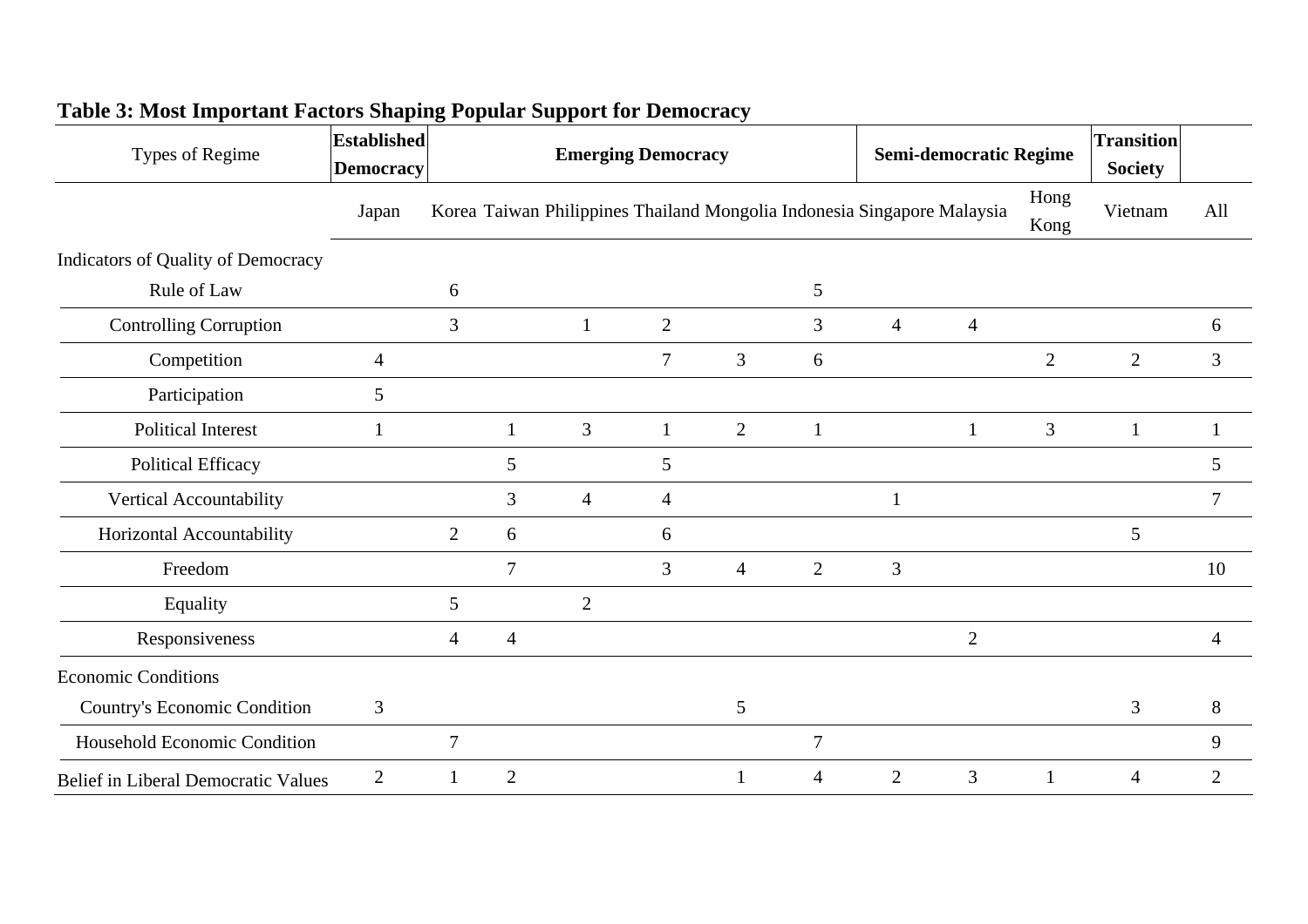**Table 3: Most Important Factors Shaping Popular Support for Democracy**

| Types of Regime | Established Democracy | Emerging Democracy | | | | | | Semi-democratic Regime | | | Transition Society | |
|---|---|---|---|---|---|---|---|---|---|---|---|---|
| | Japan | Korea | Taiwan | Philippines | Thailand | Mongolia | Indonesia | Singapore | Malaysia | Hong Kong | Vietnam | All |
| Indicators of Quality of Democracy | | | | | | | | | | | | |
| Rule of Law | | 6 | | | | | 5 | | | | | |
| Controlling Corruption | | 3 | | 1 | 2 | | 3 | 4 | 4 | | | 6 |
| Competition | 4 | | | | 7 | 3 | 6 | | | 2 | 2 | 3 |
| Participation | 5 | | | | | | | | | | | |
| Political Interest | 1 | | 1 | 3 | 1 | 2 | 1 | | 1 | 3 | 1 | 1 |
| Political Efficacy | | | 5 | | 5 | | | | | | | 5 |
| Vertical Accountability | | | 3 | 4 | 4 | | | 1 | | | | 7 |
| Horizontal Accountability | | 2 | 6 | | 6 | | | | | | 5 | |
| Freedom | | | 7 | | 3 | 4 | 2 | 3 | | | | 10 |
| Equality | | 5 | | 2 | | | | | | | | |
| Responsiveness | | 4 | 4 | | | | | | 2 | | | 4 |
| Economic Conditions | | | | | | | | | | | | |
| Country's Economic Condition | 3 | | | | | 5 | | | | | 3 | 8 |
| Household Economic Condition | | 7 | | | | | 7 | | | | | 9 |
| Belief in Liberal Democratic Values | 2 | 1 | 2 | | | 1 | 4 | 2 | 3 | 1 | 4 | 2 |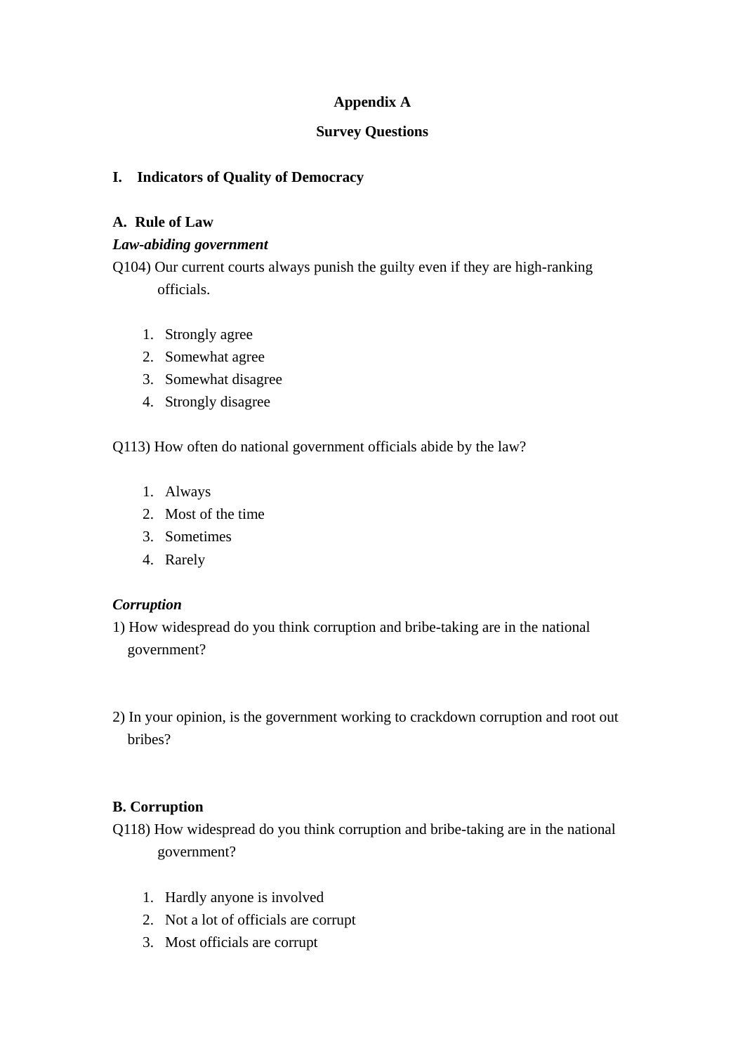**Appendix A**

**Survey Questions**

**I. Indicators of Quality of Democracy**

**A. Rule of Law**

***Law-abiding government***

Q104) Our current courts always punish the guilty even if they are high-ranking officials.

1. Strongly agree
2. Somewhat agree
3. Somewhat disagree
4. Strongly disagree

Q113) How often do national government officials abide by the law?

1. Always
2. Most of the time
3. Sometimes
4. Rarely

***Corruption***

1) How widespread do you think corruption and bribe-taking are in the national government?

2) In your opinion, is the government working to crackdown corruption and root out bribes?

**B. Corruption**

Q118) How widespread do you think corruption and bribe-taking are in the national government?

1. Hardly anyone is involved
2. Not a lot of officials are corrupt
3. Most officials are corrupt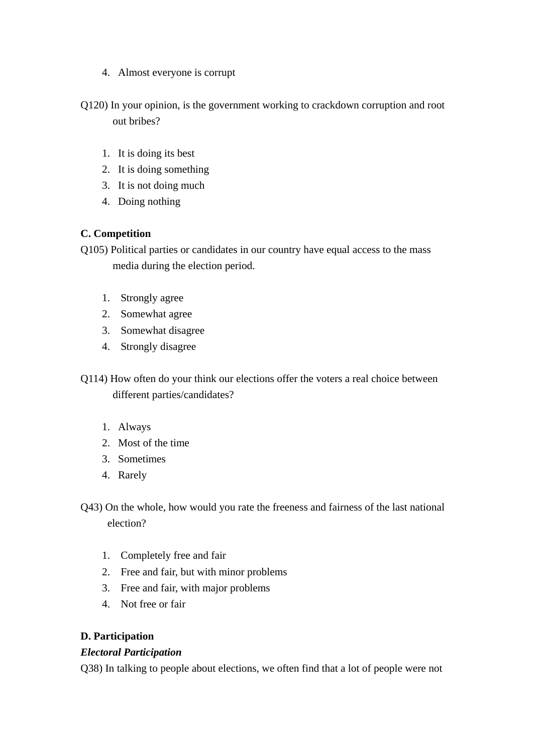4. Almost everyone is corrupt

Q120) In your opinion, is the government working to crackdown corruption and root out bribes?

1. It is doing its best
2. It is doing something
3. It is not doing much
4. Doing nothing

**C. Competition**

Q105) Political parties or candidates in our country have equal access to the mass media during the election period.

1. Strongly agree
2. Somewhat agree
3. Somewhat disagree
4. Strongly disagree

Q114) How often do your think our elections offer the voters a real choice between different parties/candidates?

1. Always
2. Most of the time
3. Sometimes
4. Rarely

Q43) On the whole, how would you rate the freeness and fairness of the last national election?

1. Completely free and fair
2. Free and fair, but with minor problems
3. Free and fair, with major problems
4. Not free or fair

**D. Participation**

***Electoral Participation***

Q38) In talking to people about elections, we often find that a lot of people were not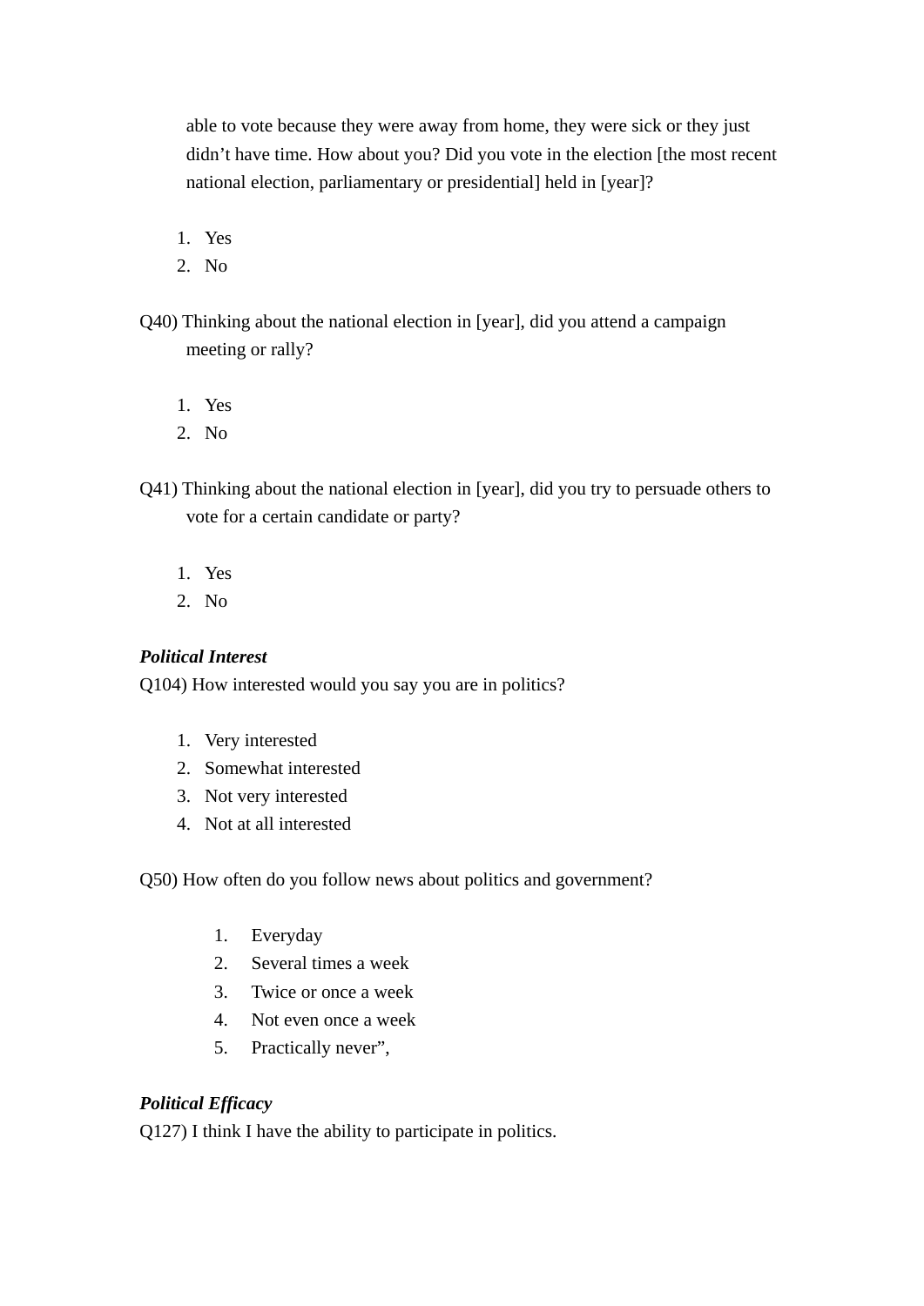able to vote because they were away from home, they were sick or they just didn't have time. How about you? Did you vote in the election [the most recent national election, parliamentary or presidential] held in [year]?

1. Yes
2. No

Q40) Thinking about the national election in [year], did you attend a campaign meeting or rally?

1. Yes
2. No

Q41) Thinking about the national election in [year], did you try to persuade others to vote for a certain candidate or party?

1. Yes
2. No

***Political Interest***

Q104) How interested would you say you are in politics?

1. Very interested
2. Somewhat interested
3. Not very interested
4. Not at all interested

Q50) How often do you follow news about politics and government?

1. Everyday
2. Several times a week
3. Twice or once a week
4. Not even once a week
5. Practically never",

***Political Efficacy***

Q127) I think I have the ability to participate in politics.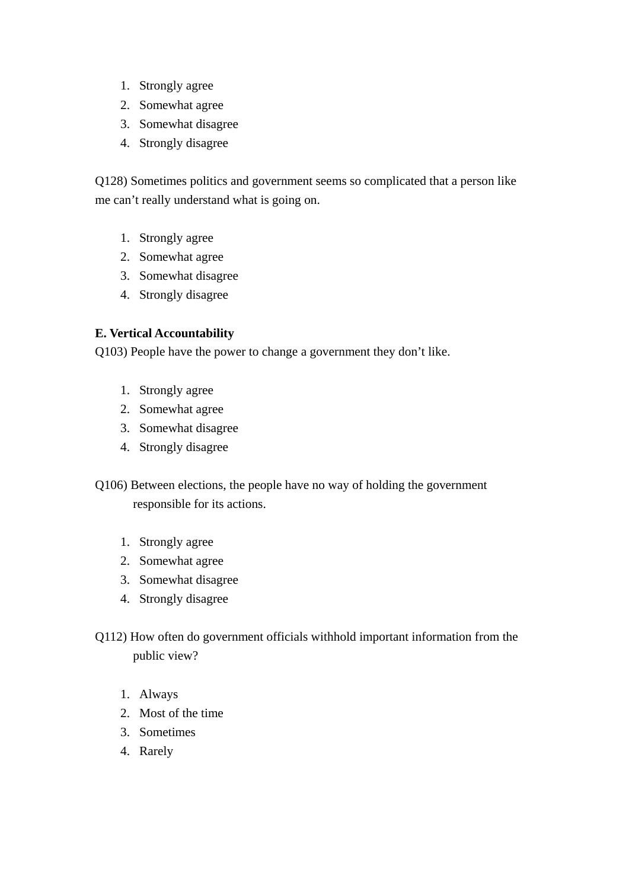1. Strongly agree
2. Somewhat agree
3. Somewhat disagree
4. Strongly disagree

Q128) Sometimes politics and government seems so complicated that a person like me can't really understand what is going on.

1. Strongly agree
2. Somewhat agree
3. Somewhat disagree
4. Strongly disagree

**E. Vertical Accountability**

Q103) People have the power to change a government they don't like.

1. Strongly agree
2. Somewhat agree
3. Somewhat disagree
4. Strongly disagree

Q106) Between elections, the people have no way of holding the government responsible for its actions.

1. Strongly agree
2. Somewhat agree
3. Somewhat disagree
4. Strongly disagree

Q112) How often do government officials withhold important information from the public view?

1. Always
2. Most of the time
3. Sometimes
4. Rarely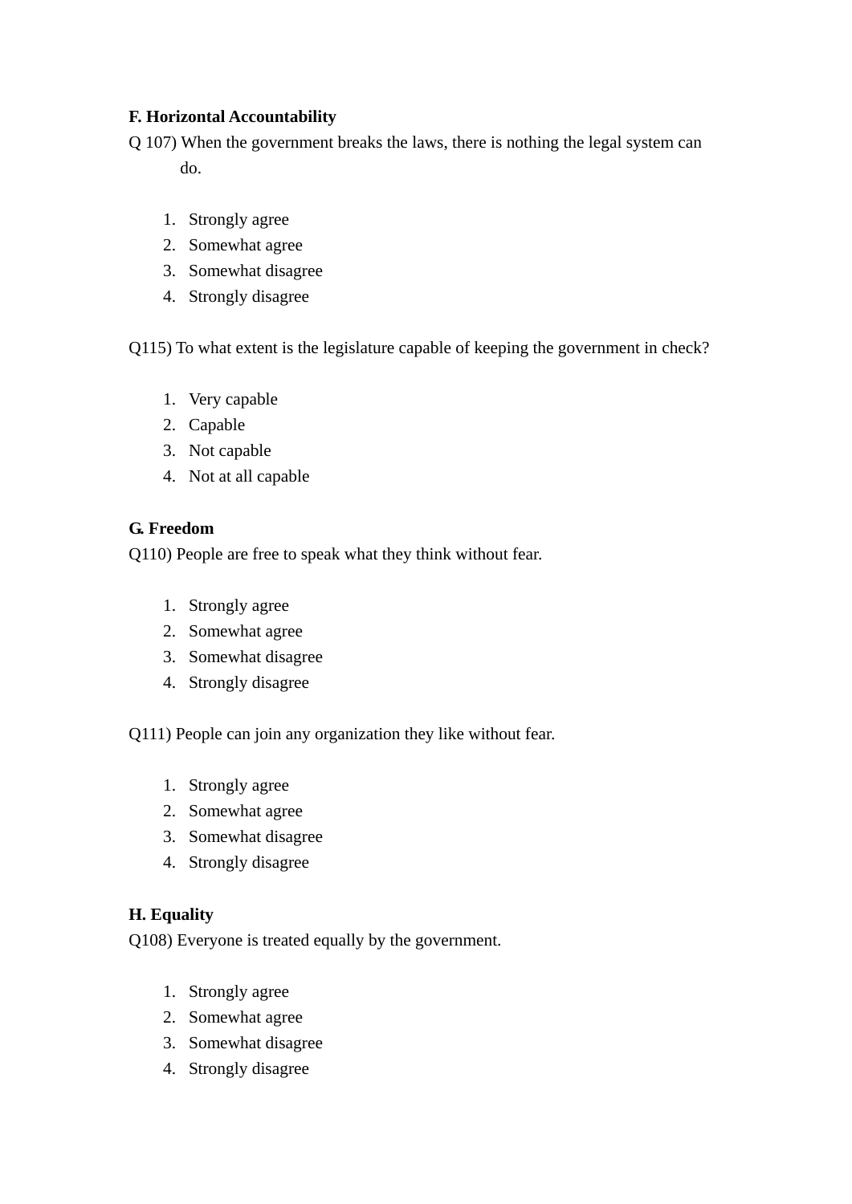**F. Horizontal Accountability**

Q 107) When the government breaks the laws, there is nothing the legal system can do.

1. Strongly agree
2. Somewhat agree
3. Somewhat disagree
4. Strongly disagree

Q115) To what extent is the legislature capable of keeping the government in check?

1. Very capable
2. Capable
3. Not capable
4. Not at all capable

**G. Freedom**

Q110) People are free to speak what they think without fear.

1. Strongly agree
2. Somewhat agree
3. Somewhat disagree
4. Strongly disagree

Q111) People can join any organization they like without fear.

1. Strongly agree
2. Somewhat agree
3. Somewhat disagree
4. Strongly disagree

**H. Equality**

Q108) Everyone is treated equally by the government.

1. Strongly agree
2. Somewhat agree
3. Somewhat disagree
4. Strongly disagree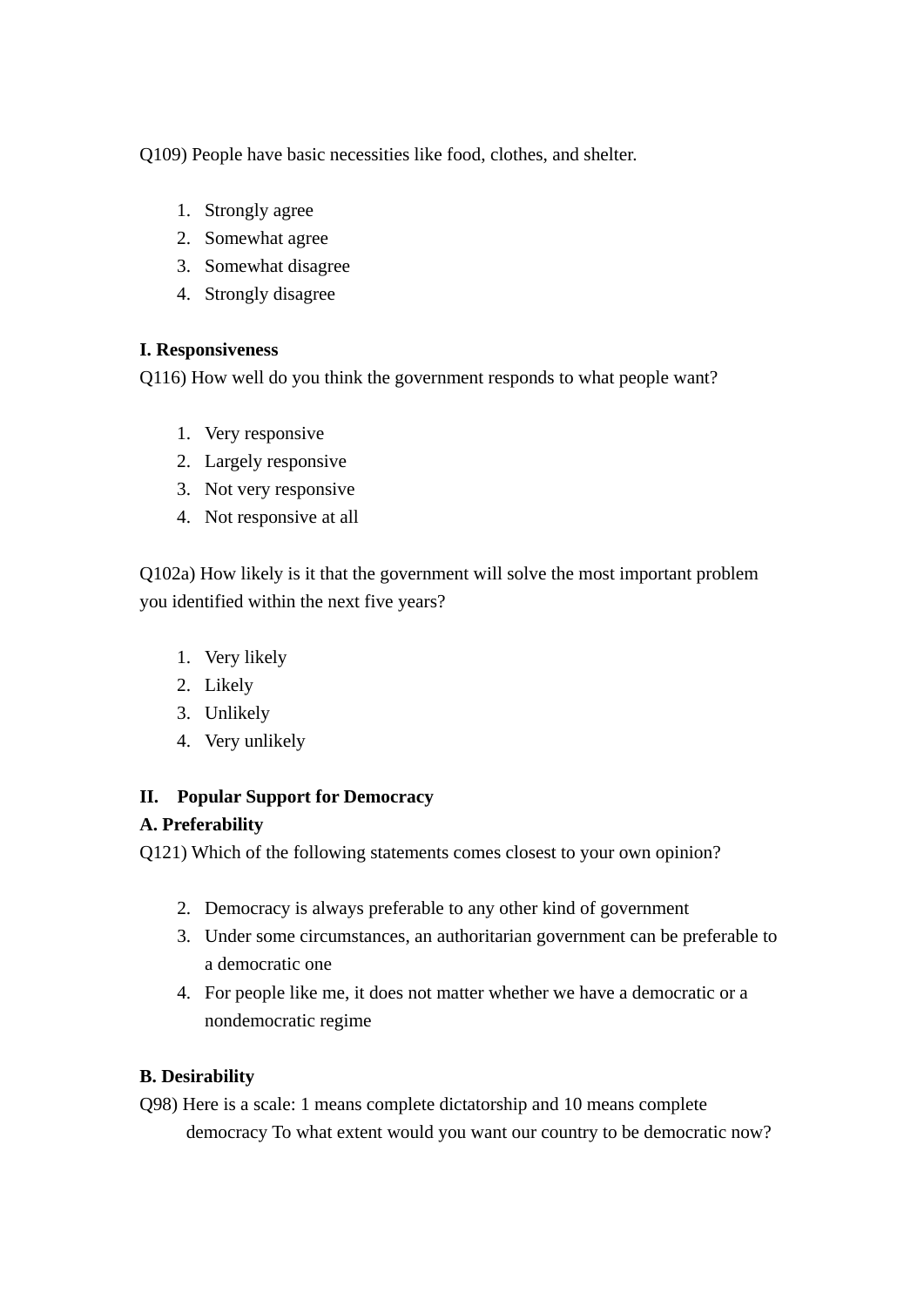Q109) People have basic necessities like food, clothes, and shelter.

1. Strongly agree
2. Somewhat agree
3. Somewhat disagree
4. Strongly disagree

**I. Responsiveness**

Q116) How well do you think the government responds to what people want?

1. Very responsive
2. Largely responsive
3. Not very responsive
4. Not responsive at all

Q102a) How likely is it that the government will solve the most important problem you identified within the next five years?

1. Very likely
2. Likely
3. Unlikely
4. Very unlikely

**II. Popular Support for Democracy**

**A. Preferability**

Q121) Which of the following statements comes closest to your own opinion?

2. Democracy is always preferable to any other kind of government
3. Under some circumstances, an authoritarian government can be preferable to a democratic one
4. For people like me, it does not matter whether we have a democratic or a nondemocratic regime

**B. Desirability**

Q98) Here is a scale: 1 means complete dictatorship and 10 means complete democracy To what extent would you want our country to be democratic now?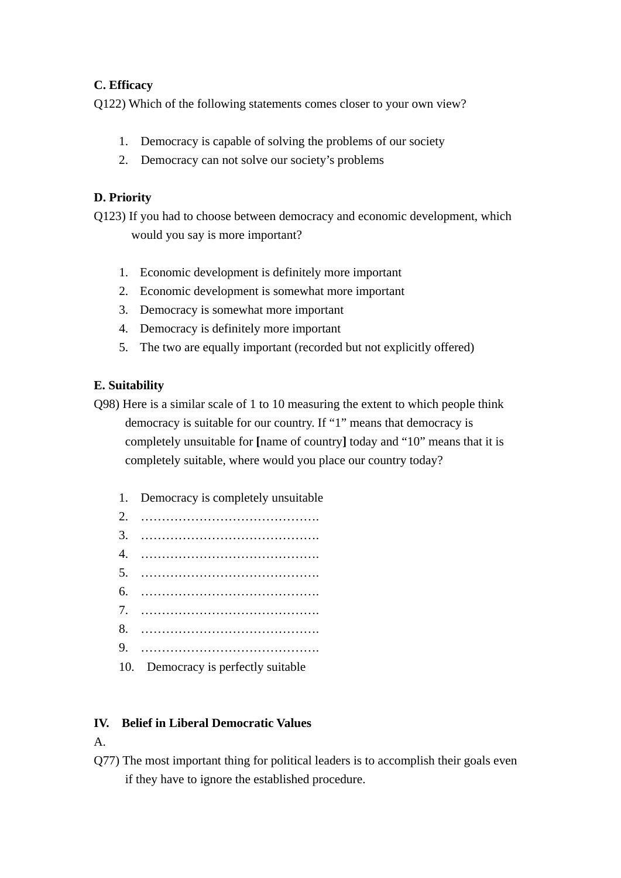**C. Efficacy**

Q122) Which of the following statements comes closer to your own view?

1. Democracy is capable of solving the problems of our society
2. Democracy can not solve our society's problems

**D. Priority**

Q123) If you had to choose between democracy and economic development, which would you say is more important?

1. Economic development is definitely more important
2. Economic development is somewhat more important
3. Democracy is somewhat more important
4. Democracy is definitely more important
5. The two are equally important (recorded but not explicitly offered)

**E. Suitability**

Q98) Here is a similar scale of 1 to 10 measuring the extent to which people think democracy is suitable for our country. If "1" means that democracy is completely unsuitable for **[**name of country**]** today and "10" means that it is completely suitable, where would you place our country today?

1. Democracy is completely unsuitable
2. …………………………………….
3. …………………………………….
4. …………………………………….
5. …………………………………….
6. …………………………………….
7. …………………………………….
8. …………………………………….
9. …………………………………….
10. Democracy is perfectly suitable

**IV. Belief in Liberal Democratic Values**

A.

Q77) The most important thing for political leaders is to accomplish their goals even if they have to ignore the established procedure.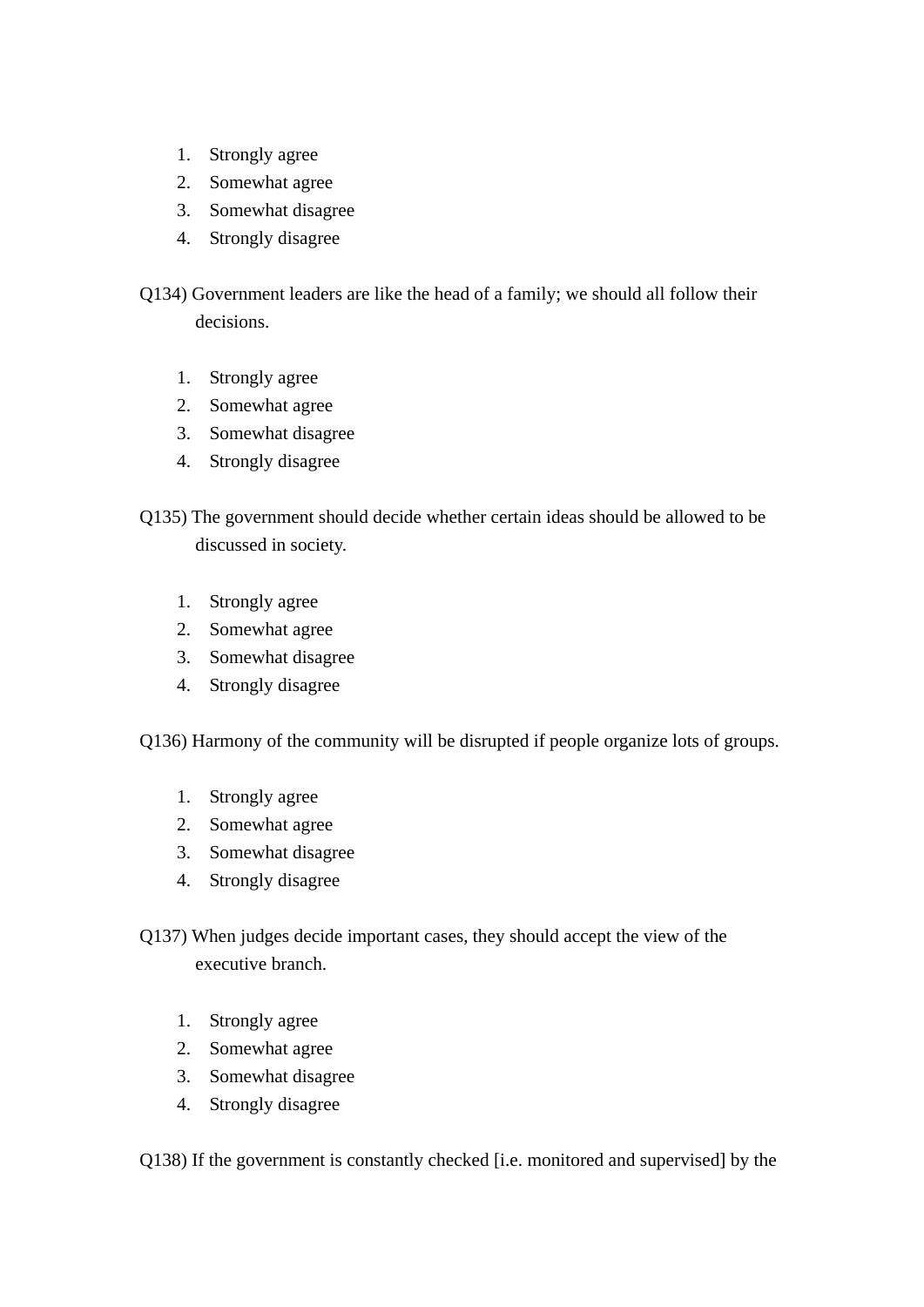1. Strongly agree
2. Somewhat agree
3. Somewhat disagree
4. Strongly disagree

Q134) Government leaders are like the head of a family; we should all follow their decisions.

1. Strongly agree
2. Somewhat agree
3. Somewhat disagree
4. Strongly disagree

Q135) The government should decide whether certain ideas should be allowed to be discussed in society.

1. Strongly agree
2. Somewhat agree
3. Somewhat disagree
4. Strongly disagree

Q136) Harmony of the community will be disrupted if people organize lots of groups.

1. Strongly agree
2. Somewhat agree
3. Somewhat disagree
4. Strongly disagree

Q137) When judges decide important cases, they should accept the view of the executive branch.

1. Strongly agree
2. Somewhat agree
3. Somewhat disagree
4. Strongly disagree

Q138) If the government is constantly checked [i.e. monitored and supervised] by the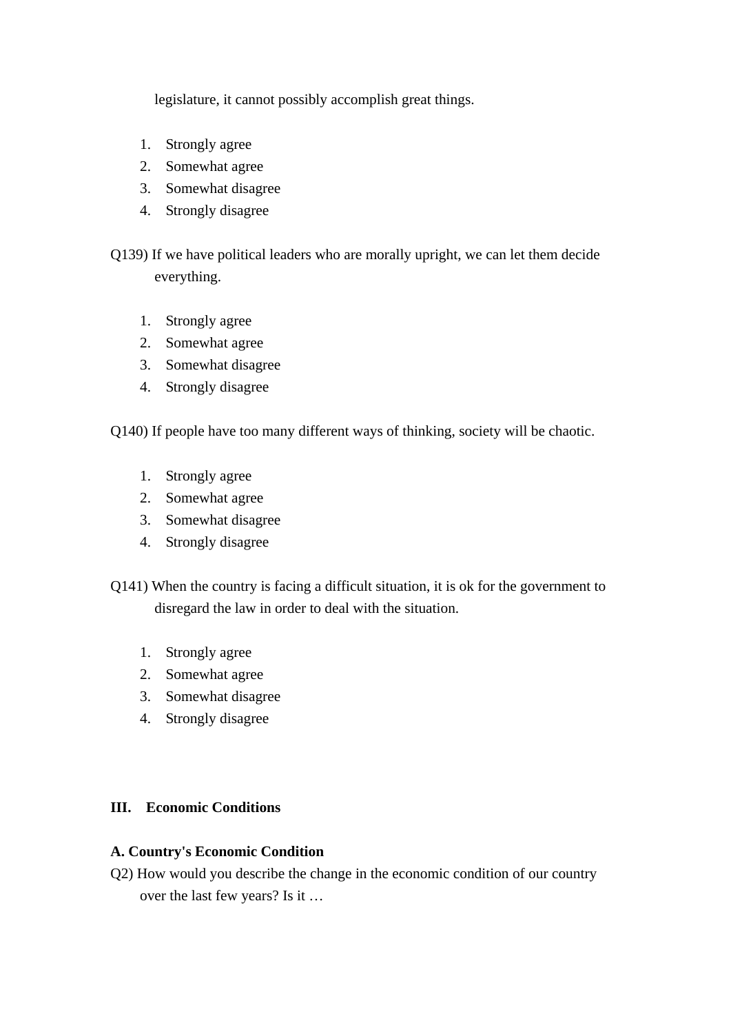legislature, it cannot possibly accomplish great things.

1. Strongly agree
2. Somewhat agree
3. Somewhat disagree
4. Strongly disagree

Q139) If we have political leaders who are morally upright, we can let them decide everything.

1. Strongly agree
2. Somewhat agree
3. Somewhat disagree
4. Strongly disagree

Q140) If people have too many different ways of thinking, society will be chaotic.

1. Strongly agree
2. Somewhat agree
3. Somewhat disagree
4. Strongly disagree

Q141) When the country is facing a difficult situation, it is ok for the government to disregard the law in order to deal with the situation.

1. Strongly agree
2. Somewhat agree
3. Somewhat disagree
4. Strongly disagree

## III. Economic Conditions

### A. Country's Economic Condition

Q2) How would you describe the change in the economic condition of our country over the last few years? Is it …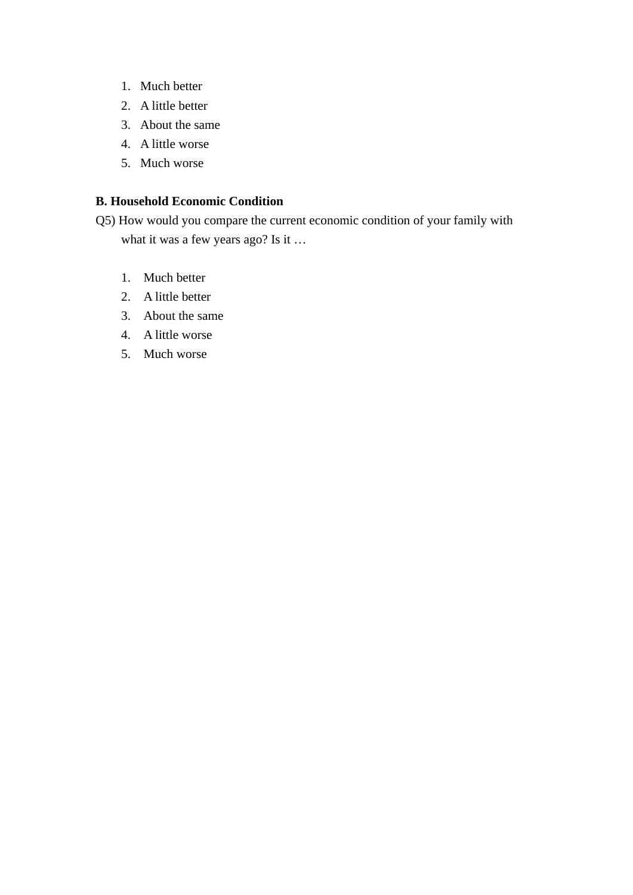1. Much better
2. A little better
3. About the same
4. A little worse
5. Much worse

**B. Household Economic Condition**

Q5) How would you compare the current economic condition of your family with what it was a few years ago? Is it …

1. Much better
2. A little better
3. About the same
4. A little worse
5. Much worse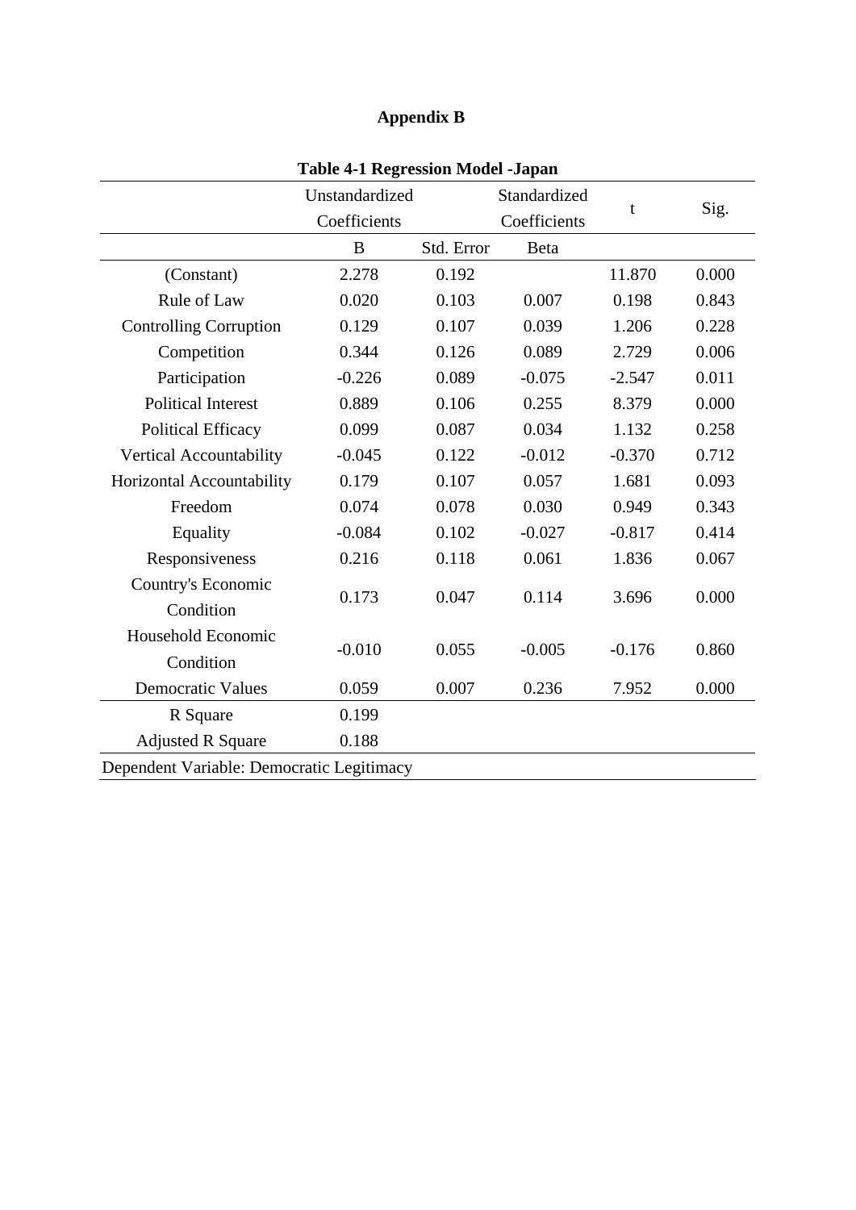# Appendix B

**Table 4-1 Regression Model -Japan**

| | Unstandardized Coefficients | | Standardized Coefficients | t | Sig. |
|---|---|---|---|---|---|
| | B | Std. Error | Beta | | |
| (Constant) | 2.278 | 0.192 | | 11.870 | 0.000 |
| Rule of Law | 0.020 | 0.103 | 0.007 | 0.198 | 0.843 |
| Controlling Corruption | 0.129 | 0.107 | 0.039 | 1.206 | 0.228 |
| Competition | 0.344 | 0.126 | 0.089 | 2.729 | 0.006 |
| Participation | -0.226 | 0.089 | -0.075 | -2.547 | 0.011 |
| Political Interest | 0.889 | 0.106 | 0.255 | 8.379 | 0.000 |
| Political Efficacy | 0.099 | 0.087 | 0.034 | 1.132 | 0.258 |
| Vertical Accountability | -0.045 | 0.122 | -0.012 | -0.370 | 0.712 |
| Horizontal Accountability | 0.179 | 0.107 | 0.057 | 1.681 | 0.093 |
| Freedom | 0.074 | 0.078 | 0.030 | 0.949 | 0.343 |
| Equality | -0.084 | 0.102 | -0.027 | -0.817 | 0.414 |
| Responsiveness | 0.216 | 0.118 | 0.061 | 1.836 | 0.067 |
| Country's Economic Condition | 0.173 | 0.047 | 0.114 | 3.696 | 0.000 |
| Household Economic Condition | -0.010 | 0.055 | -0.005 | -0.176 | 0.860 |
| Democratic Values | 0.059 | 0.007 | 0.236 | 7.952 | 0.000 |
| R Square | 0.199 | | | | |
| Adjusted R Square | 0.188 | | | | |

Dependent Variable: Democratic Legitimacy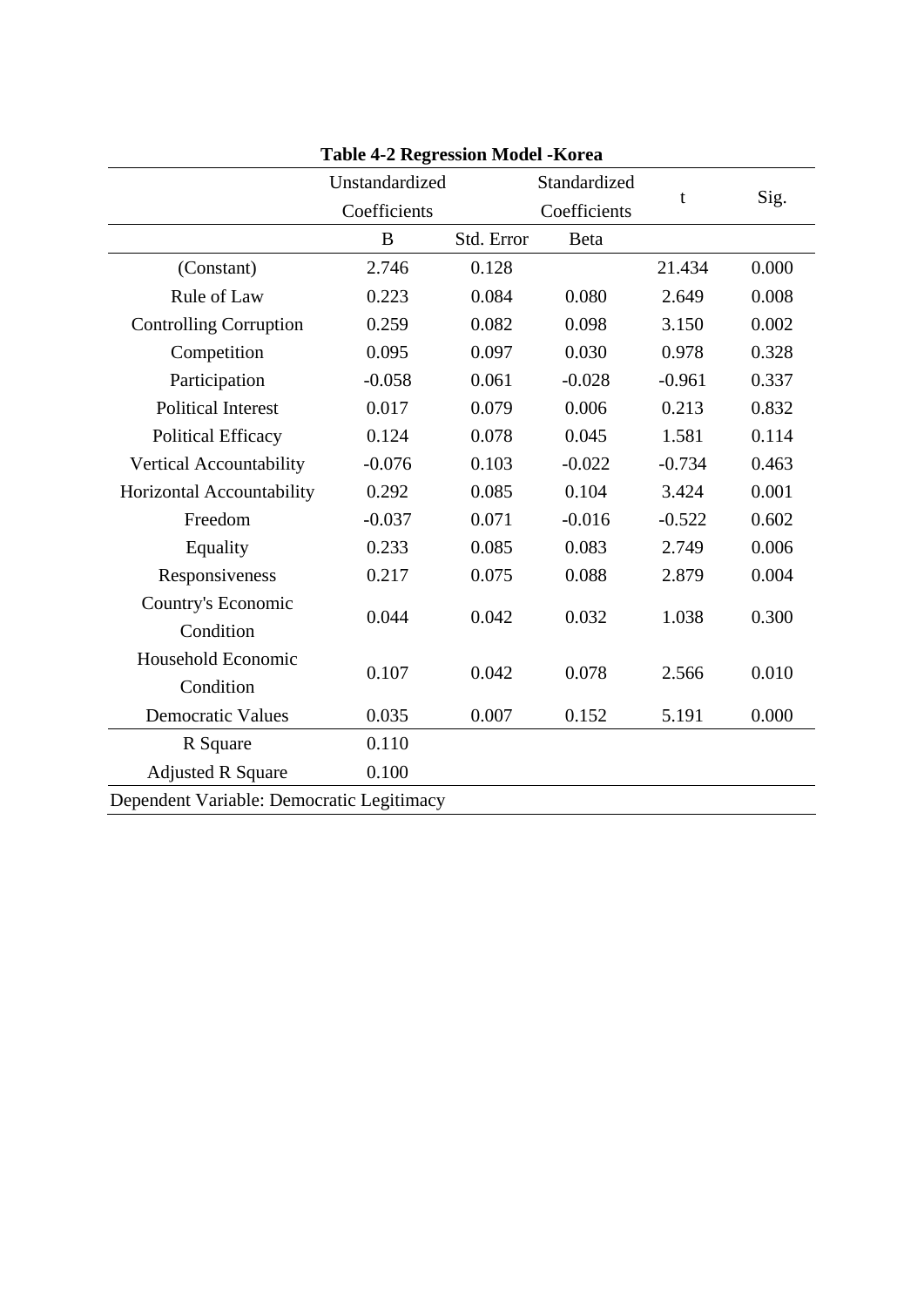**Table 4-2 Regression Model -Korea**

| | Unstandardized Coefficients | | Standardized Coefficients | t | Sig. |
|---|---|---|---|---|---|
| | B | Std. Error | Beta | | |
| (Constant) | 2.746 | 0.128 | | 21.434 | 0.000 |
| Rule of Law | 0.223 | 0.084 | 0.080 | 2.649 | 0.008 |
| Controlling Corruption | 0.259 | 0.082 | 0.098 | 3.150 | 0.002 |
| Competition | 0.095 | 0.097 | 0.030 | 0.978 | 0.328 |
| Participation | -0.058 | 0.061 | -0.028 | -0.961 | 0.337 |
| Political Interest | 0.017 | 0.079 | 0.006 | 0.213 | 0.832 |
| Political Efficacy | 0.124 | 0.078 | 0.045 | 1.581 | 0.114 |
| Vertical Accountability | -0.076 | 0.103 | -0.022 | -0.734 | 0.463 |
| Horizontal Accountability | 0.292 | 0.085 | 0.104 | 3.424 | 0.001 |
| Freedom | -0.037 | 0.071 | -0.016 | -0.522 | 0.602 |
| Equality | 0.233 | 0.085 | 0.083 | 2.749 | 0.006 |
| Responsiveness | 0.217 | 0.075 | 0.088 | 2.879 | 0.004 |
| Country's Economic Condition | 0.044 | 0.042 | 0.032 | 1.038 | 0.300 |
| Household Economic Condition | 0.107 | 0.042 | 0.078 | 2.566 | 0.010 |
| Democratic Values | 0.035 | 0.007 | 0.152 | 5.191 | 0.000 |
| R Square | 0.110 | | | | |
| Adjusted R Square | 0.100 | | | | |

Dependent Variable: Democratic Legitimacy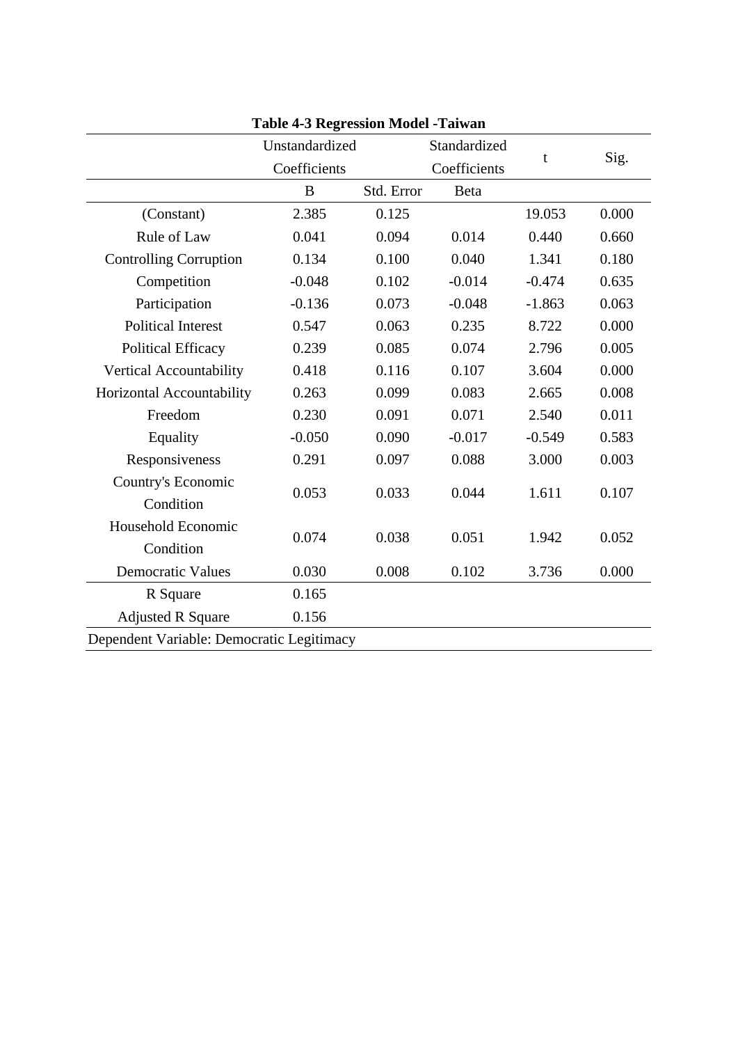**Table 4-3 Regression Model -Taiwan**

| | Unstandardized Coefficients | | Standardized Coefficients | t | Sig. |
|---|---|---|---|---|---|
| | B | Std. Error | Beta | | |
| (Constant) | 2.385 | 0.125 | | 19.053 | 0.000 |
| Rule of Law | 0.041 | 0.094 | 0.014 | 0.440 | 0.660 |
| Controlling Corruption | 0.134 | 0.100 | 0.040 | 1.341 | 0.180 |
| Competition | -0.048 | 0.102 | -0.014 | -0.474 | 0.635 |
| Participation | -0.136 | 0.073 | -0.048 | -1.863 | 0.063 |
| Political Interest | 0.547 | 0.063 | 0.235 | 8.722 | 0.000 |
| Political Efficacy | 0.239 | 0.085 | 0.074 | 2.796 | 0.005 |
| Vertical Accountability | 0.418 | 0.116 | 0.107 | 3.604 | 0.000 |
| Horizontal Accountability | 0.263 | 0.099 | 0.083 | 2.665 | 0.008 |
| Freedom | 0.230 | 0.091 | 0.071 | 2.540 | 0.011 |
| Equality | -0.050 | 0.090 | -0.017 | -0.549 | 0.583 |
| Responsiveness | 0.291 | 0.097 | 0.088 | 3.000 | 0.003 |
| Country's Economic Condition | 0.053 | 0.033 | 0.044 | 1.611 | 0.107 |
| Household Economic Condition | 0.074 | 0.038 | 0.051 | 1.942 | 0.052 |
| Democratic Values | 0.030 | 0.008 | 0.102 | 3.736 | 0.000 |
| R Square | 0.165 | | | | |
| Adjusted R Square | 0.156 | | | | |

Dependent Variable: Democratic Legitimacy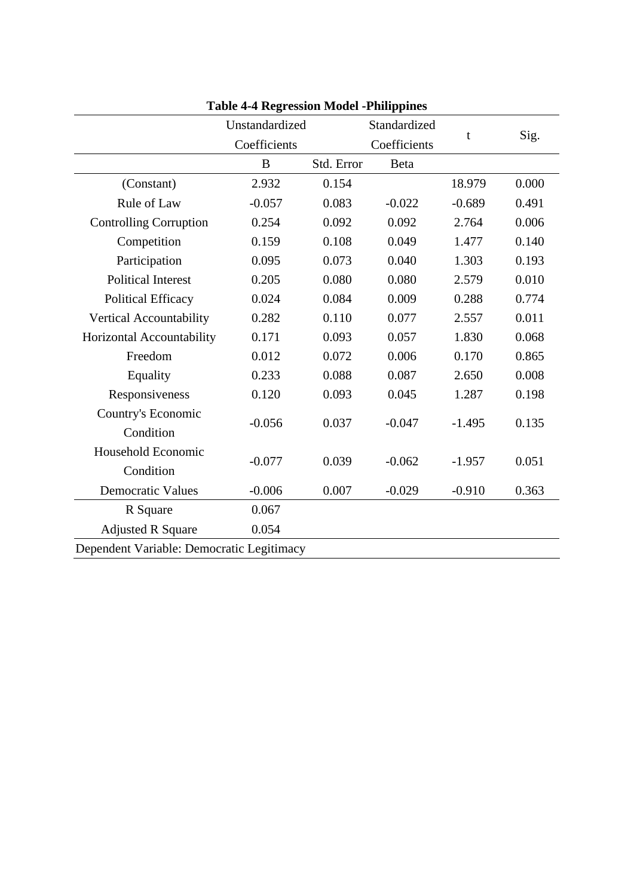**Table 4-4 Regression Model -Philippines**

| | Unstandardized Coefficients | | Standardized Coefficients | t | Sig. |
|---|---|---|---|---|---|
| | B | Std. Error | Beta | | |
| (Constant) | 2.932 | 0.154 | | 18.979 | 0.000 |
| Rule of Law | -0.057 | 0.083 | -0.022 | -0.689 | 0.491 |
| Controlling Corruption | 0.254 | 0.092 | 0.092 | 2.764 | 0.006 |
| Competition | 0.159 | 0.108 | 0.049 | 1.477 | 0.140 |
| Participation | 0.095 | 0.073 | 0.040 | 1.303 | 0.193 |
| Political Interest | 0.205 | 0.080 | 0.080 | 2.579 | 0.010 |
| Political Efficacy | 0.024 | 0.084 | 0.009 | 0.288 | 0.774 |
| Vertical Accountability | 0.282 | 0.110 | 0.077 | 2.557 | 0.011 |
| Horizontal Accountability | 0.171 | 0.093 | 0.057 | 1.830 | 0.068 |
| Freedom | 0.012 | 0.072 | 0.006 | 0.170 | 0.865 |
| Equality | 0.233 | 0.088 | 0.087 | 2.650 | 0.008 |
| Responsiveness | 0.120 | 0.093 | 0.045 | 1.287 | 0.198 |
| Country's Economic Condition | -0.056 | 0.037 | -0.047 | -1.495 | 0.135 |
| Household Economic Condition | -0.077 | 0.039 | -0.062 | -1.957 | 0.051 |
| Democratic Values | -0.006 | 0.007 | -0.029 | -0.910 | 0.363 |
| R Square | 0.067 | | | | |
| Adjusted R Square | 0.054 | | | | |

Dependent Variable: Democratic Legitimacy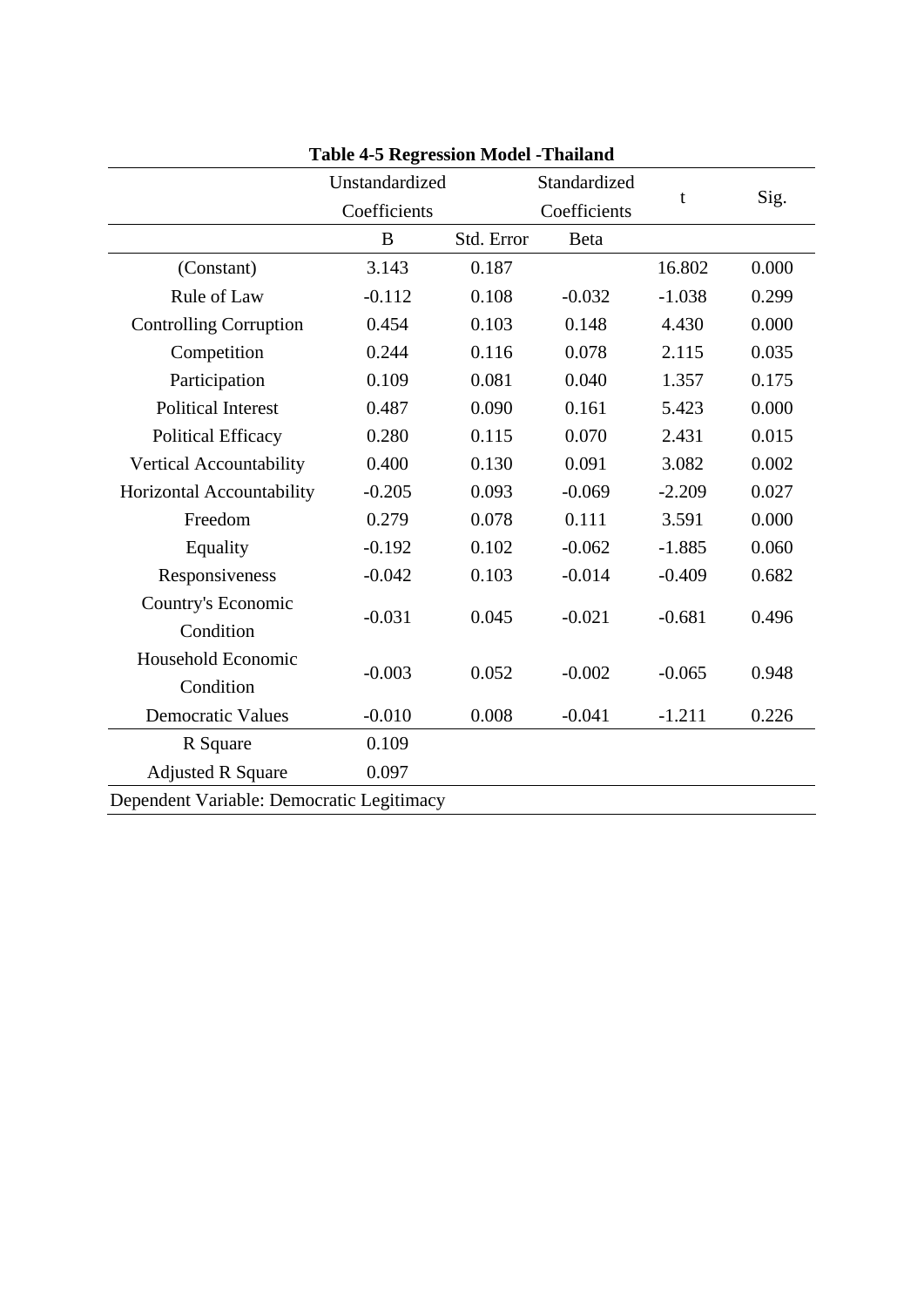**Table 4-5 Regression Model -Thailand**

| | Unstandardized Coefficients | | Standardized Coefficients | t | Sig. |
|---|---|---|---|---|---|
| | B | Std. Error | Beta | | |
| (Constant) | 3.143 | 0.187 | | 16.802 | 0.000 |
| Rule of Law | -0.112 | 0.108 | -0.032 | -1.038 | 0.299 |
| Controlling Corruption | 0.454 | 0.103 | 0.148 | 4.430 | 0.000 |
| Competition | 0.244 | 0.116 | 0.078 | 2.115 | 0.035 |
| Participation | 0.109 | 0.081 | 0.040 | 1.357 | 0.175 |
| Political Interest | 0.487 | 0.090 | 0.161 | 5.423 | 0.000 |
| Political Efficacy | 0.280 | 0.115 | 0.070 | 2.431 | 0.015 |
| Vertical Accountability | 0.400 | 0.130 | 0.091 | 3.082 | 0.002 |
| Horizontal Accountability | -0.205 | 0.093 | -0.069 | -2.209 | 0.027 |
| Freedom | 0.279 | 0.078 | 0.111 | 3.591 | 0.000 |
| Equality | -0.192 | 0.102 | -0.062 | -1.885 | 0.060 |
| Responsiveness | -0.042 | 0.103 | -0.014 | -0.409 | 0.682 |
| Country's Economic Condition | -0.031 | 0.045 | -0.021 | -0.681 | 0.496 |
| Household Economic Condition | -0.003 | 0.052 | -0.002 | -0.065 | 0.948 |
| Democratic Values | -0.010 | 0.008 | -0.041 | -1.211 | 0.226 |
| R Square | 0.109 | | | | |
| Adjusted R Square | 0.097 | | | | |

Dependent Variable: Democratic Legitimacy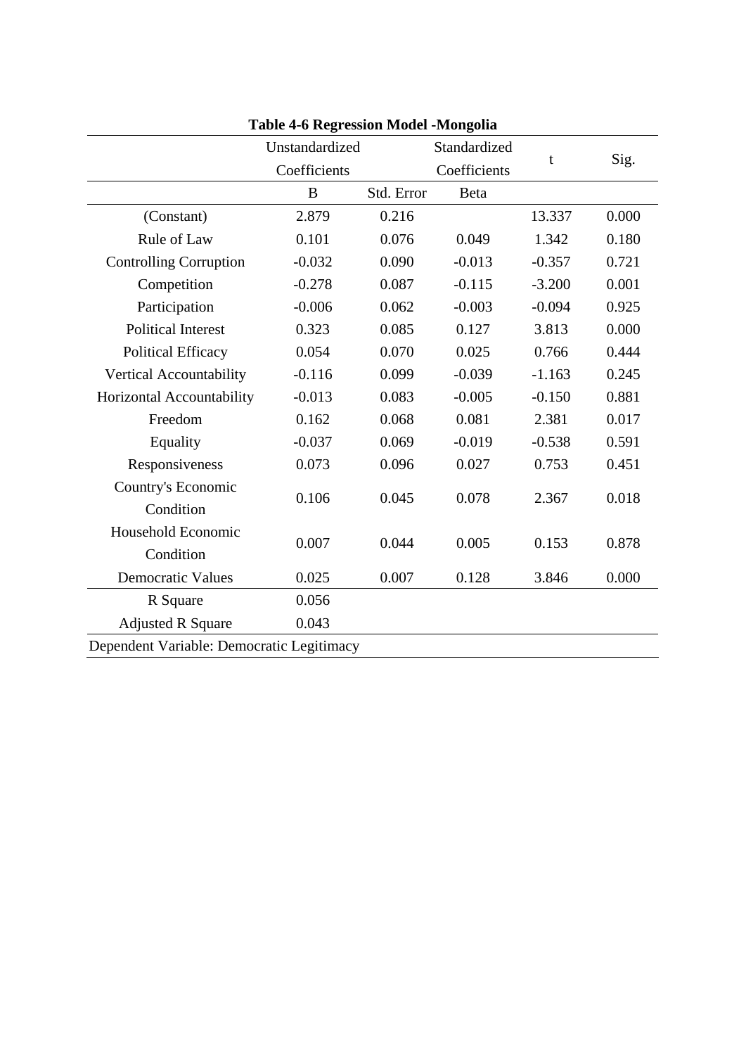**Table 4-6 Regression Model -Mongolia**

| | Unstandardized Coefficients | | Standardized Coefficients | t | Sig. |
|---|---|---|---|---|---|
| | B | Std. Error | Beta | | |
| (Constant) | 2.879 | 0.216 | | 13.337 | 0.000 |
| Rule of Law | 0.101 | 0.076 | 0.049 | 1.342 | 0.180 |
| Controlling Corruption | -0.032 | 0.090 | -0.013 | -0.357 | 0.721 |
| Competition | -0.278 | 0.087 | -0.115 | -3.200 | 0.001 |
| Participation | -0.006 | 0.062 | -0.003 | -0.094 | 0.925 |
| Political Interest | 0.323 | 0.085 | 0.127 | 3.813 | 0.000 |
| Political Efficacy | 0.054 | 0.070 | 0.025 | 0.766 | 0.444 |
| Vertical Accountability | -0.116 | 0.099 | -0.039 | -1.163 | 0.245 |
| Horizontal Accountability | -0.013 | 0.083 | -0.005 | -0.150 | 0.881 |
| Freedom | 0.162 | 0.068 | 0.081 | 2.381 | 0.017 |
| Equality | -0.037 | 0.069 | -0.019 | -0.538 | 0.591 |
| Responsiveness | 0.073 | 0.096 | 0.027 | 0.753 | 0.451 |
| Country's Economic Condition | 0.106 | 0.045 | 0.078 | 2.367 | 0.018 |
| Household Economic Condition | 0.007 | 0.044 | 0.005 | 0.153 | 0.878 |
| Democratic Values | 0.025 | 0.007 | 0.128 | 3.846 | 0.000 |
| R Square | 0.056 | | | | |
| Adjusted R Square | 0.043 | | | | |

Dependent Variable: Democratic Legitimacy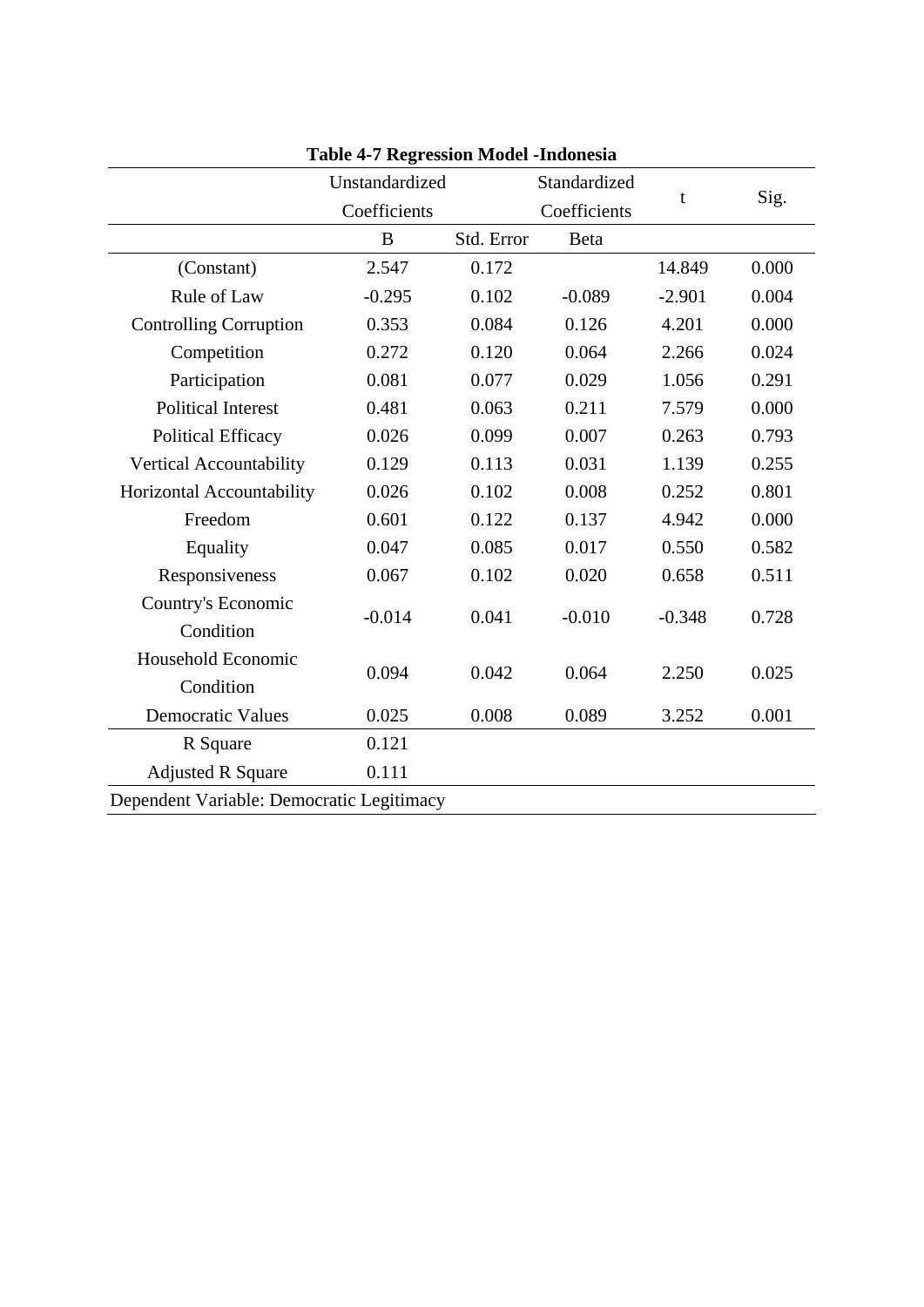**Table 4-7 Regression Model -Indonesia**

| | Unstandardized Coefficients | | Standardized Coefficients | t | Sig. |
|---|---|---|---|---|---|
| | B | Std. Error | Beta | | |
| (Constant) | 2.547 | 0.172 | | 14.849 | 0.000 |
| Rule of Law | -0.295 | 0.102 | -0.089 | -2.901 | 0.004 |
| Controlling Corruption | 0.353 | 0.084 | 0.126 | 4.201 | 0.000 |
| Competition | 0.272 | 0.120 | 0.064 | 2.266 | 0.024 |
| Participation | 0.081 | 0.077 | 0.029 | 1.056 | 0.291 |
| Political Interest | 0.481 | 0.063 | 0.211 | 7.579 | 0.000 |
| Political Efficacy | 0.026 | 0.099 | 0.007 | 0.263 | 0.793 |
| Vertical Accountability | 0.129 | 0.113 | 0.031 | 1.139 | 0.255 |
| Horizontal Accountability | 0.026 | 0.102 | 0.008 | 0.252 | 0.801 |
| Freedom | 0.601 | 0.122 | 0.137 | 4.942 | 0.000 |
| Equality | 0.047 | 0.085 | 0.017 | 0.550 | 0.582 |
| Responsiveness | 0.067 | 0.102 | 0.020 | 0.658 | 0.511 |
| Country's Economic Condition | -0.014 | 0.041 | -0.010 | -0.348 | 0.728 |
| Household Economic Condition | 0.094 | 0.042 | 0.064 | 2.250 | 0.025 |
| Democratic Values | 0.025 | 0.008 | 0.089 | 3.252 | 0.001 |
| R Square | 0.121 | | | | |
| Adjusted R Square | 0.111 | | | | |

Dependent Variable: Democratic Legitimacy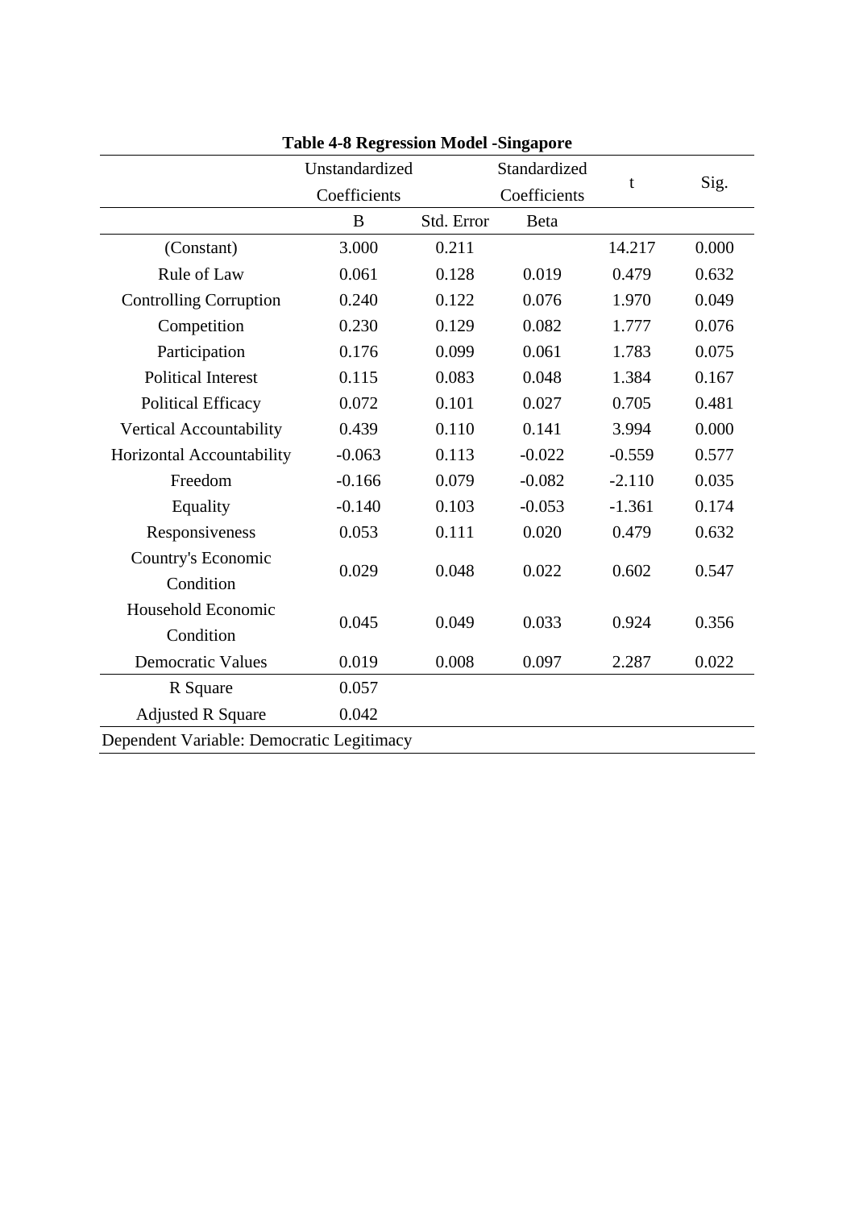**Table 4-8 Regression Model -Singapore**

| | Unstandardized Coefficients | | Standardized Coefficients | t | Sig. |
|---|---|---|---|---|---|
| | B | Std. Error | Beta | | |
| (Constant) | 3.000 | 0.211 | | 14.217 | 0.000 |
| Rule of Law | 0.061 | 0.128 | 0.019 | 0.479 | 0.632 |
| Controlling Corruption | 0.240 | 0.122 | 0.076 | 1.970 | 0.049 |
| Competition | 0.230 | 0.129 | 0.082 | 1.777 | 0.076 |
| Participation | 0.176 | 0.099 | 0.061 | 1.783 | 0.075 |
| Political Interest | 0.115 | 0.083 | 0.048 | 1.384 | 0.167 |
| Political Efficacy | 0.072 | 0.101 | 0.027 | 0.705 | 0.481 |
| Vertical Accountability | 0.439 | 0.110 | 0.141 | 3.994 | 0.000 |
| Horizontal Accountability | -0.063 | 0.113 | -0.022 | -0.559 | 0.577 |
| Freedom | -0.166 | 0.079 | -0.082 | -2.110 | 0.035 |
| Equality | -0.140 | 0.103 | -0.053 | -1.361 | 0.174 |
| Responsiveness | 0.053 | 0.111 | 0.020 | 0.479 | 0.632 |
| Country's Economic Condition | 0.029 | 0.048 | 0.022 | 0.602 | 0.547 |
| Household Economic Condition | 0.045 | 0.049 | 0.033 | 0.924 | 0.356 |
| Democratic Values | 0.019 | 0.008 | 0.097 | 2.287 | 0.022 |
| R Square | 0.057 | | | | |
| Adjusted R Square | 0.042 | | | | |

Dependent Variable: Democratic Legitimacy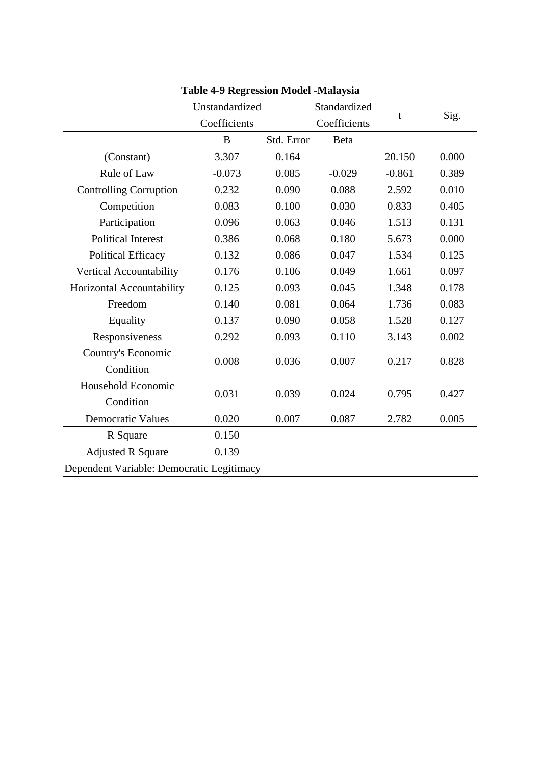**Table 4-9 Regression Model -Malaysia**

| | Unstandardized Coefficients | | Standardized Coefficients | t | Sig. |
|---|---|---|---|---|---|
| | B | Std. Error | Beta | | |
| (Constant) | 3.307 | 0.164 | | 20.150 | 0.000 |
| Rule of Law | -0.073 | 0.085 | -0.029 | -0.861 | 0.389 |
| Controlling Corruption | 0.232 | 0.090 | 0.088 | 2.592 | 0.010 |
| Competition | 0.083 | 0.100 | 0.030 | 0.833 | 0.405 |
| Participation | 0.096 | 0.063 | 0.046 | 1.513 | 0.131 |
| Political Interest | 0.386 | 0.068 | 0.180 | 5.673 | 0.000 |
| Political Efficacy | 0.132 | 0.086 | 0.047 | 1.534 | 0.125 |
| Vertical Accountability | 0.176 | 0.106 | 0.049 | 1.661 | 0.097 |
| Horizontal Accountability | 0.125 | 0.093 | 0.045 | 1.348 | 0.178 |
| Freedom | 0.140 | 0.081 | 0.064 | 1.736 | 0.083 |
| Equality | 0.137 | 0.090 | 0.058 | 1.528 | 0.127 |
| Responsiveness | 0.292 | 0.093 | 0.110 | 3.143 | 0.002 |
| Country's Economic Condition | 0.008 | 0.036 | 0.007 | 0.217 | 0.828 |
| Household Economic Condition | 0.031 | 0.039 | 0.024 | 0.795 | 0.427 |
| Democratic Values | 0.020 | 0.007 | 0.087 | 2.782 | 0.005 |
| R Square | 0.150 | | | | |
| Adjusted R Square | 0.139 | | | | |

Dependent Variable: Democratic Legitimacy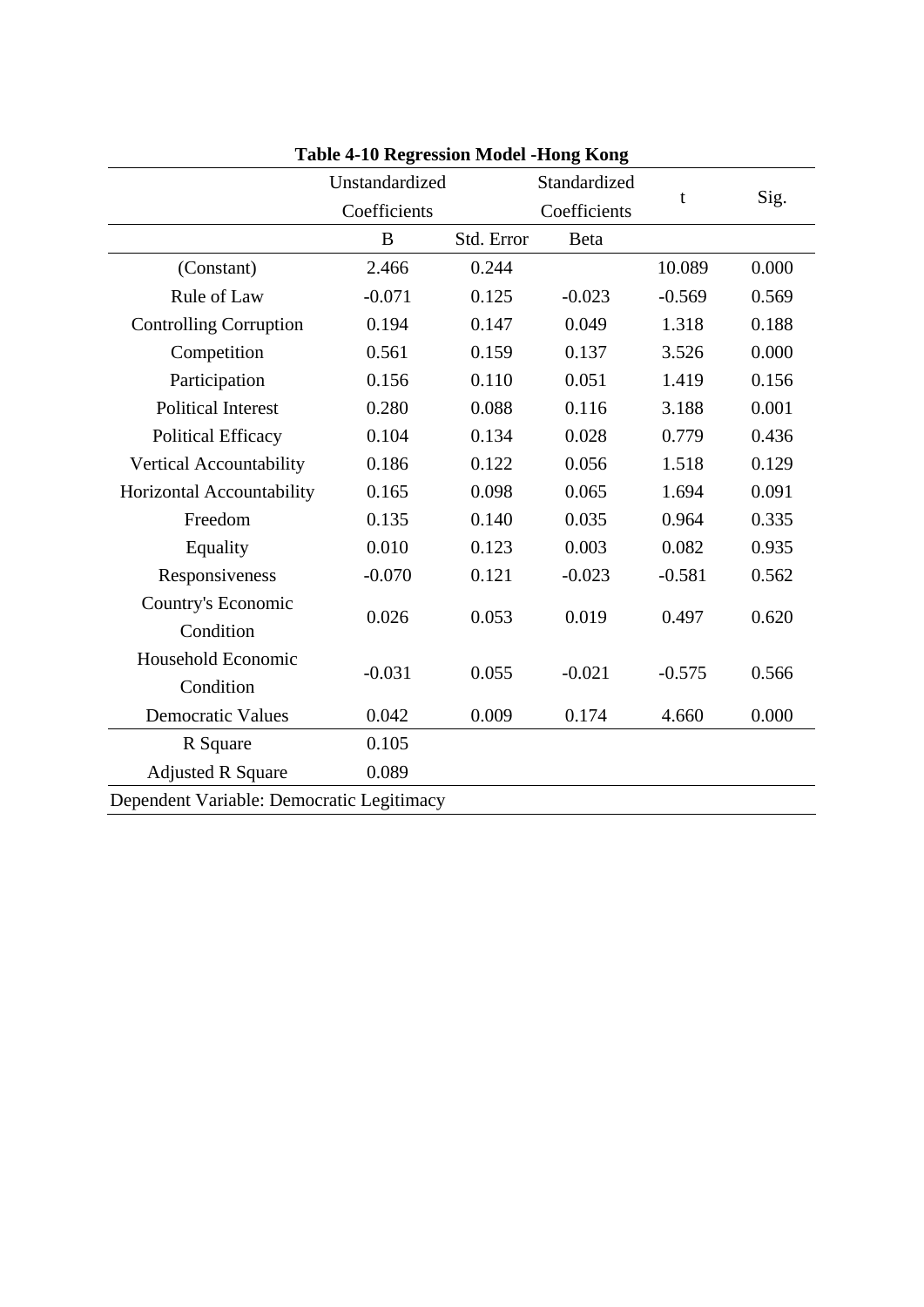**Table 4-10 Regression Model -Hong Kong**

| | Unstandardized Coefficients | | Standardized Coefficients | t | Sig. |
|---|---|---|---|---|---|
| | B | Std. Error | Beta | | |
| (Constant) | 2.466 | 0.244 | | 10.089 | 0.000 |
| Rule of Law | -0.071 | 0.125 | -0.023 | -0.569 | 0.569 |
| Controlling Corruption | 0.194 | 0.147 | 0.049 | 1.318 | 0.188 |
| Competition | 0.561 | 0.159 | 0.137 | 3.526 | 0.000 |
| Participation | 0.156 | 0.110 | 0.051 | 1.419 | 0.156 |
| Political Interest | 0.280 | 0.088 | 0.116 | 3.188 | 0.001 |
| Political Efficacy | 0.104 | 0.134 | 0.028 | 0.779 | 0.436 |
| Vertical Accountability | 0.186 | 0.122 | 0.056 | 1.518 | 0.129 |
| Horizontal Accountability | 0.165 | 0.098 | 0.065 | 1.694 | 0.091 |
| Freedom | 0.135 | 0.140 | 0.035 | 0.964 | 0.335 |
| Equality | 0.010 | 0.123 | 0.003 | 0.082 | 0.935 |
| Responsiveness | -0.070 | 0.121 | -0.023 | -0.581 | 0.562 |
| Country's Economic Condition | 0.026 | 0.053 | 0.019 | 0.497 | 0.620 |
| Household Economic Condition | -0.031 | 0.055 | -0.021 | -0.575 | 0.566 |
| Democratic Values | 0.042 | 0.009 | 0.174 | 4.660 | 0.000 |
| R Square | 0.105 | | | | |
| Adjusted R Square | 0.089 | | | | |

Dependent Variable: Democratic Legitimacy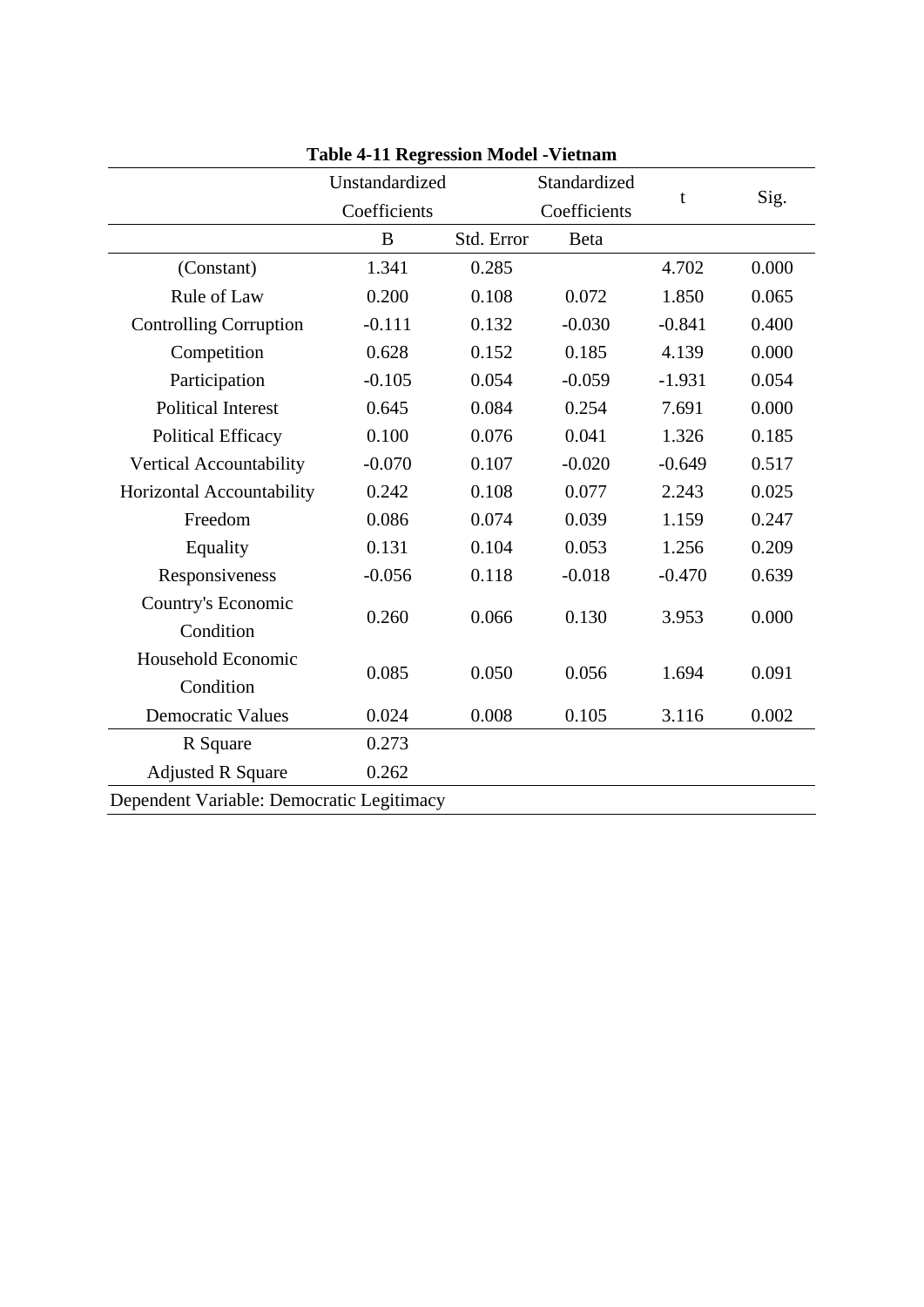**Table 4-11 Regression Model -Vietnam**

| | Unstandardized Coefficients | | Standardized Coefficients | t | Sig. |
|---|---|---|---|---|---|
| | B | Std. Error | Beta | | |
| (Constant) | 1.341 | 0.285 | | 4.702 | 0.000 |
| Rule of Law | 0.200 | 0.108 | 0.072 | 1.850 | 0.065 |
| Controlling Corruption | -0.111 | 0.132 | -0.030 | -0.841 | 0.400 |
| Competition | 0.628 | 0.152 | 0.185 | 4.139 | 0.000 |
| Participation | -0.105 | 0.054 | -0.059 | -1.931 | 0.054 |
| Political Interest | 0.645 | 0.084 | 0.254 | 7.691 | 0.000 |
| Political Efficacy | 0.100 | 0.076 | 0.041 | 1.326 | 0.185 |
| Vertical Accountability | -0.070 | 0.107 | -0.020 | -0.649 | 0.517 |
| Horizontal Accountability | 0.242 | 0.108 | 0.077 | 2.243 | 0.025 |
| Freedom | 0.086 | 0.074 | 0.039 | 1.159 | 0.247 |
| Equality | 0.131 | 0.104 | 0.053 | 1.256 | 0.209 |
| Responsiveness | -0.056 | 0.118 | -0.018 | -0.470 | 0.639 |
| Country's Economic Condition | 0.260 | 0.066 | 0.130 | 3.953 | 0.000 |
| Household Economic Condition | 0.085 | 0.050 | 0.056 | 1.694 | 0.091 |
| Democratic Values | 0.024 | 0.008 | 0.105 | 3.116 | 0.002 |
| R Square | 0.273 | | | | |
| Adjusted R Square | 0.262 | | | | |

Dependent Variable: Democratic Legitimacy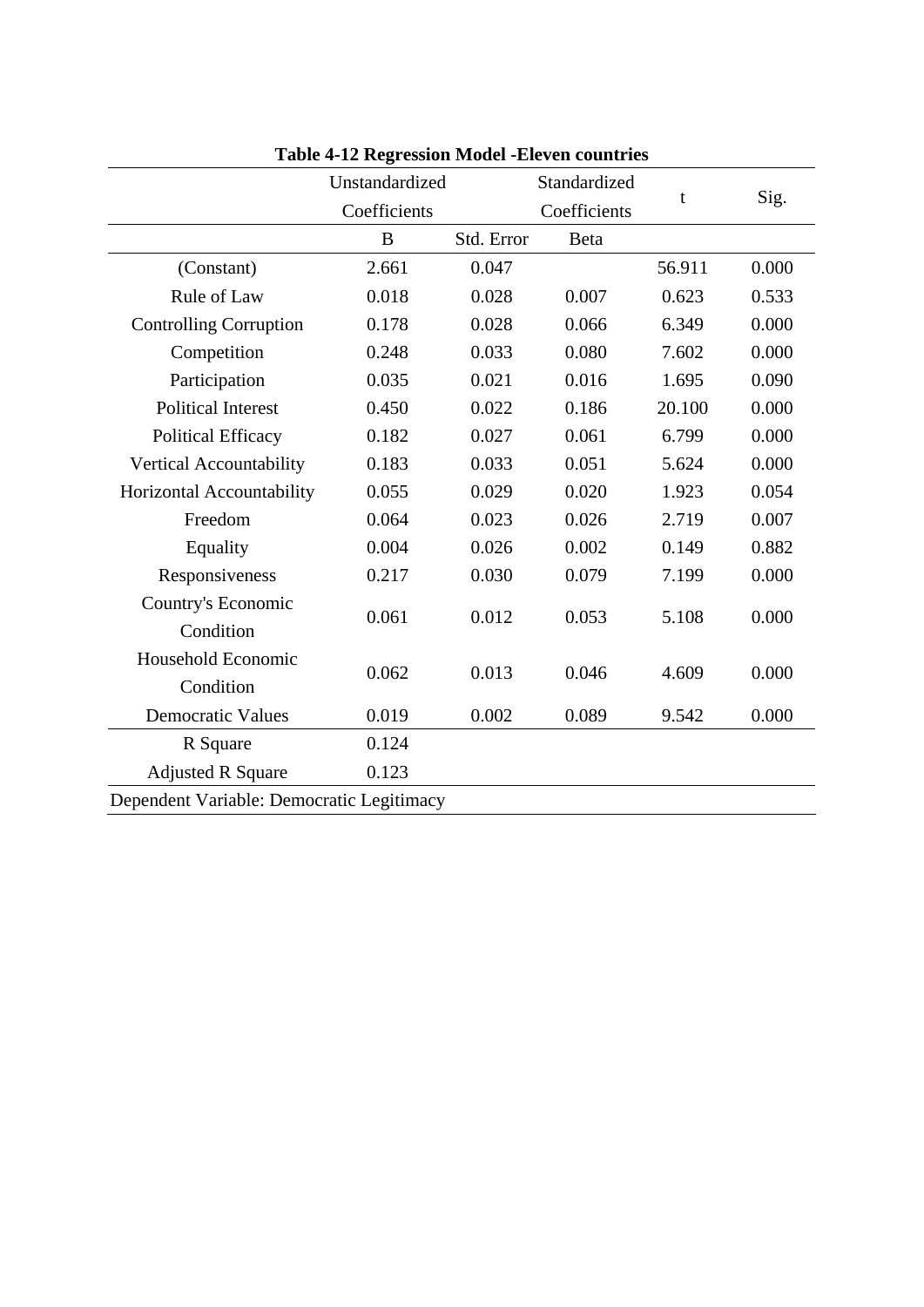**Table 4-12 Regression Model -Eleven countries**

| | Unstandardized Coefficients | | Standardized Coefficients | t | Sig. |
|---|---|---|---|---|---|
| | B | Std. Error | Beta | | |
| (Constant) | 2.661 | 0.047 | | 56.911 | 0.000 |
| Rule of Law | 0.018 | 0.028 | 0.007 | 0.623 | 0.533 |
| Controlling Corruption | 0.178 | 0.028 | 0.066 | 6.349 | 0.000 |
| Competition | 0.248 | 0.033 | 0.080 | 7.602 | 0.000 |
| Participation | 0.035 | 0.021 | 0.016 | 1.695 | 0.090 |
| Political Interest | 0.450 | 0.022 | 0.186 | 20.100 | 0.000 |
| Political Efficacy | 0.182 | 0.027 | 0.061 | 6.799 | 0.000 |
| Vertical Accountability | 0.183 | 0.033 | 0.051 | 5.624 | 0.000 |
| Horizontal Accountability | 0.055 | 0.029 | 0.020 | 1.923 | 0.054 |
| Freedom | 0.064 | 0.023 | 0.026 | 2.719 | 0.007 |
| Equality | 0.004 | 0.026 | 0.002 | 0.149 | 0.882 |
| Responsiveness | 0.217 | 0.030 | 0.079 | 7.199 | 0.000 |
| Country's Economic Condition | 0.061 | 0.012 | 0.053 | 5.108 | 0.000 |
| Household Economic Condition | 0.062 | 0.013 | 0.046 | 4.609 | 0.000 |
| Democratic Values | 0.019 | 0.002 | 0.089 | 9.542 | 0.000 |
| R Square | 0.124 | | | | |
| Adjusted R Square | 0.123 | | | | |

Dependent Variable: Democratic Legitimacy